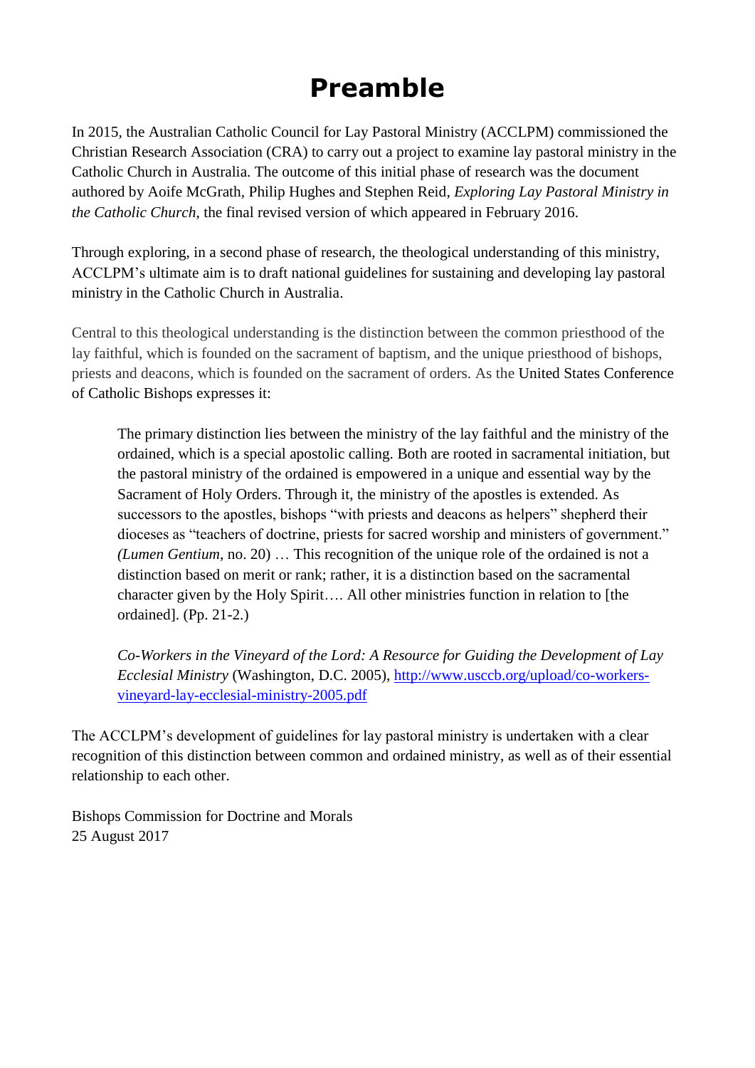# Preamble

In 2015, the Australian Catholic Council for Lay Pastoral Ministry (ACCLPM) commissioned the Christian Research Association (CRA) to carry out a project to examine lay pastoral ministry in the Catholic Church in Australia. The outcome of this initial phase of research was the document authored by Aoife McGrath, Philip Hughes and Stephen Reid, *Exploring Lay Pastoral Ministry in the Catholic Church*, the final revised version of which appeared in February 2016.

Through exploring, in a second phase of research, the theological understanding of this ministry, ACCLPM's ultimate aim is to draft national guidelines for sustaining and developing lay pastoral ministry in the Catholic Church in Australia.

Central to this theological understanding is the distinction between the common priesthood of the lay faithful, which is founded on the sacrament of baptism, and the unique priesthood of bishops, priests and deacons, which is founded on the sacrament of orders. As the United States Conference of Catholic Bishops expresses it:

> The primary distinction lies between the ministry of the lay faithful and the ministry of the ordained, which is a special apostolic calling. Both are rooted in sacramental initiation, but the pastoral ministry of the ordained is empowered in a unique and essential way by the Sacrament of Holy Orders. Through it, the ministry of the apostles is extended. As successors to the apostles, bishops "with priests and deacons as helpers" shepherd their dioceses as "teachers of doctrine, priests for sacred worship and ministers of government." *(Lumen Gentium*, no. 20) … This recognition of the unique role of the ordained is not a distinction based on merit or rank; rather, it is a distinction based on the sacramental character given by the Holy Spirit…. All other ministries function in relation to [the ordained]. (Pp. 21-2.)
>
> *Co-Workers in the Vineyard of the Lord: A Resource for Guiding the Development of Lay Ecclesial Ministry* (Washington, D.C. 2005), [http://www.usccb.org/upload/co-workers-vineyard-lay-ecclesial-ministry-2005.pdf](http://www.usccb.org/upload/co-workers-vineyard-lay-ecclesial-ministry-2005.pdf)

The ACCLPM's development of guidelines for lay pastoral ministry is undertaken with a clear recognition of this distinction between common and ordained ministry, as well as of their essential relationship to each other.

Bishops Commission for Doctrine and Morals
25 August 2017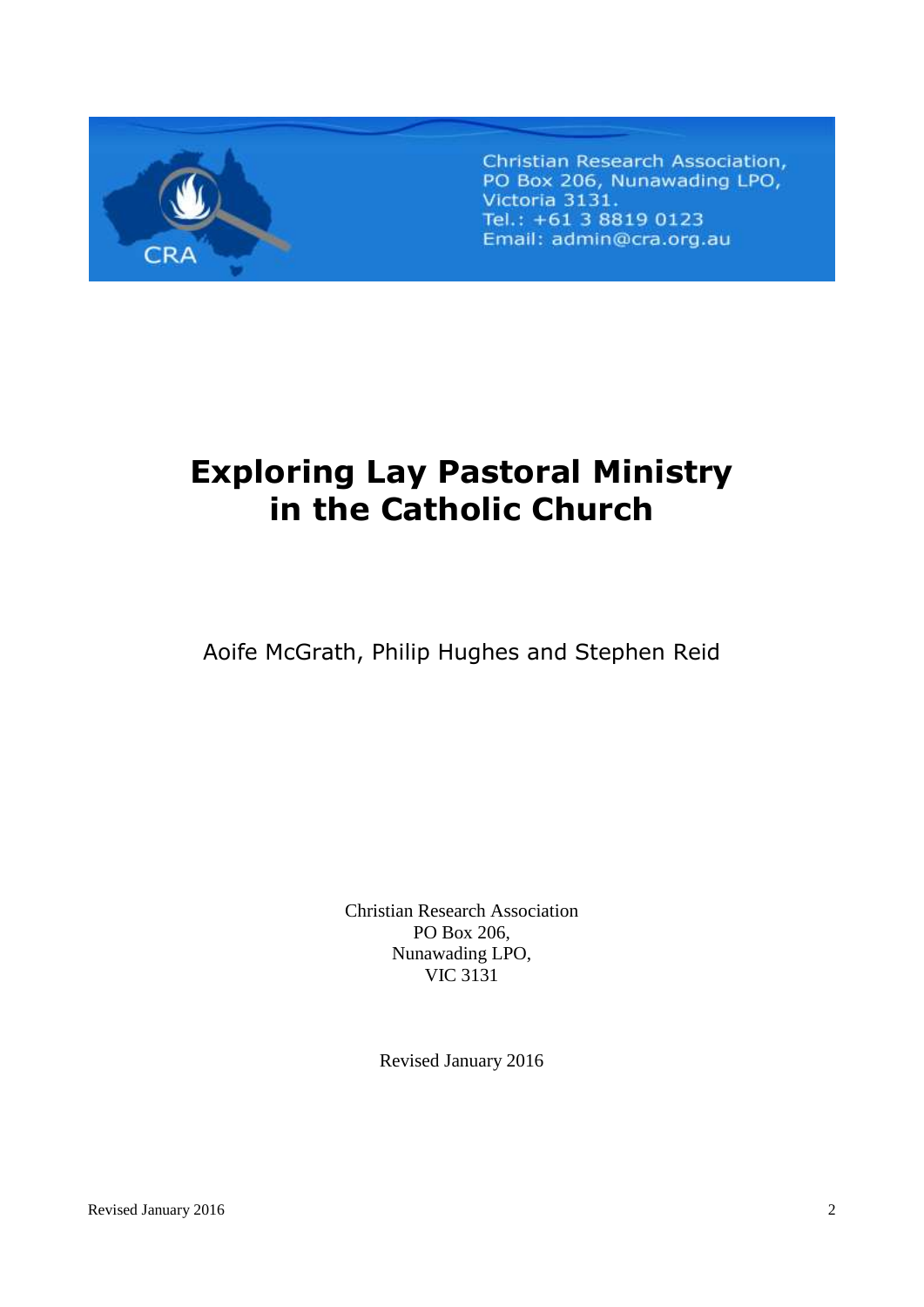Christian Research Association,
PO Box 206, Nunawading LPO,
Victoria 3131.
Tel.: +61 3 8819 0123
Email: admin@cra.org.au

# Exploring Lay Pastoral Ministry in the Catholic Church

Aoife McGrath, Philip Hughes and Stephen Reid

Christian Research Association
PO Box 206,
Nunawading LPO,
VIC 3131

Revised January 2016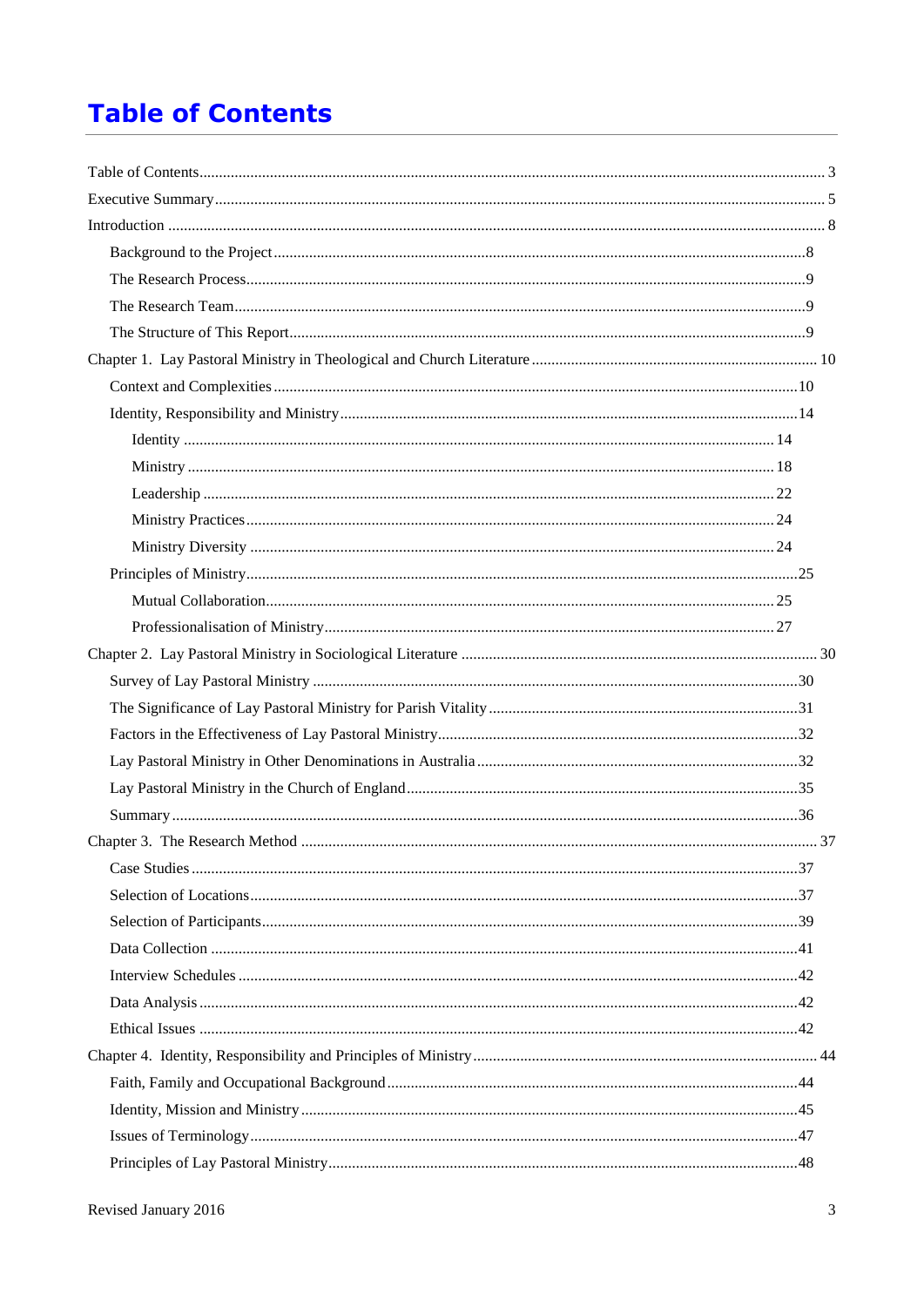# Table of Contents

Table of Contents .......... 3

Executive Summary .......... 5

Introduction .......... 8

- Background to the Project .......... 8
- The Research Process .......... 9
- The Research Team .......... 9
- The Structure of This Report .......... 9

Chapter 1. Lay Pastoral Ministry in Theological and Church Literature .......... 10

- Context and Complexities .......... 10
- Identity, Responsibility and Ministry .......... 14
  - Identity .......... 14
  - Ministry .......... 18
  - Leadership .......... 22
  - Ministry Practices .......... 24
  - Ministry Diversity .......... 24
- Principles of Ministry .......... 25
  - Mutual Collaboration .......... 25
  - Professionalisation of Ministry .......... 27

Chapter 2. Lay Pastoral Ministry in Sociological Literature .......... 30

- Survey of Lay Pastoral Ministry .......... 30
- The Significance of Lay Pastoral Ministry for Parish Vitality .......... 31
- Factors in the Effectiveness of Lay Pastoral Ministry .......... 32
- Lay Pastoral Ministry in Other Denominations in Australia .......... 32
- Lay Pastoral Ministry in the Church of England .......... 35
- Summary .......... 36

Chapter 3. The Research Method .......... 37

- Case Studies .......... 37
- Selection of Locations .......... 37
- Selection of Participants .......... 39
- Data Collection .......... 41
- Interview Schedules .......... 42
- Data Analysis .......... 42
- Ethical Issues .......... 42

Chapter 4. Identity, Responsibility and Principles of Ministry .......... 44

- Faith, Family and Occupational Background .......... 44
- Identity, Mission and Ministry .......... 45
- Issues of Terminology .......... 47
- Principles of Lay Pastoral Ministry .......... 48

Revised January 2016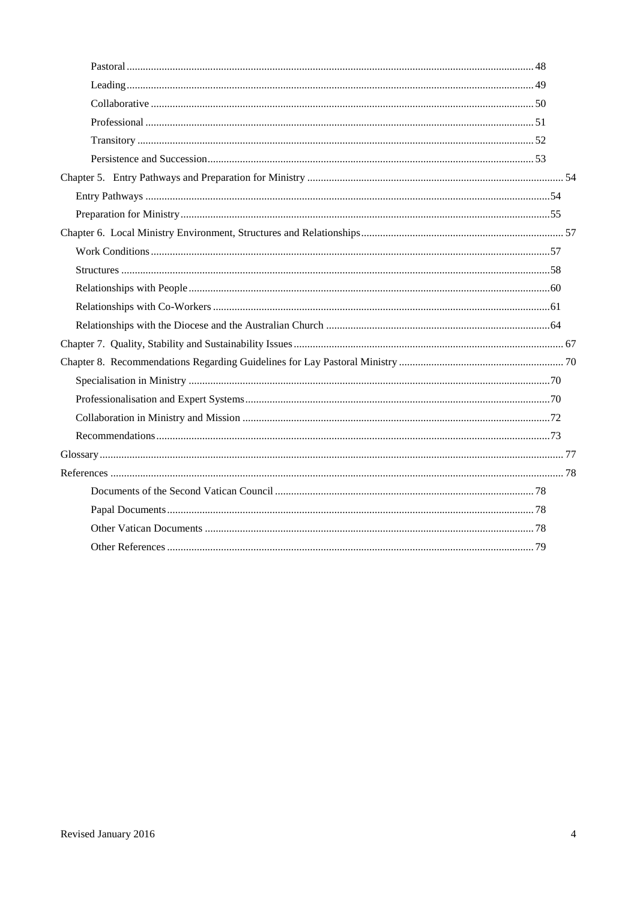- Pastoral ... 48
- Leading ... 49
- Collaborative ... 50
- Professional ... 51
- Transitory ... 52
- Persistence and Succession ... 53

Chapter 5. Entry Pathways and Preparation for Ministry ... 54

- Entry Pathways ... 54
- Preparation for Ministry ... 55

Chapter 6. Local Ministry Environment, Structures and Relationships ... 57

- Work Conditions ... 57
- Structures ... 58
- Relationships with People ... 60
- Relationships with Co-Workers ... 61
- Relationships with the Diocese and the Australian Church ... 64

Chapter 7. Quality, Stability and Sustainability Issues ... 67

Chapter 8. Recommendations Regarding Guidelines for Lay Pastoral Ministry ... 70

- Specialisation in Ministry ... 70
- Professionalisation and Expert Systems ... 70
- Collaboration in Ministry and Mission ... 72
- Recommendations ... 73

Glossary ... 77

References ... 78

- Documents of the Second Vatican Council ... 78
- Papal Documents ... 78
- Other Vatican Documents ... 78
- Other References ... 79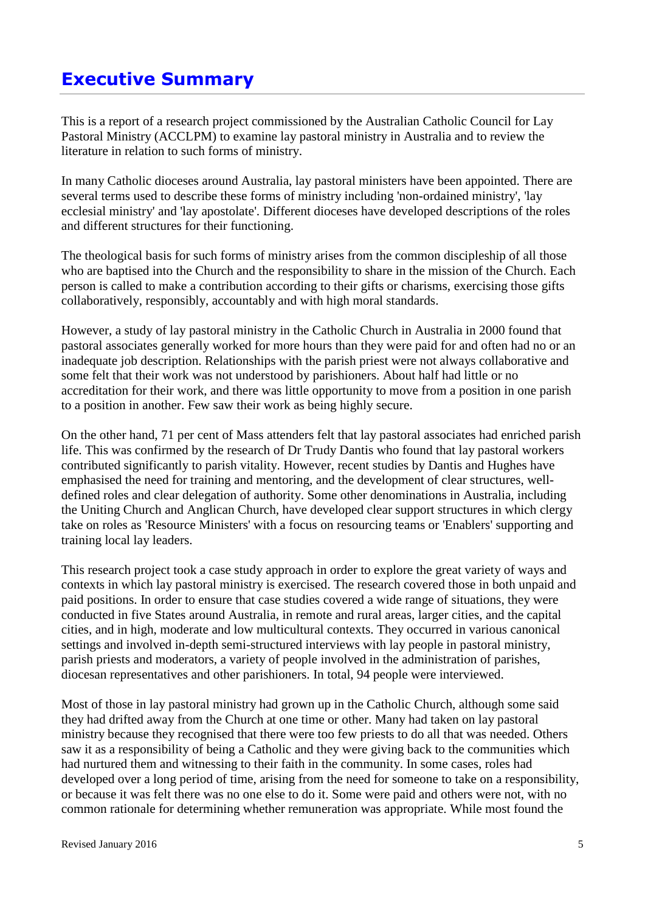# Executive Summary

This is a report of a research project commissioned by the Australian Catholic Council for Lay Pastoral Ministry (ACCLPM) to examine lay pastoral ministry in Australia and to review the literature in relation to such forms of ministry.

In many Catholic dioceses around Australia, lay pastoral ministers have been appointed. There are several terms used to describe these forms of ministry including 'non-ordained ministry', 'lay ecclesial ministry' and 'lay apostolate'. Different dioceses have developed descriptions of the roles and different structures for their functioning.

The theological basis for such forms of ministry arises from the common discipleship of all those who are baptised into the Church and the responsibility to share in the mission of the Church. Each person is called to make a contribution according to their gifts or charisms, exercising those gifts collaboratively, responsibly, accountably and with high moral standards.

However, a study of lay pastoral ministry in the Catholic Church in Australia in 2000 found that pastoral associates generally worked for more hours than they were paid for and often had no or an inadequate job description. Relationships with the parish priest were not always collaborative and some felt that their work was not understood by parishioners. About half had little or no accreditation for their work, and there was little opportunity to move from a position in one parish to a position in another. Few saw their work as being highly secure.

On the other hand, 71 per cent of Mass attenders felt that lay pastoral associates had enriched parish life. This was confirmed by the research of Dr Trudy Dantis who found that lay pastoral workers contributed significantly to parish vitality. However, recent studies by Dantis and Hughes have emphasised the need for training and mentoring, and the development of clear structures, well-defined roles and clear delegation of authority. Some other denominations in Australia, including the Uniting Church and Anglican Church, have developed clear support structures in which clergy take on roles as 'Resource Ministers' with a focus on resourcing teams or 'Enablers' supporting and training local lay leaders.

This research project took a case study approach in order to explore the great variety of ways and contexts in which lay pastoral ministry is exercised. The research covered those in both unpaid and paid positions. In order to ensure that case studies covered a wide range of situations, they were conducted in five States around Australia, in remote and rural areas, larger cities, and the capital cities, and in high, moderate and low multicultural contexts. They occurred in various canonical settings and involved in-depth semi-structured interviews with lay people in pastoral ministry, parish priests and moderators, a variety of people involved in the administration of parishes, diocesan representatives and other parishioners. In total, 94 people were interviewed.

Most of those in lay pastoral ministry had grown up in the Catholic Church, although some said they had drifted away from the Church at one time or other. Many had taken on lay pastoral ministry because they recognised that there were too few priests to do all that was needed. Others saw it as a responsibility of being a Catholic and they were giving back to the communities which had nurtured them and witnessing to their faith in the community. In some cases, roles had developed over a long period of time, arising from the need for someone to take on a responsibility, or because it was felt there was no one else to do it. Some were paid and others were not, with no common rationale for determining whether remuneration was appropriate. While most found the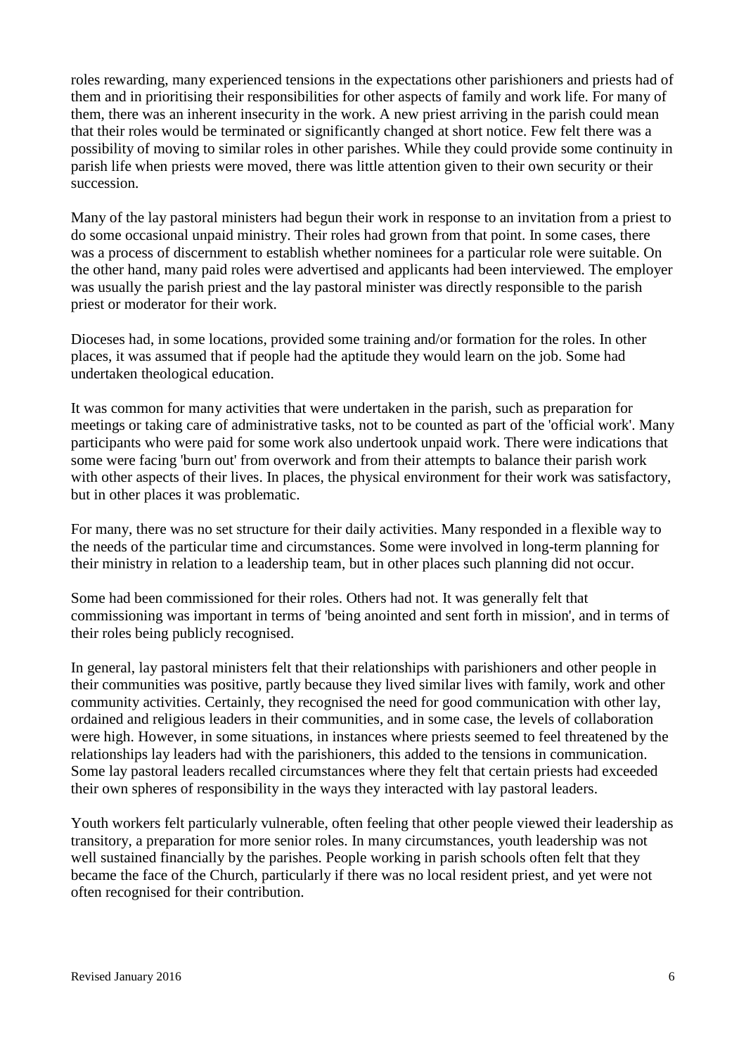roles rewarding, many experienced tensions in the expectations other parishioners and priests had of them and in prioritising their responsibilities for other aspects of family and work life. For many of them, there was an inherent insecurity in the work. A new priest arriving in the parish could mean that their roles would be terminated or significantly changed at short notice. Few felt there was a possibility of moving to similar roles in other parishes. While they could provide some continuity in parish life when priests were moved, there was little attention given to their own security or their succession.

Many of the lay pastoral ministers had begun their work in response to an invitation from a priest to do some occasional unpaid ministry. Their roles had grown from that point. In some cases, there was a process of discernment to establish whether nominees for a particular role were suitable. On the other hand, many paid roles were advertised and applicants had been interviewed. The employer was usually the parish priest and the lay pastoral minister was directly responsible to the parish priest or moderator for their work.

Dioceses had, in some locations, provided some training and/or formation for the roles. In other places, it was assumed that if people had the aptitude they would learn on the job. Some had undertaken theological education.

It was common for many activities that were undertaken in the parish, such as preparation for meetings or taking care of administrative tasks, not to be counted as part of the 'official work'. Many participants who were paid for some work also undertook unpaid work. There were indications that some were facing 'burn out' from overwork and from their attempts to balance their parish work with other aspects of their lives. In places, the physical environment for their work was satisfactory, but in other places it was problematic.

For many, there was no set structure for their daily activities. Many responded in a flexible way to the needs of the particular time and circumstances. Some were involved in long-term planning for their ministry in relation to a leadership team, but in other places such planning did not occur.

Some had been commissioned for their roles. Others had not. It was generally felt that commissioning was important in terms of 'being anointed and sent forth in mission', and in terms of their roles being publicly recognised.

In general, lay pastoral ministers felt that their relationships with parishioners and other people in their communities was positive, partly because they lived similar lives with family, work and other community activities. Certainly, they recognised the need for good communication with other lay, ordained and religious leaders in their communities, and in some case, the levels of collaboration were high. However, in some situations, in instances where priests seemed to feel threatened by the relationships lay leaders had with the parishioners, this added to the tensions in communication. Some lay pastoral leaders recalled circumstances where they felt that certain priests had exceeded their own spheres of responsibility in the ways they interacted with lay pastoral leaders.

Youth workers felt particularly vulnerable, often feeling that other people viewed their leadership as transitory, a preparation for more senior roles. In many circumstances, youth leadership was not well sustained financially by the parishes. People working in parish schools often felt that they became the face of the Church, particularly if there was no local resident priest, and yet were not often recognised for their contribution.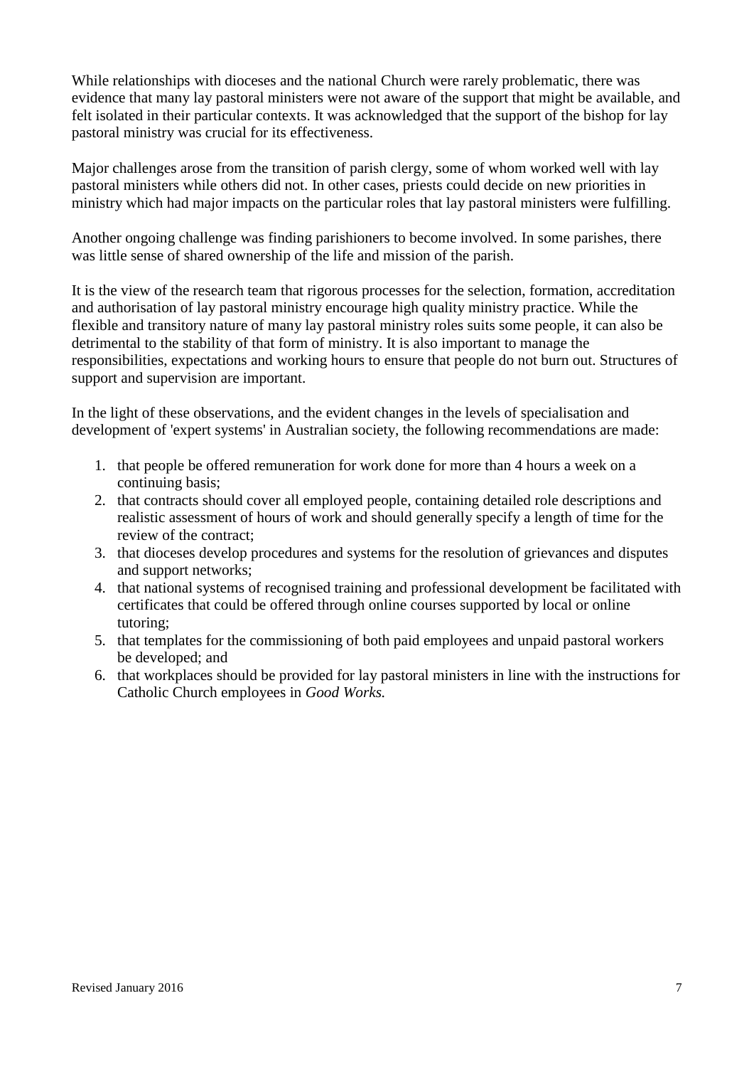While relationships with dioceses and the national Church were rarely problematic, there was evidence that many lay pastoral ministers were not aware of the support that might be available, and felt isolated in their particular contexts. It was acknowledged that the support of the bishop for lay pastoral ministry was crucial for its effectiveness.

Major challenges arose from the transition of parish clergy, some of whom worked well with lay pastoral ministers while others did not. In other cases, priests could decide on new priorities in ministry which had major impacts on the particular roles that lay pastoral ministers were fulfilling.

Another ongoing challenge was finding parishioners to become involved. In some parishes, there was little sense of shared ownership of the life and mission of the parish.

It is the view of the research team that rigorous processes for the selection, formation, accreditation and authorisation of lay pastoral ministry encourage high quality ministry practice. While the flexible and transitory nature of many lay pastoral ministry roles suits some people, it can also be detrimental to the stability of that form of ministry. It is also important to manage the responsibilities, expectations and working hours to ensure that people do not burn out. Structures of support and supervision are important.

In the light of these observations, and the evident changes in the levels of specialisation and development of 'expert systems' in Australian society, the following recommendations are made:

1. that people be offered remuneration for work done for more than 4 hours a week on a continuing basis;
2. that contracts should cover all employed people, containing detailed role descriptions and realistic assessment of hours of work and should generally specify a length of time for the review of the contract;
3. that dioceses develop procedures and systems for the resolution of grievances and disputes and support networks;
4. that national systems of recognised training and professional development be facilitated with certificates that could be offered through online courses supported by local or online tutoring;
5. that templates for the commissioning of both paid employees and unpaid pastoral workers be developed; and
6. that workplaces should be provided for lay pastoral ministers in line with the instructions for Catholic Church employees in *Good Works.*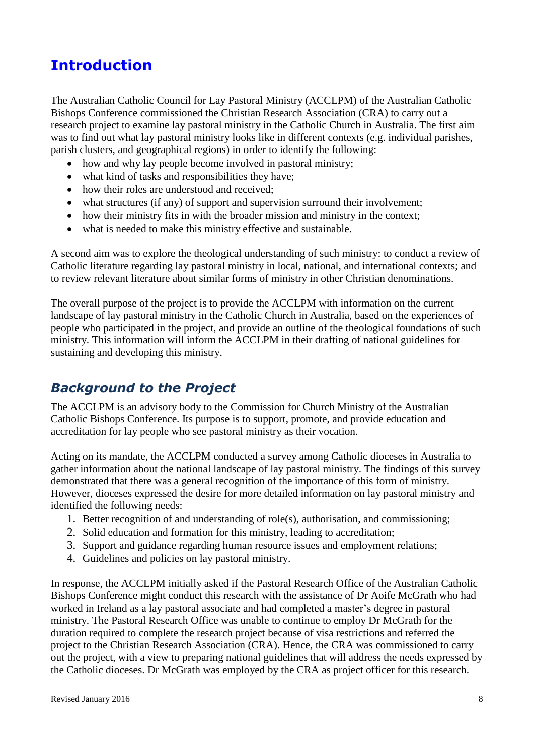# Introduction

The Australian Catholic Council for Lay Pastoral Ministry (ACCLPM) of the Australian Catholic Bishops Conference commissioned the Christian Research Association (CRA) to carry out a research project to examine lay pastoral ministry in the Catholic Church in Australia. The first aim was to find out what lay pastoral ministry looks like in different contexts (e.g. individual parishes, parish clusters, and geographical regions) in order to identify the following:

- how and why lay people become involved in pastoral ministry;
- what kind of tasks and responsibilities they have;
- how their roles are understood and received;
- what structures (if any) of support and supervision surround their involvement;
- how their ministry fits in with the broader mission and ministry in the context;
- what is needed to make this ministry effective and sustainable.

A second aim was to explore the theological understanding of such ministry: to conduct a review of Catholic literature regarding lay pastoral ministry in local, national, and international contexts; and to review relevant literature about similar forms of ministry in other Christian denominations.

The overall purpose of the project is to provide the ACCLPM with information on the current landscape of lay pastoral ministry in the Catholic Church in Australia, based on the experiences of people who participated in the project, and provide an outline of the theological foundations of such ministry. This information will inform the ACCLPM in their drafting of national guidelines for sustaining and developing this ministry.

## *Background to the Project*

The ACCLPM is an advisory body to the Commission for Church Ministry of the Australian Catholic Bishops Conference. Its purpose is to support, promote, and provide education and accreditation for lay people who see pastoral ministry as their vocation.

Acting on its mandate, the ACCLPM conducted a survey among Catholic dioceses in Australia to gather information about the national landscape of lay pastoral ministry. The findings of this survey demonstrated that there was a general recognition of the importance of this form of ministry. However, dioceses expressed the desire for more detailed information on lay pastoral ministry and identified the following needs:

1. Better recognition of and understanding of role(s), authorisation, and commissioning;
2. Solid education and formation for this ministry, leading to accreditation;
3. Support and guidance regarding human resource issues and employment relations;
4. Guidelines and policies on lay pastoral ministry.

In response, the ACCLPM initially asked if the Pastoral Research Office of the Australian Catholic Bishops Conference might conduct this research with the assistance of Dr Aoife McGrath who had worked in Ireland as a lay pastoral associate and had completed a master's degree in pastoral ministry. The Pastoral Research Office was unable to continue to employ Dr McGrath for the duration required to complete the research project because of visa restrictions and referred the project to the Christian Research Association (CRA). Hence, the CRA was commissioned to carry out the project, with a view to preparing national guidelines that will address the needs expressed by the Catholic dioceses. Dr McGrath was employed by the CRA as project officer for this research.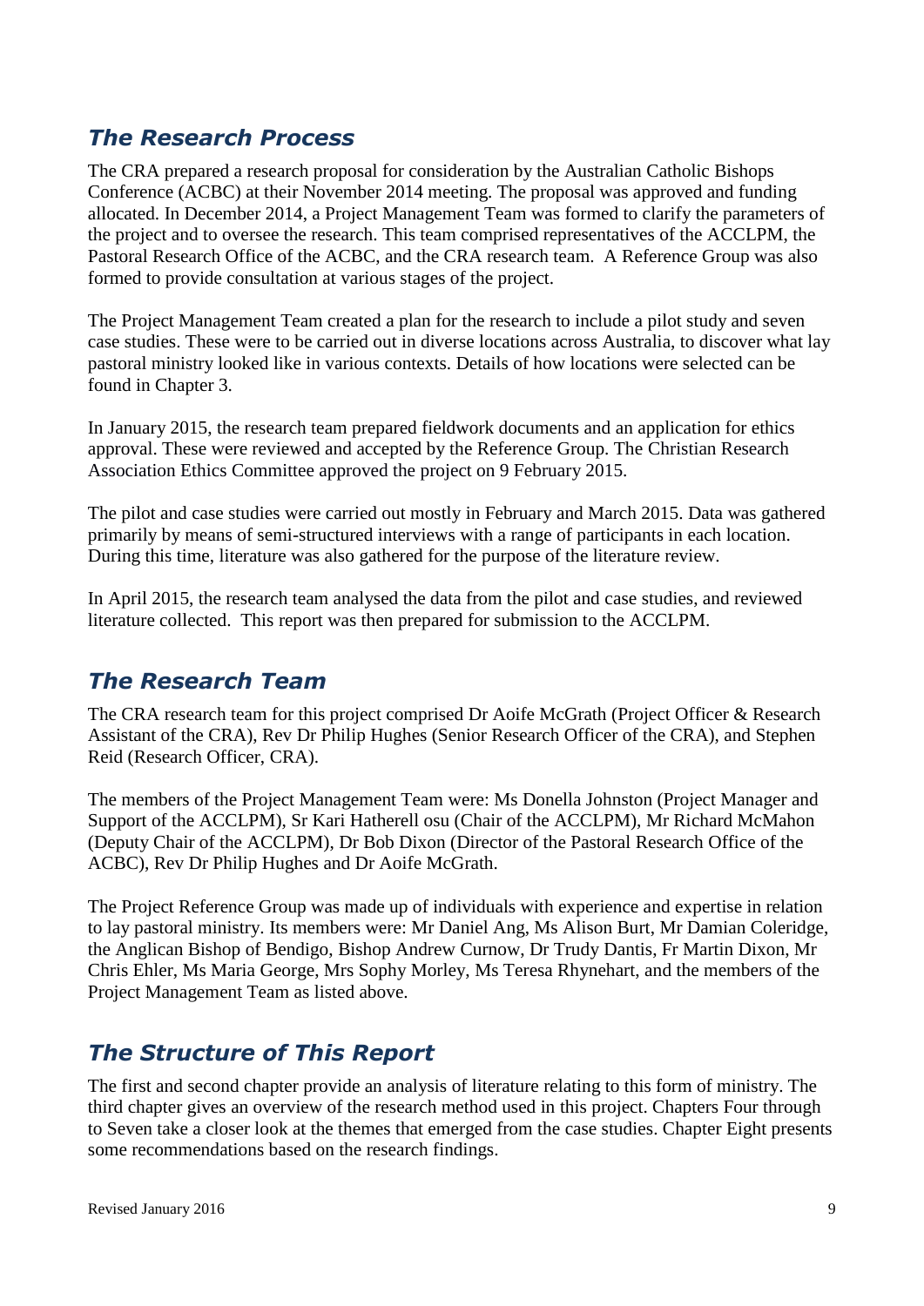## *The Research Process*

The CRA prepared a research proposal for consideration by the Australian Catholic Bishops Conference (ACBC) at their November 2014 meeting. The proposal was approved and funding allocated. In December 2014, a Project Management Team was formed to clarify the parameters of the project and to oversee the research. This team comprised representatives of the ACCLPM, the Pastoral Research Office of the ACBC, and the CRA research team. A Reference Group was also formed to provide consultation at various stages of the project.

The Project Management Team created a plan for the research to include a pilot study and seven case studies. These were to be carried out in diverse locations across Australia, to discover what lay pastoral ministry looked like in various contexts. Details of how locations were selected can be found in Chapter 3.

In January 2015, the research team prepared fieldwork documents and an application for ethics approval. These were reviewed and accepted by the Reference Group. The Christian Research Association Ethics Committee approved the project on 9 February 2015.

The pilot and case studies were carried out mostly in February and March 2015. Data was gathered primarily by means of semi-structured interviews with a range of participants in each location. During this time, literature was also gathered for the purpose of the literature review.

In April 2015, the research team analysed the data from the pilot and case studies, and reviewed literature collected. This report was then prepared for submission to the ACCLPM.

## *The Research Team*

The CRA research team for this project comprised Dr Aoife McGrath (Project Officer & Research Assistant of the CRA), Rev Dr Philip Hughes (Senior Research Officer of the CRA), and Stephen Reid (Research Officer, CRA).

The members of the Project Management Team were: Ms Donella Johnston (Project Manager and Support of the ACCLPM), Sr Kari Hatherell osu (Chair of the ACCLPM), Mr Richard McMahon (Deputy Chair of the ACCLPM), Dr Bob Dixon (Director of the Pastoral Research Office of the ACBC), Rev Dr Philip Hughes and Dr Aoife McGrath.

The Project Reference Group was made up of individuals with experience and expertise in relation to lay pastoral ministry. Its members were: Mr Daniel Ang, Ms Alison Burt, Mr Damian Coleridge, the Anglican Bishop of Bendigo, Bishop Andrew Curnow, Dr Trudy Dantis, Fr Martin Dixon, Mr Chris Ehler, Ms Maria George, Mrs Sophy Morley, Ms Teresa Rhynehart, and the members of the Project Management Team as listed above.

## *The Structure of This Report*

The first and second chapter provide an analysis of literature relating to this form of ministry. The third chapter gives an overview of the research method used in this project. Chapters Four through to Seven take a closer look at the themes that emerged from the case studies. Chapter Eight presents some recommendations based on the research findings.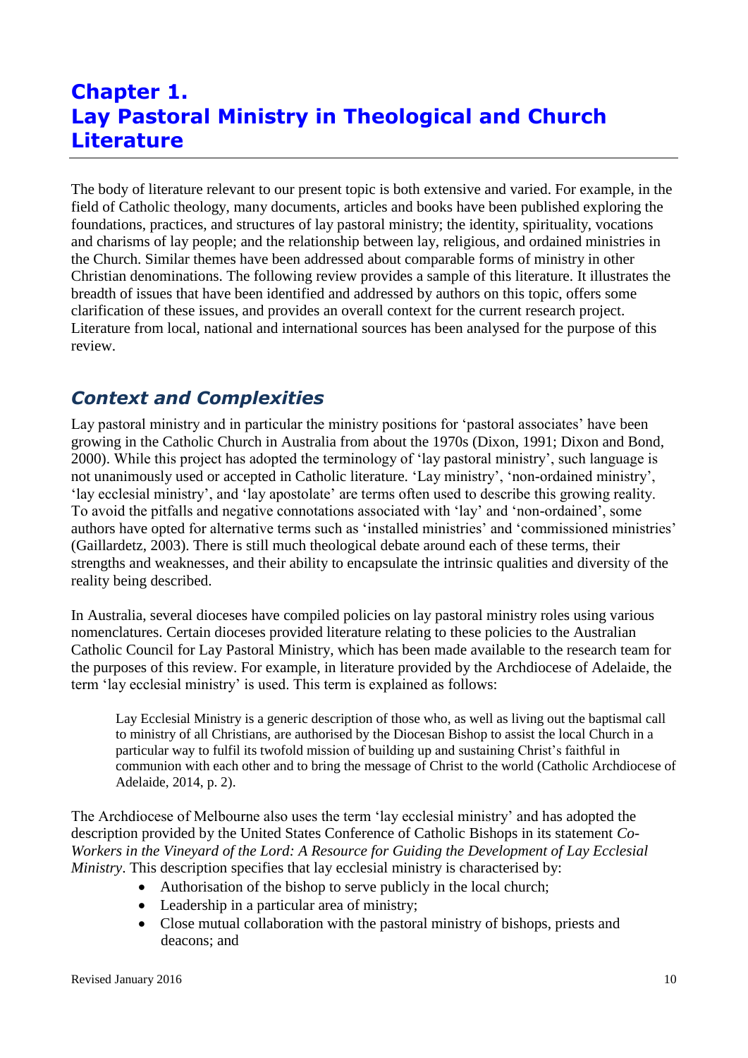# Chapter 1. Lay Pastoral Ministry in Theological and Church Literature

The body of literature relevant to our present topic is both extensive and varied. For example, in the field of Catholic theology, many documents, articles and books have been published exploring the foundations, practices, and structures of lay pastoral ministry; the identity, spirituality, vocations and charisms of lay people; and the relationship between lay, religious, and ordained ministries in the Church. Similar themes have been addressed about comparable forms of ministry in other Christian denominations. The following review provides a sample of this literature. It illustrates the breadth of issues that have been identified and addressed by authors on this topic, offers some clarification of these issues, and provides an overall context for the current research project. Literature from local, national and international sources has been analysed for the purpose of this review.

## *Context and Complexities*

Lay pastoral ministry and in particular the ministry positions for 'pastoral associates' have been growing in the Catholic Church in Australia from about the 1970s (Dixon, 1991; Dixon and Bond, 2000). While this project has adopted the terminology of 'lay pastoral ministry', such language is not unanimously used or accepted in Catholic literature. 'Lay ministry', 'non-ordained ministry', 'lay ecclesial ministry', and 'lay apostolate' are terms often used to describe this growing reality. To avoid the pitfalls and negative connotations associated with 'lay' and 'non-ordained', some authors have opted for alternative terms such as 'installed ministries' and 'commissioned ministries' (Gaillardetz, 2003). There is still much theological debate around each of these terms, their strengths and weaknesses, and their ability to encapsulate the intrinsic qualities and diversity of the reality being described.

In Australia, several dioceses have compiled policies on lay pastoral ministry roles using various nomenclatures. Certain dioceses provided literature relating to these policies to the Australian Catholic Council for Lay Pastoral Ministry, which has been made available to the research team for the purposes of this review. For example, in literature provided by the Archdiocese of Adelaide, the term 'lay ecclesial ministry' is used. This term is explained as follows:

> Lay Ecclesial Ministry is a generic description of those who, as well as living out the baptismal call to ministry of all Christians, are authorised by the Diocesan Bishop to assist the local Church in a particular way to fulfil its twofold mission of building up and sustaining Christ's faithful in communion with each other and to bring the message of Christ to the world (Catholic Archdiocese of Adelaide, 2014, p. 2).

The Archdiocese of Melbourne also uses the term 'lay ecclesial ministry' and has adopted the description provided by the United States Conference of Catholic Bishops in its statement *Co-Workers in the Vineyard of the Lord: A Resource for Guiding the Development of Lay Ecclesial Ministry*. This description specifies that lay ecclesial ministry is characterised by:

- Authorisation of the bishop to serve publicly in the local church;
- Leadership in a particular area of ministry;
- Close mutual collaboration with the pastoral ministry of bishops, priests and deacons; and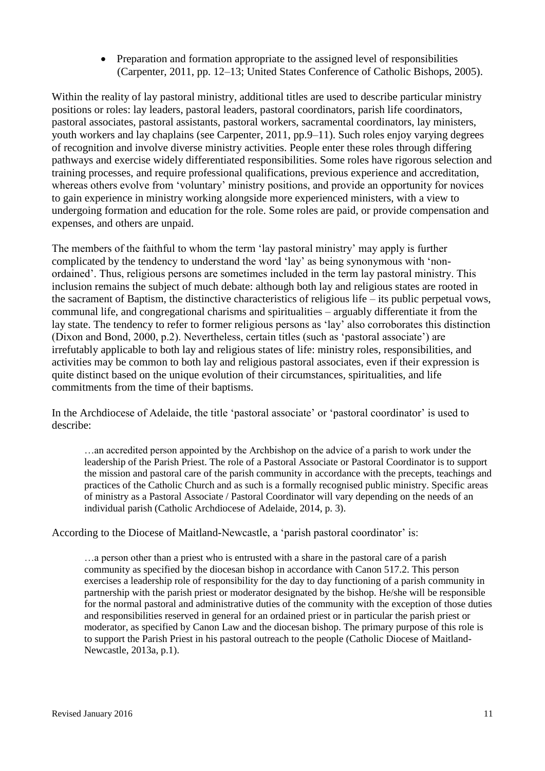- Preparation and formation appropriate to the assigned level of responsibilities (Carpenter, 2011, pp. 12–13; United States Conference of Catholic Bishops, 2005).

Within the reality of lay pastoral ministry, additional titles are used to describe particular ministry positions or roles: lay leaders, pastoral leaders, pastoral coordinators, parish life coordinators, pastoral associates, pastoral assistants, pastoral workers, sacramental coordinators, lay ministers, youth workers and lay chaplains (see Carpenter, 2011, pp.9–11). Such roles enjoy varying degrees of recognition and involve diverse ministry activities. People enter these roles through differing pathways and exercise widely differentiated responsibilities. Some roles have rigorous selection and training processes, and require professional qualifications, previous experience and accreditation, whereas others evolve from 'voluntary' ministry positions, and provide an opportunity for novices to gain experience in ministry working alongside more experienced ministers, with a view to undergoing formation and education for the role. Some roles are paid, or provide compensation and expenses, and others are unpaid.

The members of the faithful to whom the term 'lay pastoral ministry' may apply is further complicated by the tendency to understand the word 'lay' as being synonymous with 'non-ordained'. Thus, religious persons are sometimes included in the term lay pastoral ministry. This inclusion remains the subject of much debate: although both lay and religious states are rooted in the sacrament of Baptism, the distinctive characteristics of religious life – its public perpetual vows, communal life, and congregational charisms and spiritualities – arguably differentiate it from the lay state. The tendency to refer to former religious persons as 'lay' also corroborates this distinction (Dixon and Bond, 2000, p.2). Nevertheless, certain titles (such as 'pastoral associate') are irrefutably applicable to both lay and religious states of life: ministry roles, responsibilities, and activities may be common to both lay and religious pastoral associates, even if their expression is quite distinct based on the unique evolution of their circumstances, spiritualities, and life commitments from the time of their baptisms.

In the Archdiocese of Adelaide, the title 'pastoral associate' or 'pastoral coordinator' is used to describe:

> …an accredited person appointed by the Archbishop on the advice of a parish to work under the leadership of the Parish Priest. The role of a Pastoral Associate or Pastoral Coordinator is to support the mission and pastoral care of the parish community in accordance with the precepts, teachings and practices of the Catholic Church and as such is a formally recognised public ministry. Specific areas of ministry as a Pastoral Associate / Pastoral Coordinator will vary depending on the needs of an individual parish (Catholic Archdiocese of Adelaide, 2014, p. 3).

According to the Diocese of Maitland-Newcastle, a 'parish pastoral coordinator' is:

> …a person other than a priest who is entrusted with a share in the pastoral care of a parish community as specified by the diocesan bishop in accordance with Canon 517.2. This person exercises a leadership role of responsibility for the day to day functioning of a parish community in partnership with the parish priest or moderator designated by the bishop. He/she will be responsible for the normal pastoral and administrative duties of the community with the exception of those duties and responsibilities reserved in general for an ordained priest or in particular the parish priest or moderator, as specified by Canon Law and the diocesan bishop. The primary purpose of this role is to support the Parish Priest in his pastoral outreach to the people (Catholic Diocese of Maitland-Newcastle, 2013a, p.1).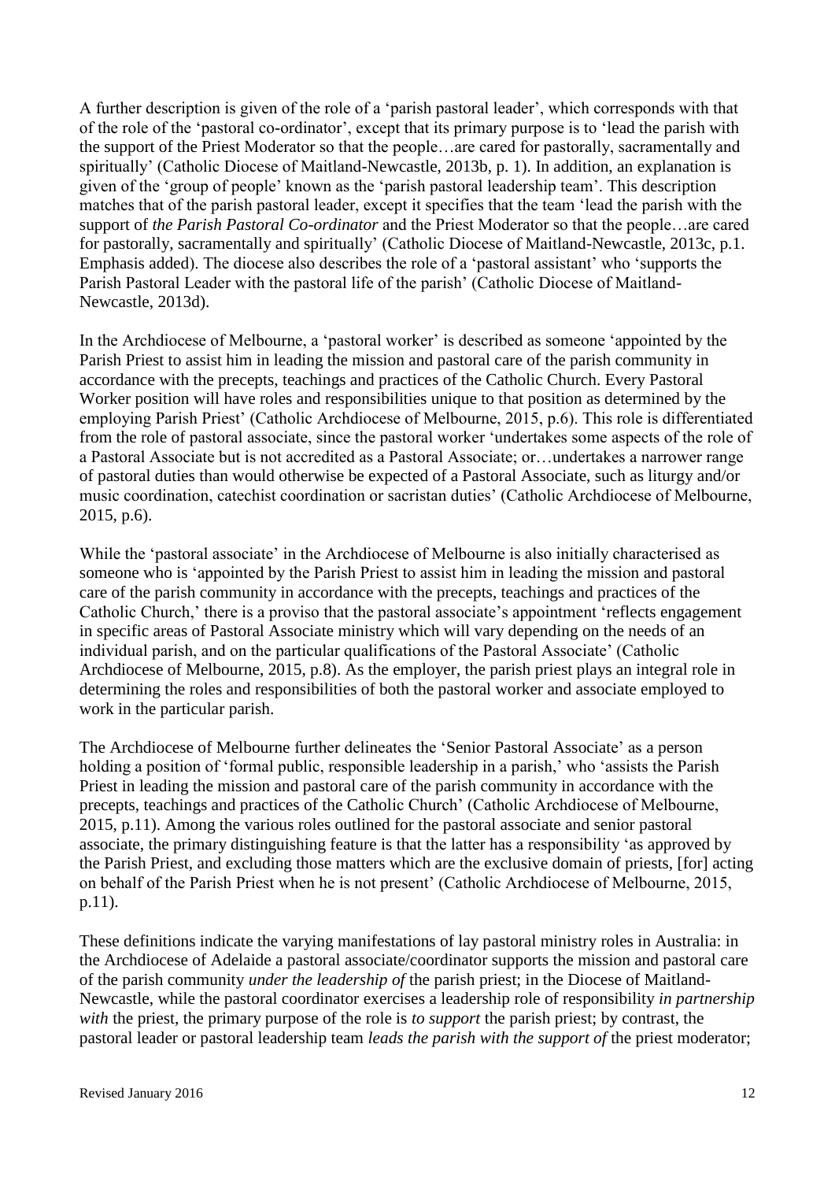A further description is given of the role of a 'parish pastoral leader', which corresponds with that of the role of the 'pastoral co-ordinator', except that its primary purpose is to 'lead the parish with the support of the Priest Moderator so that the people…are cared for pastorally, sacramentally and spiritually' (Catholic Diocese of Maitland-Newcastle, 2013b, p. 1). In addition, an explanation is given of the 'group of people' known as the 'parish pastoral leadership team'. This description matches that of the parish pastoral leader, except it specifies that the team 'lead the parish with the support of *the Parish Pastoral Co-ordinator* and the Priest Moderator so that the people…are cared for pastorally, sacramentally and spiritually' (Catholic Diocese of Maitland-Newcastle, 2013c, p.1. Emphasis added). The diocese also describes the role of a 'pastoral assistant' who 'supports the Parish Pastoral Leader with the pastoral life of the parish' (Catholic Diocese of Maitland-Newcastle, 2013d).

In the Archdiocese of Melbourne, a 'pastoral worker' is described as someone 'appointed by the Parish Priest to assist him in leading the mission and pastoral care of the parish community in accordance with the precepts, teachings and practices of the Catholic Church. Every Pastoral Worker position will have roles and responsibilities unique to that position as determined by the employing Parish Priest' (Catholic Archdiocese of Melbourne, 2015, p.6). This role is differentiated from the role of pastoral associate, since the pastoral worker 'undertakes some aspects of the role of a Pastoral Associate but is not accredited as a Pastoral Associate; or…undertakes a narrower range of pastoral duties than would otherwise be expected of a Pastoral Associate, such as liturgy and/or music coordination, catechist coordination or sacristan duties' (Catholic Archdiocese of Melbourne, 2015, p.6).

While the 'pastoral associate' in the Archdiocese of Melbourne is also initially characterised as someone who is 'appointed by the Parish Priest to assist him in leading the mission and pastoral care of the parish community in accordance with the precepts, teachings and practices of the Catholic Church,' there is a proviso that the pastoral associate's appointment 'reflects engagement in specific areas of Pastoral Associate ministry which will vary depending on the needs of an individual parish, and on the particular qualifications of the Pastoral Associate' (Catholic Archdiocese of Melbourne, 2015, p.8). As the employer, the parish priest plays an integral role in determining the roles and responsibilities of both the pastoral worker and associate employed to work in the particular parish.

The Archdiocese of Melbourne further delineates the 'Senior Pastoral Associate' as a person holding a position of 'formal public, responsible leadership in a parish,' who 'assists the Parish Priest in leading the mission and pastoral care of the parish community in accordance with the precepts, teachings and practices of the Catholic Church' (Catholic Archdiocese of Melbourne, 2015, p.11). Among the various roles outlined for the pastoral associate and senior pastoral associate, the primary distinguishing feature is that the latter has a responsibility 'as approved by the Parish Priest, and excluding those matters which are the exclusive domain of priests, [for] acting on behalf of the Parish Priest when he is not present' (Catholic Archdiocese of Melbourne, 2015, p.11).

These definitions indicate the varying manifestations of lay pastoral ministry roles in Australia: in the Archdiocese of Adelaide a pastoral associate/coordinator supports the mission and pastoral care of the parish community *under the leadership of* the parish priest; in the Diocese of Maitland-Newcastle, while the pastoral coordinator exercises a leadership role of responsibility *in partnership with* the priest, the primary purpose of the role is *to support* the parish priest; by contrast, the pastoral leader or pastoral leadership team *leads the parish with the support of* the priest moderator;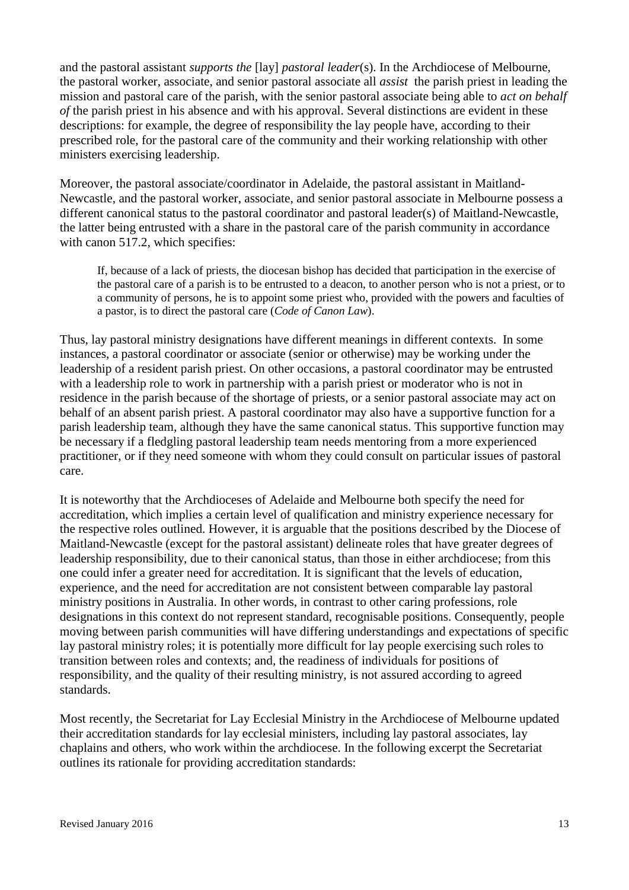and the pastoral assistant *supports the* [lay] *pastoral leader*(s). In the Archdiocese of Melbourne, the pastoral worker, associate, and senior pastoral associate all *assist* the parish priest in leading the mission and pastoral care of the parish, with the senior pastoral associate being able to *act on behalf of* the parish priest in his absence and with his approval. Several distinctions are evident in these descriptions: for example, the degree of responsibility the lay people have, according to their prescribed role, for the pastoral care of the community and their working relationship with other ministers exercising leadership.

Moreover, the pastoral associate/coordinator in Adelaide, the pastoral assistant in Maitland-Newcastle, and the pastoral worker, associate, and senior pastoral associate in Melbourne possess a different canonical status to the pastoral coordinator and pastoral leader(s) of Maitland-Newcastle, the latter being entrusted with a share in the pastoral care of the parish community in accordance with canon 517.2, which specifies:

> If, because of a lack of priests, the diocesan bishop has decided that participation in the exercise of the pastoral care of a parish is to be entrusted to a deacon, to another person who is not a priest, or to a community of persons, he is to appoint some priest who, provided with the powers and faculties of a pastor, is to direct the pastoral care (*Code of Canon Law*).

Thus, lay pastoral ministry designations have different meanings in different contexts. In some instances, a pastoral coordinator or associate (senior or otherwise) may be working under the leadership of a resident parish priest. On other occasions, a pastoral coordinator may be entrusted with a leadership role to work in partnership with a parish priest or moderator who is not in residence in the parish because of the shortage of priests, or a senior pastoral associate may act on behalf of an absent parish priest. A pastoral coordinator may also have a supportive function for a parish leadership team, although they have the same canonical status. This supportive function may be necessary if a fledgling pastoral leadership team needs mentoring from a more experienced practitioner, or if they need someone with whom they could consult on particular issues of pastoral care.

It is noteworthy that the Archdioceses of Adelaide and Melbourne both specify the need for accreditation, which implies a certain level of qualification and ministry experience necessary for the respective roles outlined. However, it is arguable that the positions described by the Diocese of Maitland-Newcastle (except for the pastoral assistant) delineate roles that have greater degrees of leadership responsibility, due to their canonical status, than those in either archdiocese; from this one could infer a greater need for accreditation. It is significant that the levels of education, experience, and the need for accreditation are not consistent between comparable lay pastoral ministry positions in Australia. In other words, in contrast to other caring professions, role designations in this context do not represent standard, recognisable positions. Consequently, people moving between parish communities will have differing understandings and expectations of specific lay pastoral ministry roles; it is potentially more difficult for lay people exercising such roles to transition between roles and contexts; and, the readiness of individuals for positions of responsibility, and the quality of their resulting ministry, is not assured according to agreed standards.

Most recently, the Secretariat for Lay Ecclesial Ministry in the Archdiocese of Melbourne updated their accreditation standards for lay ecclesial ministers, including lay pastoral associates, lay chaplains and others, who work within the archdiocese. In the following excerpt the Secretariat outlines its rationale for providing accreditation standards: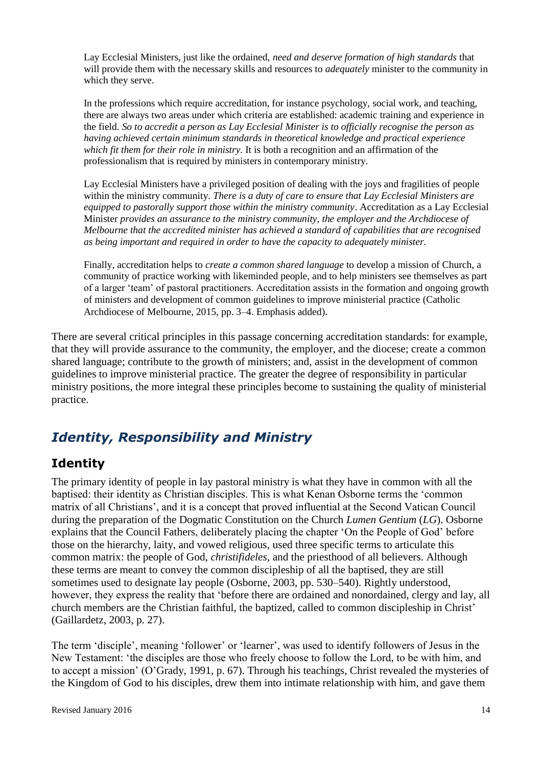> Lay Ecclesial Ministers, just like the ordained, *need and deserve formation of high standards* that will provide them with the necessary skills and resources to *adequately* minister to the community in which they serve.
>
> In the professions which require accreditation, for instance psychology, social work, and teaching, there are always two areas under which criteria are established: academic training and experience in the field. *So to accredit a person as Lay Ecclesial Minister is to officially recognise the person as having achieved certain minimum standards in theoretical knowledge and practical experience which fit them for their role in ministry.* It is both a recognition and an affirmation of the professionalism that is required by ministers in contemporary ministry.
>
> Lay Ecclesial Ministers have a privileged position of dealing with the joys and fragilities of people within the ministry community. *There is a duty of care to ensure that Lay Ecclesial Ministers are equipped to pastorally support those within the ministry community*. Accreditation as a Lay Ecclesial Minister *provides an assurance to the ministry community, the employer and the Archdiocese of Melbourne that the accredited minister has achieved a standard of capabilities that are recognised as being important and required in order to have the capacity to adequately minister.*
>
> Finally, accreditation helps to *create a common shared language* to develop a mission of Church, a community of practice working with likeminded people, and to help ministers see themselves as part of a larger 'team' of pastoral practitioners. Accreditation assists in the formation and ongoing growth of ministers and development of common guidelines to improve ministerial practice (Catholic Archdiocese of Melbourne, 2015, pp. 3–4. Emphasis added).

There are several critical principles in this passage concerning accreditation standards: for example, that they will provide assurance to the community, the employer, and the diocese; create a common shared language; contribute to the growth of ministers; and, assist in the development of common guidelines to improve ministerial practice. The greater the degree of responsibility in particular ministry positions, the more integral these principles become to sustaining the quality of ministerial practice.

## *Identity, Responsibility and Ministry*

### Identity

The primary identity of people in lay pastoral ministry is what they have in common with all the baptised: their identity as Christian disciples. This is what Kenan Osborne terms the 'common matrix of all Christians', and it is a concept that proved influential at the Second Vatican Council during the preparation of the Dogmatic Constitution on the Church *Lumen Gentium* (*LG*). Osborne explains that the Council Fathers, deliberately placing the chapter 'On the People of God' before those on the hierarchy, laity, and vowed religious, used three specific terms to articulate this common matrix: the people of God, *christifideles*, and the priesthood of all believers. Although these terms are meant to convey the common discipleship of all the baptised, they are still sometimes used to designate lay people (Osborne, 2003, pp. 530–540). Rightly understood, however, they express the reality that 'before there are ordained and nonordained, clergy and lay, all church members are the Christian faithful, the baptized, called to common discipleship in Christ' (Gaillardetz, 2003, p. 27).

The term 'disciple', meaning 'follower' or 'learner', was used to identify followers of Jesus in the New Testament: 'the disciples are those who freely choose to follow the Lord, to be with him, and to accept a mission' (O'Grady, 1991, p. 67). Through his teachings, Christ revealed the mysteries of the Kingdom of God to his disciples, drew them into intimate relationship with him, and gave them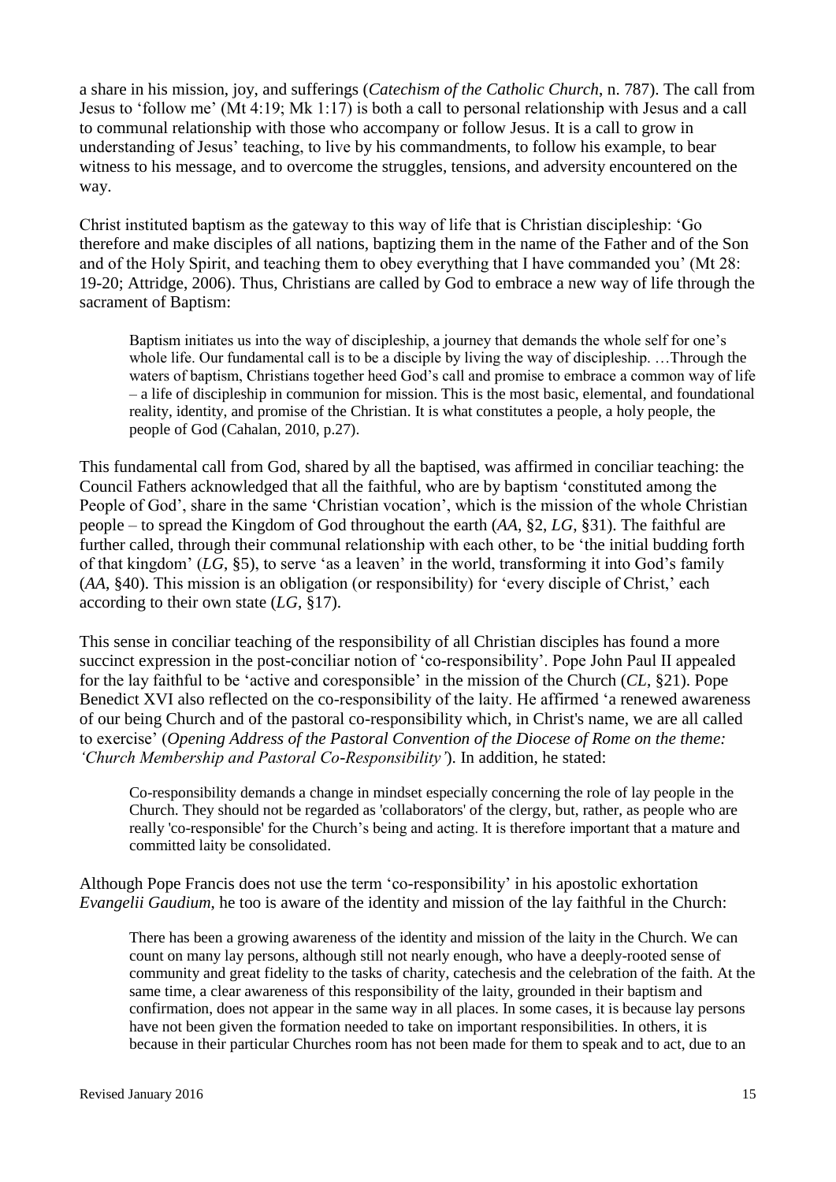a share in his mission, joy, and sufferings (*Catechism of the Catholic Church*, n. 787). The call from Jesus to 'follow me' (Mt 4:19; Mk 1:17) is both a call to personal relationship with Jesus and a call to communal relationship with those who accompany or follow Jesus. It is a call to grow in understanding of Jesus' teaching, to live by his commandments, to follow his example, to bear witness to his message, and to overcome the struggles, tensions, and adversity encountered on the way.

Christ instituted baptism as the gateway to this way of life that is Christian discipleship: 'Go therefore and make disciples of all nations, baptizing them in the name of the Father and of the Son and of the Holy Spirit, and teaching them to obey everything that I have commanded you' (Mt 28: 19-20; Attridge, 2006). Thus, Christians are called by God to embrace a new way of life through the sacrament of Baptism:

> Baptism initiates us into the way of discipleship, a journey that demands the whole self for one's whole life. Our fundamental call is to be a disciple by living the way of discipleship. …Through the waters of baptism, Christians together heed God's call and promise to embrace a common way of life – a life of discipleship in communion for mission. This is the most basic, elemental, and foundational reality, identity, and promise of the Christian. It is what constitutes a people, a holy people, the people of God (Cahalan, 2010, p.27).

This fundamental call from God, shared by all the baptised, was affirmed in conciliar teaching: the Council Fathers acknowledged that all the faithful, who are by baptism 'constituted among the People of God', share in the same 'Christian vocation', which is the mission of the whole Christian people – to spread the Kingdom of God throughout the earth (*AA*, §2, *LG*, §31). The faithful are further called, through their communal relationship with each other, to be 'the initial budding forth of that kingdom' (*LG*, §5), to serve 'as a leaven' in the world, transforming it into God's family (*AA*, §40). This mission is an obligation (or responsibility) for 'every disciple of Christ,' each according to their own state (*LG*, §17).

This sense in conciliar teaching of the responsibility of all Christian disciples has found a more succinct expression in the post-conciliar notion of 'co-responsibility'. Pope John Paul II appealed for the lay faithful to be 'active and coresponsible' in the mission of the Church (*CL*, §21). Pope Benedict XVI also reflected on the co-responsibility of the laity. He affirmed 'a renewed awareness of our being Church and of the pastoral co-responsibility which, in Christ's name, we are all called to exercise' (*Opening Address of the Pastoral Convention of the Diocese of Rome on the theme: 'Church Membership and Pastoral Co-Responsibility'*). In addition, he stated:

> Co-responsibility demands a change in mindset especially concerning the role of lay people in the Church. They should not be regarded as 'collaborators' of the clergy, but, rather, as people who are really 'co-responsible' for the Church's being and acting. It is therefore important that a mature and committed laity be consolidated.

Although Pope Francis does not use the term 'co-responsibility' in his apostolic exhortation *Evangelii Gaudium*, he too is aware of the identity and mission of the lay faithful in the Church:

> There has been a growing awareness of the identity and mission of the laity in the Church. We can count on many lay persons, although still not nearly enough, who have a deeply-rooted sense of community and great fidelity to the tasks of charity, catechesis and the celebration of the faith. At the same time, a clear awareness of this responsibility of the laity, grounded in their baptism and confirmation, does not appear in the same way in all places. In some cases, it is because lay persons have not been given the formation needed to take on important responsibilities. In others, it is because in their particular Churches room has not been made for them to speak and to act, due to an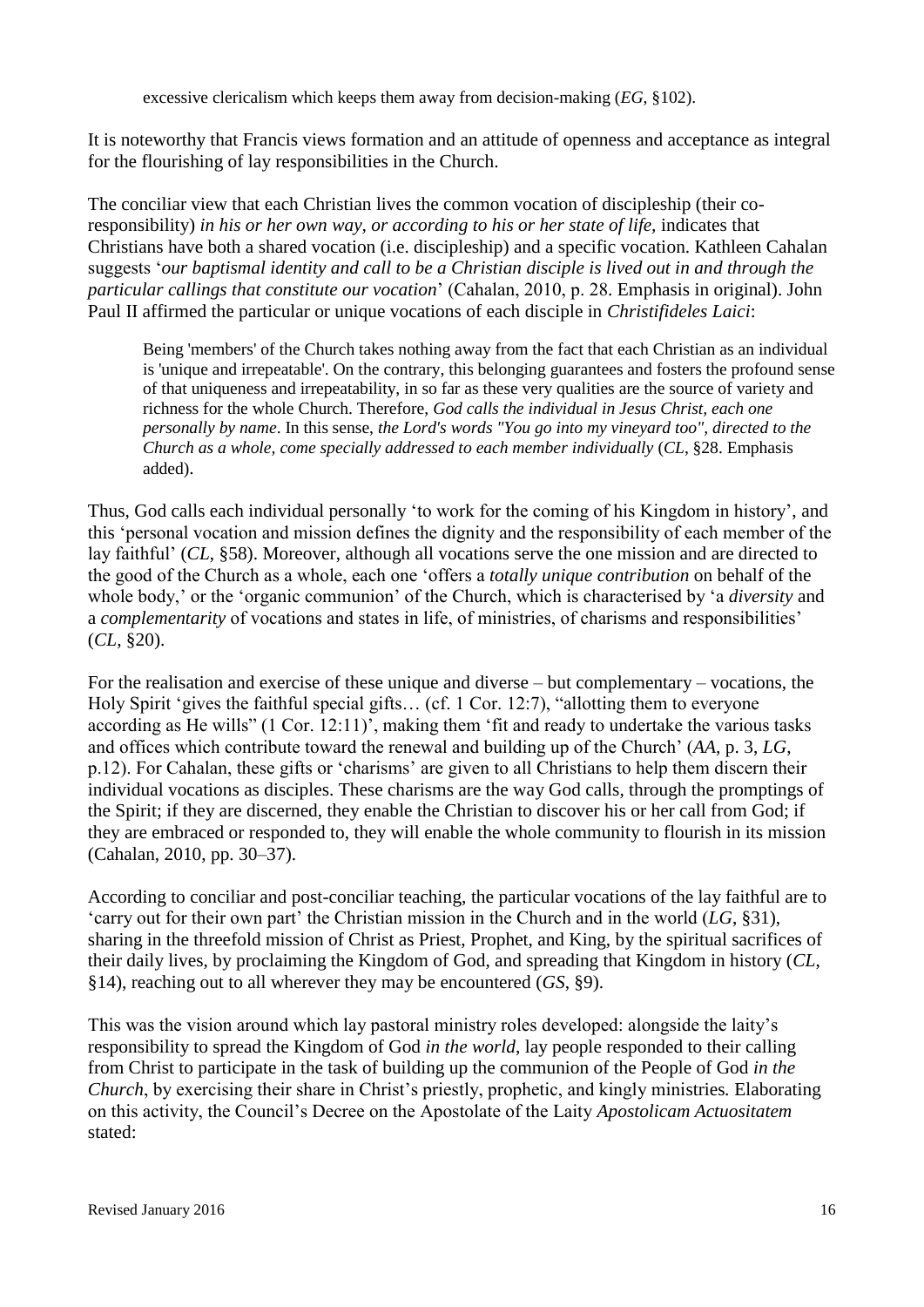> excessive clericalism which keeps them away from decision-making (*EG*, §102).

It is noteworthy that Francis views formation and an attitude of openness and acceptance as integral for the flourishing of lay responsibilities in the Church.

The conciliar view that each Christian lives the common vocation of discipleship (their co-responsibility) *in his or her own way, or according to his or her state of life,* indicates that Christians have both a shared vocation (i.e. discipleship) and a specific vocation. Kathleen Cahalan suggests '*our baptismal identity and call to be a Christian disciple is lived out in and through the particular callings that constitute our vocation*' (Cahalan, 2010, p. 28. Emphasis in original). John Paul II affirmed the particular or unique vocations of each disciple in *Christifideles Laici*:

> Being 'members' of the Church takes nothing away from the fact that each Christian as an individual is 'unique and irrepeatable'. On the contrary, this belonging guarantees and fosters the profound sense of that uniqueness and irrepeatability, in so far as these very qualities are the source of variety and richness for the whole Church. Therefore, *God calls the individual in Jesus Christ, each one personally by name*. In this sense, *the Lord's words "You go into my vineyard too", directed to the Church as a whole, come specially addressed to each member individually* (*CL*, §28. Emphasis added).

Thus, God calls each individual personally 'to work for the coming of his Kingdom in history', and this 'personal vocation and mission defines the dignity and the responsibility of each member of the lay faithful' (*CL*, §58). Moreover, although all vocations serve the one mission and are directed to the good of the Church as a whole, each one 'offers a *totally unique contribution* on behalf of the whole body,' or the 'organic communion' of the Church, which is characterised by 'a *diversity* and a *complementarity* of vocations and states in life, of ministries, of charisms and responsibilities' (*CL*, §20).

For the realisation and exercise of these unique and diverse – but complementary – vocations, the Holy Spirit 'gives the faithful special gifts… (cf. 1 Cor. 12:7), "allotting them to everyone according as He wills" (1 Cor. 12:11)', making them 'fit and ready to undertake the various tasks and offices which contribute toward the renewal and building up of the Church' (*AA*, p. 3, *LG*, p.12). For Cahalan, these gifts or 'charisms' are given to all Christians to help them discern their individual vocations as disciples. These charisms are the way God calls, through the promptings of the Spirit; if they are discerned, they enable the Christian to discover his or her call from God; if they are embraced or responded to, they will enable the whole community to flourish in its mission (Cahalan, 2010, pp. 30–37).

According to conciliar and post-conciliar teaching, the particular vocations of the lay faithful are to 'carry out for their own part' the Christian mission in the Church and in the world (*LG*, §31), sharing in the threefold mission of Christ as Priest, Prophet, and King, by the spiritual sacrifices of their daily lives, by proclaiming the Kingdom of God, and spreading that Kingdom in history (*CL*, §14), reaching out to all wherever they may be encountered (*GS*, §9).

This was the vision around which lay pastoral ministry roles developed: alongside the laity's responsibility to spread the Kingdom of God *in the world*, lay people responded to their calling from Christ to participate in the task of building up the communion of the People of God *in the Church*, by exercising their share in Christ's priestly, prophetic, and kingly ministries. Elaborating on this activity, the Council's Decree on the Apostolate of the Laity *Apostolicam Actuositatem* stated: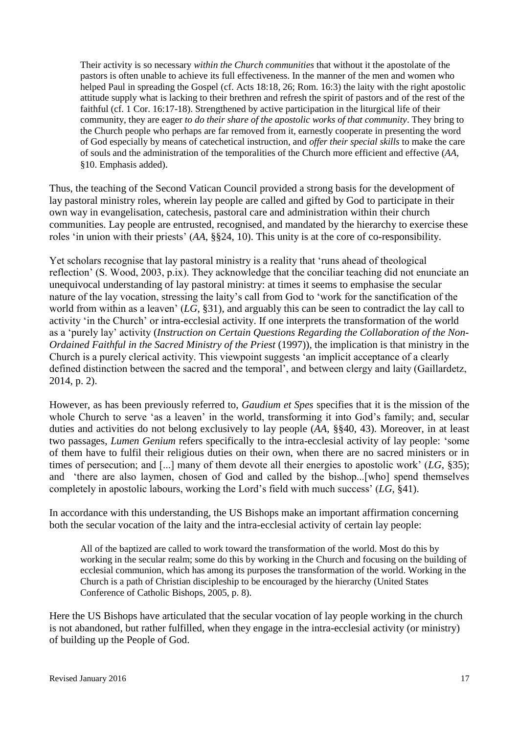> Their activity is so necessary *within the Church communities* that without it the apostolate of the pastors is often unable to achieve its full effectiveness. In the manner of the men and women who helped Paul in spreading the Gospel (cf. Acts 18:18, 26; Rom. 16:3) the laity with the right apostolic attitude supply what is lacking to their brethren and refresh the spirit of pastors and of the rest of the faithful (cf. 1 Cor. 16:17-18). Strengthened by active participation in the liturgical life of their community, they are eager *to do their share of the apostolic works of that community*. They bring to the Church people who perhaps are far removed from it, earnestly cooperate in presenting the word of God especially by means of catechetical instruction, and *offer their special skills* to make the care of souls and the administration of the temporalities of the Church more efficient and effective (*AA*, §10. Emphasis added).

Thus, the teaching of the Second Vatican Council provided a strong basis for the development of lay pastoral ministry roles, wherein lay people are called and gifted by God to participate in their own way in evangelisation, catechesis, pastoral care and administration within their church communities. Lay people are entrusted, recognised, and mandated by the hierarchy to exercise these roles 'in union with their priests' (*AA*, §§24, 10). This unity is at the core of co-responsibility.

Yet scholars recognise that lay pastoral ministry is a reality that 'runs ahead of theological reflection' (S. Wood, 2003, p.ix). They acknowledge that the conciliar teaching did not enunciate an unequivocal understanding of lay pastoral ministry: at times it seems to emphasise the secular nature of the lay vocation, stressing the laity's call from God to 'work for the sanctification of the world from within as a leaven' (*LG*, §31), and arguably this can be seen to contradict the lay call to activity 'in the Church' or intra-ecclesial activity. If one interprets the transformation of the world as a 'purely lay' activity (*Instruction on Certain Questions Regarding the Collaboration of the Non-Ordained Faithful in the Sacred Ministry of the Priest* (1997)), the implication is that ministry in the Church is a purely clerical activity. This viewpoint suggests 'an implicit acceptance of a clearly defined distinction between the sacred and the temporal', and between clergy and laity (Gaillardetz, 2014, p. 2).

However, as has been previously referred to, *Gaudium et Spes* specifies that it is the mission of the whole Church to serve 'as a leaven' in the world, transforming it into God's family; and, secular duties and activities do not belong exclusively to lay people (*AA*, §§40, 43). Moreover, in at least two passages, *Lumen Genium* refers specifically to the intra-ecclesial activity of lay people: 'some of them have to fulfil their religious duties on their own, when there are no sacred ministers or in times of persecution; and [...] many of them devote all their energies to apostolic work' (*LG*, §35); and 'there are also laymen, chosen of God and called by the bishop...[who] spend themselves completely in apostolic labours, working the Lord's field with much success' (*LG*, §41).

In accordance with this understanding, the US Bishops make an important affirmation concerning both the secular vocation of the laity and the intra-ecclesial activity of certain lay people:

> All of the baptized are called to work toward the transformation of the world. Most do this by working in the secular realm; some do this by working in the Church and focusing on the building of ecclesial communion, which has among its purposes the transformation of the world. Working in the Church is a path of Christian discipleship to be encouraged by the hierarchy (United States Conference of Catholic Bishops, 2005, p. 8).

Here the US Bishops have articulated that the secular vocation of lay people working in the church is not abandoned, but rather fulfilled, when they engage in the intra-ecclesial activity (or ministry) of building up the People of God.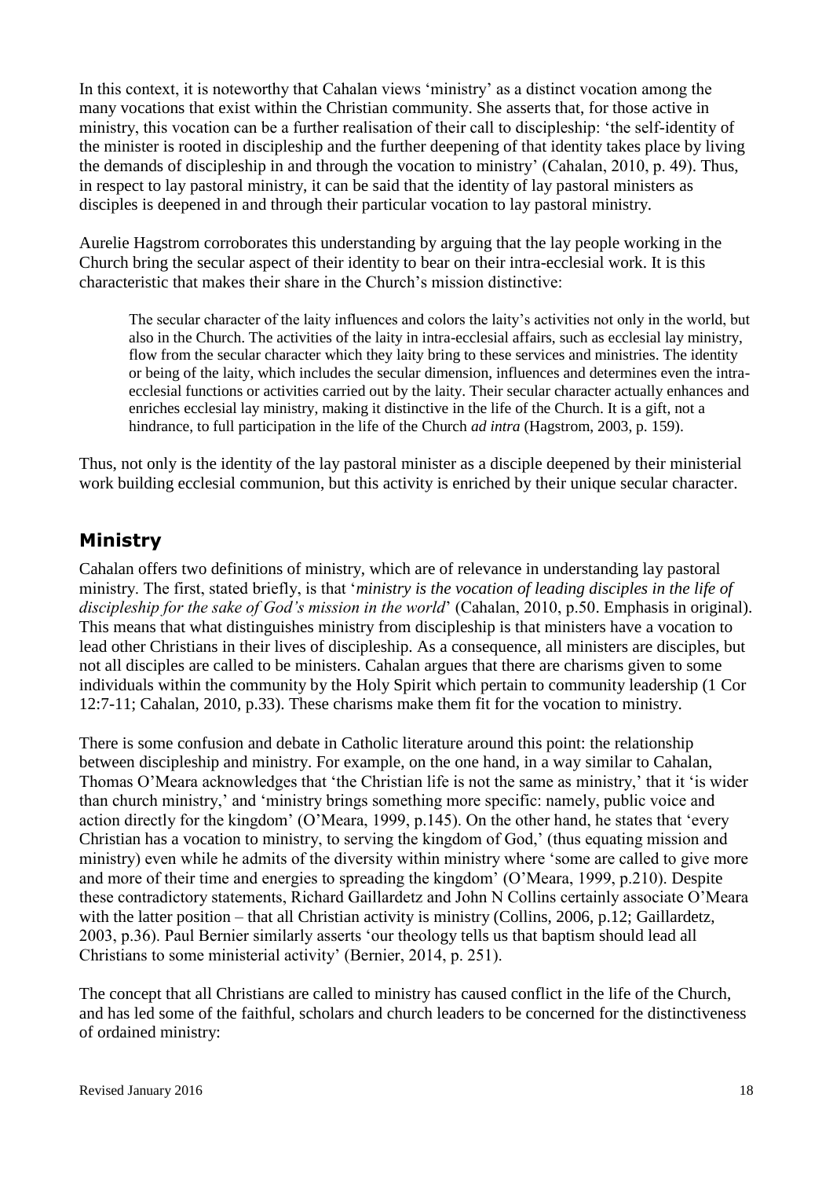In this context, it is noteworthy that Cahalan views 'ministry' as a distinct vocation among the many vocations that exist within the Christian community. She asserts that, for those active in ministry, this vocation can be a further realisation of their call to discipleship: 'the self-identity of the minister is rooted in discipleship and the further deepening of that identity takes place by living the demands of discipleship in and through the vocation to ministry' (Cahalan, 2010, p. 49). Thus, in respect to lay pastoral ministry, it can be said that the identity of lay pastoral ministers as disciples is deepened in and through their particular vocation to lay pastoral ministry.

Aurelie Hagstrom corroborates this understanding by arguing that the lay people working in the Church bring the secular aspect of their identity to bear on their intra-ecclesial work. It is this characteristic that makes their share in the Church's mission distinctive:

> The secular character of the laity influences and colors the laity's activities not only in the world, but also in the Church. The activities of the laity in intra-ecclesial affairs, such as ecclesial lay ministry, flow from the secular character which they laity bring to these services and ministries. The identity or being of the laity, which includes the secular dimension, influences and determines even the intra-ecclesial functions or activities carried out by the laity. Their secular character actually enhances and enriches ecclesial lay ministry, making it distinctive in the life of the Church. It is a gift, not a hindrance, to full participation in the life of the Church *ad intra* (Hagstrom, 2003, p. 159).

Thus, not only is the identity of the lay pastoral minister as a disciple deepened by their ministerial work building ecclesial communion, but this activity is enriched by their unique secular character.

## Ministry

Cahalan offers two definitions of ministry, which are of relevance in understanding lay pastoral ministry. The first, stated briefly, is that '*ministry is the vocation of leading disciples in the life of discipleship for the sake of God's mission in the world*' (Cahalan, 2010, p.50. Emphasis in original). This means that what distinguishes ministry from discipleship is that ministers have a vocation to lead other Christians in their lives of discipleship. As a consequence, all ministers are disciples, but not all disciples are called to be ministers. Cahalan argues that there are charisms given to some individuals within the community by the Holy Spirit which pertain to community leadership (1 Cor 12:7-11; Cahalan, 2010, p.33). These charisms make them fit for the vocation to ministry.

There is some confusion and debate in Catholic literature around this point: the relationship between discipleship and ministry. For example, on the one hand, in a way similar to Cahalan, Thomas O'Meara acknowledges that 'the Christian life is not the same as ministry,' that it 'is wider than church ministry,' and 'ministry brings something more specific: namely, public voice and action directly for the kingdom' (O'Meara, 1999, p.145). On the other hand, he states that 'every Christian has a vocation to ministry, to serving the kingdom of God,' (thus equating mission and ministry) even while he admits of the diversity within ministry where 'some are called to give more and more of their time and energies to spreading the kingdom' (O'Meara, 1999, p.210). Despite these contradictory statements, Richard Gaillardetz and John N Collins certainly associate O'Meara with the latter position – that all Christian activity is ministry (Collins, 2006, p.12; Gaillardetz, 2003, p.36). Paul Bernier similarly asserts 'our theology tells us that baptism should lead all Christians to some ministerial activity' (Bernier, 2014, p. 251).

The concept that all Christians are called to ministry has caused conflict in the life of the Church, and has led some of the faithful, scholars and church leaders to be concerned for the distinctiveness of ordained ministry: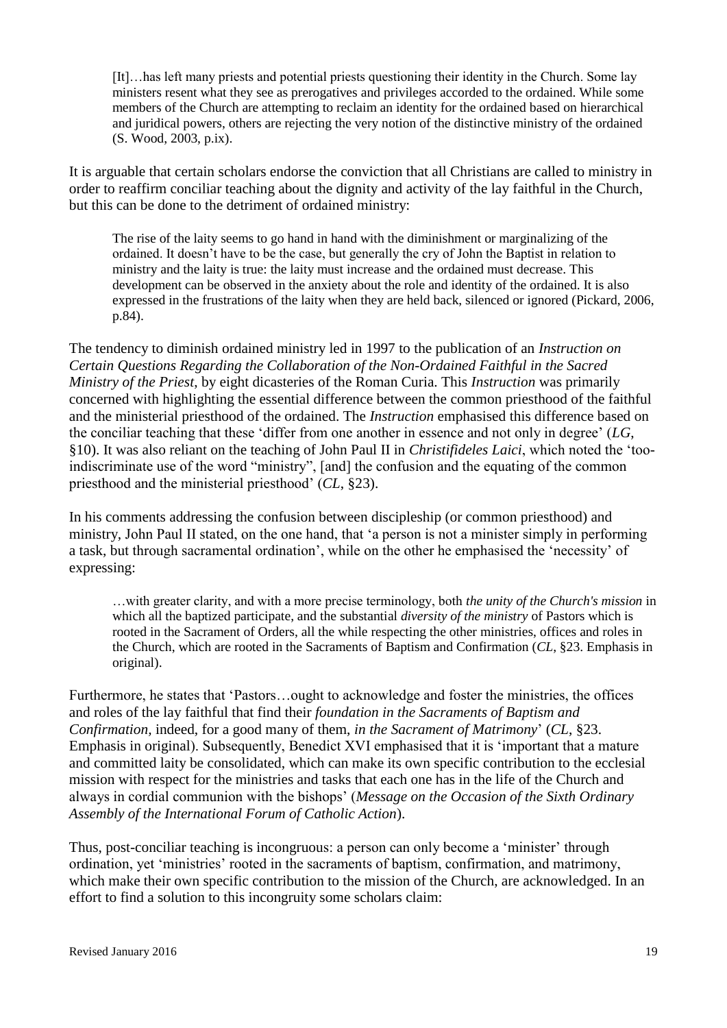> [It]…has left many priests and potential priests questioning their identity in the Church. Some lay ministers resent what they see as prerogatives and privileges accorded to the ordained. While some members of the Church are attempting to reclaim an identity for the ordained based on hierarchical and juridical powers, others are rejecting the very notion of the distinctive ministry of the ordained (S. Wood, 2003, p.ix).

It is arguable that certain scholars endorse the conviction that all Christians are called to ministry in order to reaffirm conciliar teaching about the dignity and activity of the lay faithful in the Church, but this can be done to the detriment of ordained ministry:

> The rise of the laity seems to go hand in hand with the diminishment or marginalizing of the ordained. It doesn't have to be the case, but generally the cry of John the Baptist in relation to ministry and the laity is true: the laity must increase and the ordained must decrease. This development can be observed in the anxiety about the role and identity of the ordained. It is also expressed in the frustrations of the laity when they are held back, silenced or ignored (Pickard, 2006, p.84).

The tendency to diminish ordained ministry led in 1997 to the publication of an *Instruction on Certain Questions Regarding the Collaboration of the Non-Ordained Faithful in the Sacred Ministry of the Priest*, by eight dicasteries of the Roman Curia. This *Instruction* was primarily concerned with highlighting the essential difference between the common priesthood of the faithful and the ministerial priesthood of the ordained. The *Instruction* emphasised this difference based on the conciliar teaching that these 'differ from one another in essence and not only in degree' (*LG*, §10). It was also reliant on the teaching of John Paul II in *Christifideles Laici*, which noted the 'too-indiscriminate use of the word "ministry", [and] the confusion and the equating of the common priesthood and the ministerial priesthood' (*CL*, §23).

In his comments addressing the confusion between discipleship (or common priesthood) and ministry, John Paul II stated, on the one hand, that 'a person is not a minister simply in performing a task, but through sacramental ordination', while on the other he emphasised the 'necessity' of expressing:

> …with greater clarity, and with a more precise terminology, both *the unity of the Church's mission* in which all the baptized participate, and the substantial *diversity of the ministry* of Pastors which is rooted in the Sacrament of Orders, all the while respecting the other ministries, offices and roles in the Church, which are rooted in the Sacraments of Baptism and Confirmation (*CL*, §23. Emphasis in original).

Furthermore, he states that 'Pastors…ought to acknowledge and foster the ministries, the offices and roles of the lay faithful that find their *foundation in the Sacraments of Baptism and Confirmation,* indeed, for a good many of them, *in the Sacrament of Matrimony*' (*CL*, §23. Emphasis in original). Subsequently, Benedict XVI emphasised that it is 'important that a mature and committed laity be consolidated, which can make its own specific contribution to the ecclesial mission with respect for the ministries and tasks that each one has in the life of the Church and always in cordial communion with the bishops' (*Message on the Occasion of the Sixth Ordinary Assembly of the International Forum of Catholic Action*).

Thus, post-conciliar teaching is incongruous: a person can only become a 'minister' through ordination, yet 'ministries' rooted in the sacraments of baptism, confirmation, and matrimony, which make their own specific contribution to the mission of the Church, are acknowledged. In an effort to find a solution to this incongruity some scholars claim: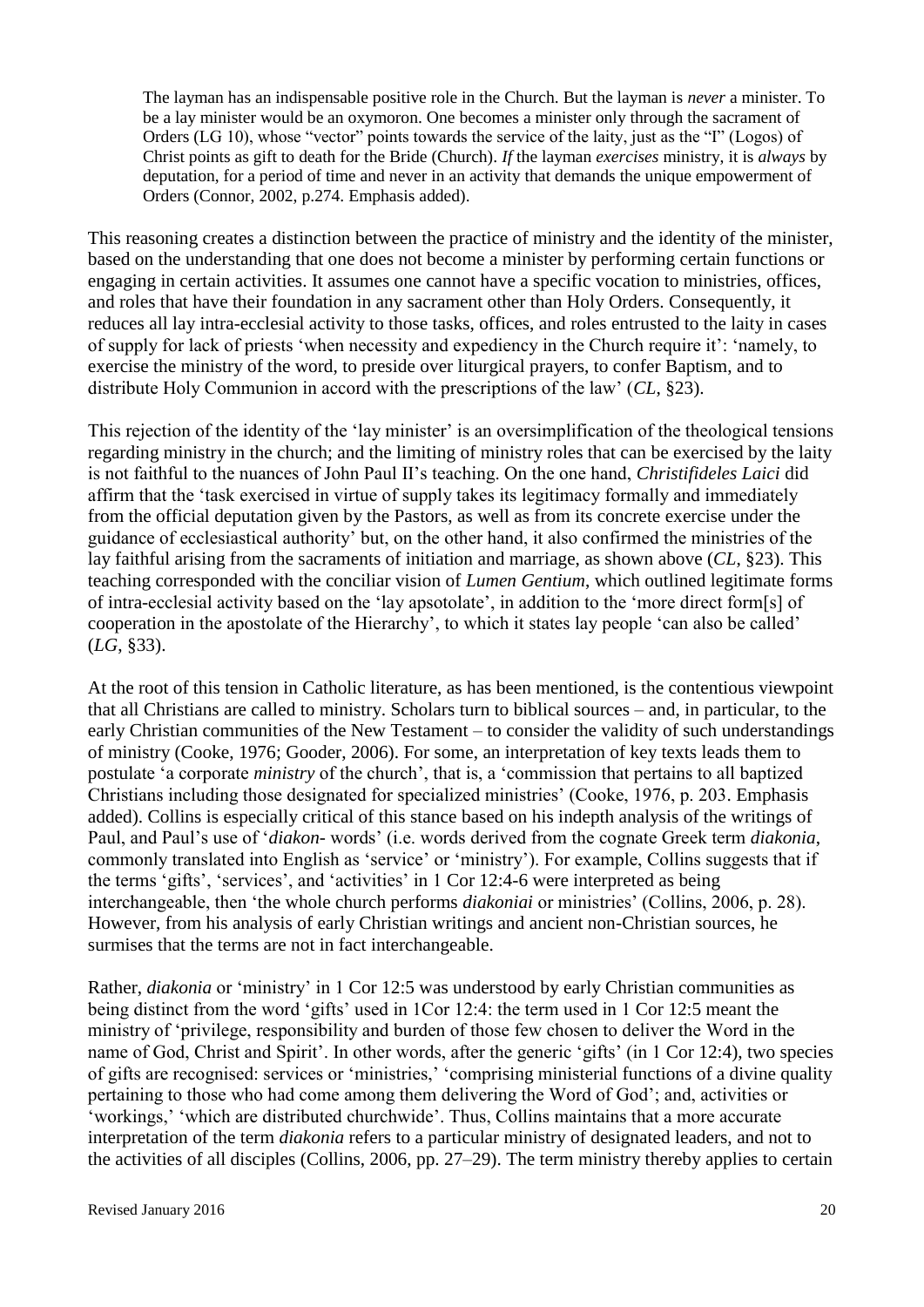> The layman has an indispensable positive role in the Church. But the layman is *never* a minister. To be a lay minister would be an oxymoron. One becomes a minister only through the sacrament of Orders (LG 10), whose "vector" points towards the service of the laity, just as the "I" (Logos) of Christ points as gift to death for the Bride (Church). *If* the layman *exercises* ministry, it is *always* by deputation, for a period of time and never in an activity that demands the unique empowerment of Orders (Connor, 2002, p.274. Emphasis added).

This reasoning creates a distinction between the practice of ministry and the identity of the minister, based on the understanding that one does not become a minister by performing certain functions or engaging in certain activities. It assumes one cannot have a specific vocation to ministries, offices, and roles that have their foundation in any sacrament other than Holy Orders. Consequently, it reduces all lay intra-ecclesial activity to those tasks, offices, and roles entrusted to the laity in cases of supply for lack of priests 'when necessity and expediency in the Church require it': 'namely, to exercise the ministry of the word, to preside over liturgical prayers, to confer Baptism, and to distribute Holy Communion in accord with the prescriptions of the law' (*CL*, §23).

This rejection of the identity of the 'lay minister' is an oversimplification of the theological tensions regarding ministry in the church; and the limiting of ministry roles that can be exercised by the laity is not faithful to the nuances of John Paul II's teaching. On the one hand, *Christifideles Laici* did affirm that the 'task exercised in virtue of supply takes its legitimacy formally and immediately from the official deputation given by the Pastors, as well as from its concrete exercise under the guidance of ecclesiastical authority' but, on the other hand, it also confirmed the ministries of the lay faithful arising from the sacraments of initiation and marriage, as shown above (*CL*, §23). This teaching corresponded with the conciliar vision of *Lumen Gentium*, which outlined legitimate forms of intra-ecclesial activity based on the 'lay apsostolate', in addition to the 'more direct form[s] of cooperation in the apostolate of the Hierarchy', to which it states lay people 'can also be called' (*LG*, §33).

At the root of this tension in Catholic literature, as has been mentioned, is the contentious viewpoint that all Christians are called to ministry. Scholars turn to biblical sources – and, in particular, to the early Christian communities of the New Testament – to consider the validity of such understandings of ministry (Cooke, 1976; Gooder, 2006). For some, an interpretation of key texts leads them to postulate 'a corporate *ministry* of the church', that is, a 'commission that pertains to all baptized Christians including those designated for specialized ministries' (Cooke, 1976, p. 203. Emphasis added). Collins is especially critical of this stance based on his indepth analysis of the writings of Paul, and Paul's use of '*diakon*- words' (i.e. words derived from the cognate Greek term *diakonia*, commonly translated into English as 'service' or 'ministry'). For example, Collins suggests that if the terms 'gifts', 'services', and 'activities' in 1 Cor 12:4-6 were interpreted as being interchangeable, then 'the whole church performs *diakoniai* or ministries' (Collins, 2006, p. 28). However, from his analysis of early Christian writings and ancient non-Christian sources, he surmises that the terms are not in fact interchangeable.

Rather, *diakonia* or 'ministry' in 1 Cor 12:5 was understood by early Christian communities as being distinct from the word 'gifts' used in 1Cor 12:4: the term used in 1 Cor 12:5 meant the ministry of 'privilege, responsibility and burden of those few chosen to deliver the Word in the name of God, Christ and Spirit'. In other words, after the generic 'gifts' (in 1 Cor 12:4), two species of gifts are recognised: services or 'ministries,' 'comprising ministerial functions of a divine quality pertaining to those who had come among them delivering the Word of God'; and, activities or 'workings,' 'which are distributed churchwide'. Thus, Collins maintains that a more accurate interpretation of the term *diakonia* refers to a particular ministry of designated leaders, and not to the activities of all disciples (Collins, 2006, pp. 27–29). The term ministry thereby applies to certain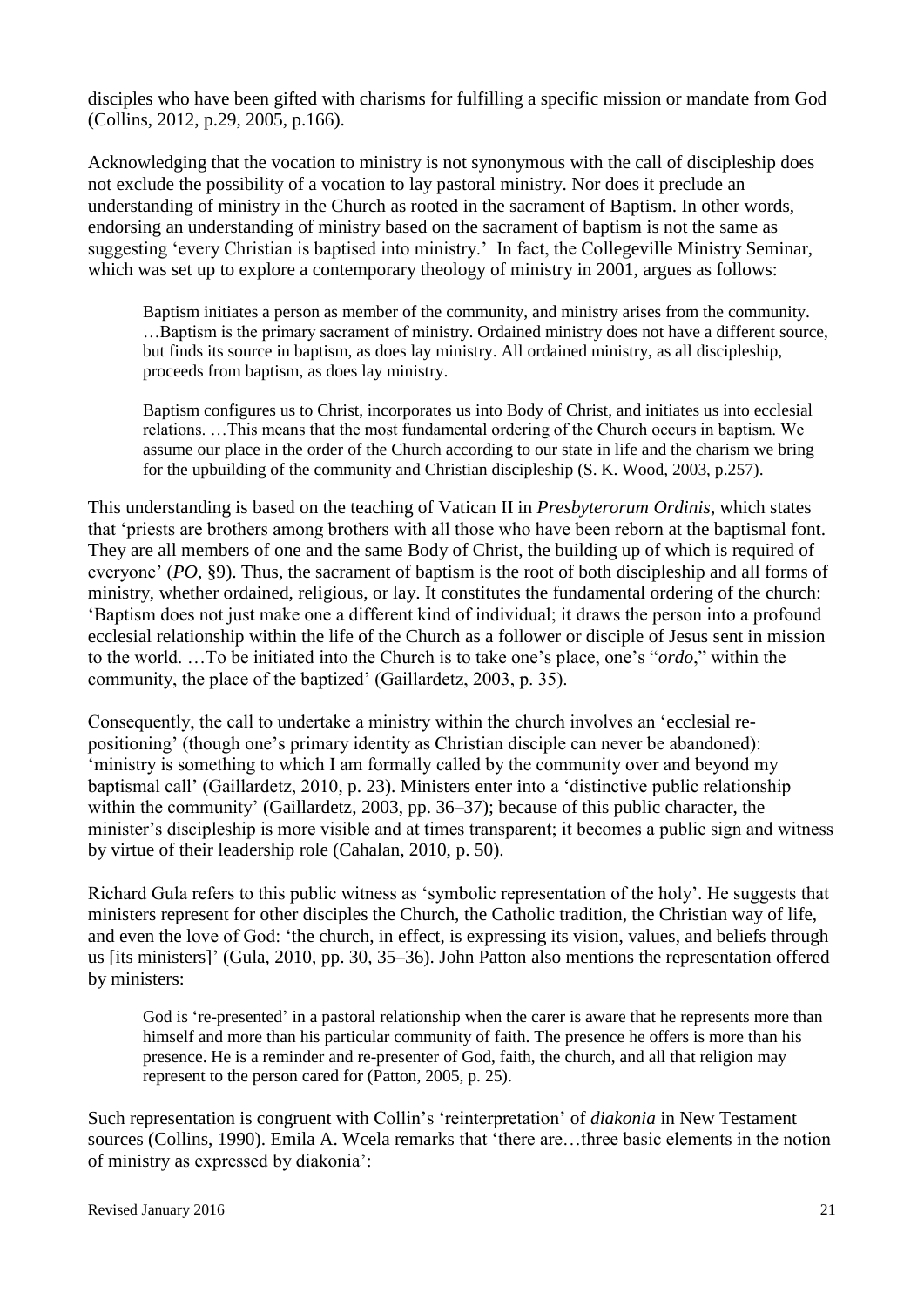disciples who have been gifted with charisms for fulfilling a specific mission or mandate from God (Collins, 2012, p.29, 2005, p.166).

Acknowledging that the vocation to ministry is not synonymous with the call of discipleship does not exclude the possibility of a vocation to lay pastoral ministry. Nor does it preclude an understanding of ministry in the Church as rooted in the sacrament of Baptism. In other words, endorsing an understanding of ministry based on the sacrament of baptism is not the same as suggesting 'every Christian is baptised into ministry.' In fact, the Collegeville Ministry Seminar, which was set up to explore a contemporary theology of ministry in 2001, argues as follows:

> Baptism initiates a person as member of the community, and ministry arises from the community. …Baptism is the primary sacrament of ministry. Ordained ministry does not have a different source, but finds its source in baptism, as does lay ministry. All ordained ministry, as all discipleship, proceeds from baptism, as does lay ministry.
>
> Baptism configures us to Christ, incorporates us into Body of Christ, and initiates us into ecclesial relations. …This means that the most fundamental ordering of the Church occurs in baptism. We assume our place in the order of the Church according to our state in life and the charism we bring for the upbuilding of the community and Christian discipleship (S. K. Wood, 2003, p.257).

This understanding is based on the teaching of Vatican II in *Presbyterorum Ordinis*, which states that 'priests are brothers among brothers with all those who have been reborn at the baptismal font. They are all members of one and the same Body of Christ, the building up of which is required of everyone' (*PO*, §9). Thus, the sacrament of baptism is the root of both discipleship and all forms of ministry, whether ordained, religious, or lay. It constitutes the fundamental ordering of the church: 'Baptism does not just make one a different kind of individual; it draws the person into a profound ecclesial relationship within the life of the Church as a follower or disciple of Jesus sent in mission to the world. …To be initiated into the Church is to take one's place, one's "*ordo*," within the community, the place of the baptized' (Gaillardetz, 2003, p. 35).

Consequently, the call to undertake a ministry within the church involves an 'ecclesial re-positioning' (though one's primary identity as Christian disciple can never be abandoned): 'ministry is something to which I am formally called by the community over and beyond my baptismal call' (Gaillardetz, 2010, p. 23). Ministers enter into a 'distinctive public relationship within the community' (Gaillardetz, 2003, pp. 36–37); because of this public character, the minister's discipleship is more visible and at times transparent; it becomes a public sign and witness by virtue of their leadership role (Cahalan, 2010, p. 50).

Richard Gula refers to this public witness as 'symbolic representation of the holy'. He suggests that ministers represent for other disciples the Church, the Catholic tradition, the Christian way of life, and even the love of God: 'the church, in effect, is expressing its vision, values, and beliefs through us [its ministers]' (Gula, 2010, pp. 30, 35–36). John Patton also mentions the representation offered by ministers:

> God is 're-presented' in a pastoral relationship when the carer is aware that he represents more than himself and more than his particular community of faith. The presence he offers is more than his presence. He is a reminder and re-presenter of God, faith, the church, and all that religion may represent to the person cared for (Patton, 2005, p. 25).

Such representation is congruent with Collin's 'reinterpretation' of *diakonia* in New Testament sources (Collins, 1990). Emila A. Wcela remarks that 'there are…three basic elements in the notion of ministry as expressed by diakonia':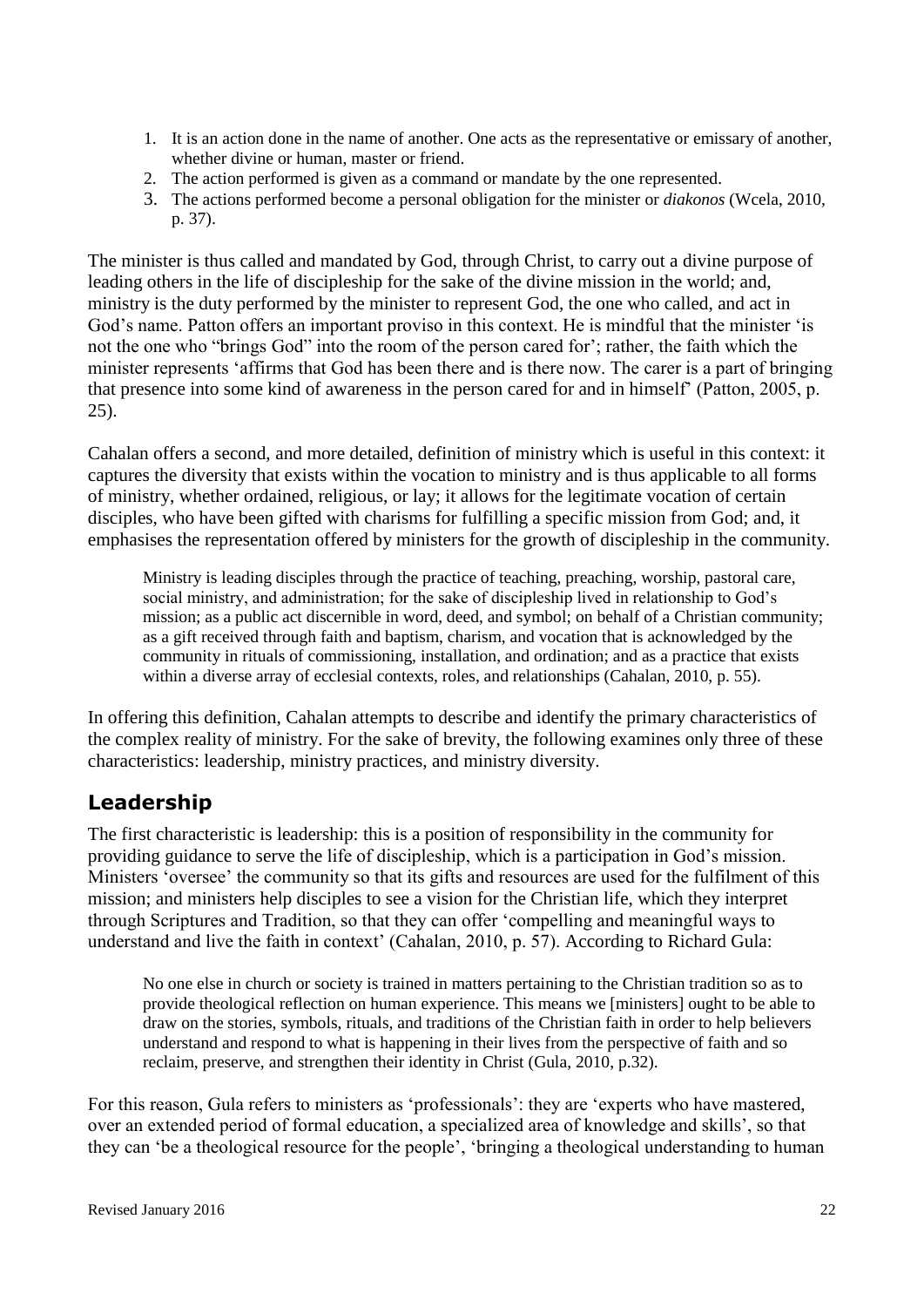1. It is an action done in the name of another. One acts as the representative or emissary of another, whether divine or human, master or friend.
2. The action performed is given as a command or mandate by the one represented.
3. The actions performed become a personal obligation for the minister or *diakonos* (Wcela, 2010, p. 37).

The minister is thus called and mandated by God, through Christ, to carry out a divine purpose of leading others in the life of discipleship for the sake of the divine mission in the world; and, ministry is the duty performed by the minister to represent God, the one who called, and act in God's name. Patton offers an important proviso in this context. He is mindful that the minister 'is not the one who "brings God" into the room of the person cared for'; rather, the faith which the minister represents 'affirms that God has been there and is there now. The carer is a part of bringing that presence into some kind of awareness in the person cared for and in himself' (Patton, 2005, p. 25).

Cahalan offers a second, and more detailed, definition of ministry which is useful in this context: it captures the diversity that exists within the vocation to ministry and is thus applicable to all forms of ministry, whether ordained, religious, or lay; it allows for the legitimate vocation of certain disciples, who have been gifted with charisms for fulfilling a specific mission from God; and, it emphasises the representation offered by ministers for the growth of discipleship in the community.

> Ministry is leading disciples through the practice of teaching, preaching, worship, pastoral care, social ministry, and administration; for the sake of discipleship lived in relationship to God's mission; as a public act discernible in word, deed, and symbol; on behalf of a Christian community; as a gift received through faith and baptism, charism, and vocation that is acknowledged by the community in rituals of commissioning, installation, and ordination; and as a practice that exists within a diverse array of ecclesial contexts, roles, and relationships (Cahalan, 2010, p. 55).

In offering this definition, Cahalan attempts to describe and identify the primary characteristics of the complex reality of ministry. For the sake of brevity, the following examines only three of these characteristics: leadership, ministry practices, and ministry diversity.

## Leadership

The first characteristic is leadership: this is a position of responsibility in the community for providing guidance to serve the life of discipleship, which is a participation in God's mission. Ministers 'oversee' the community so that its gifts and resources are used for the fulfilment of this mission; and ministers help disciples to see a vision for the Christian life, which they interpret through Scriptures and Tradition, so that they can offer 'compelling and meaningful ways to understand and live the faith in context' (Cahalan, 2010, p. 57). According to Richard Gula:

> No one else in church or society is trained in matters pertaining to the Christian tradition so as to provide theological reflection on human experience. This means we [ministers] ought to be able to draw on the stories, symbols, rituals, and traditions of the Christian faith in order to help believers understand and respond to what is happening in their lives from the perspective of faith and so reclaim, preserve, and strengthen their identity in Christ (Gula, 2010, p.32).

For this reason, Gula refers to ministers as 'professionals': they are 'experts who have mastered, over an extended period of formal education, a specialized area of knowledge and skills', so that they can 'be a theological resource for the people', 'bringing a theological understanding to human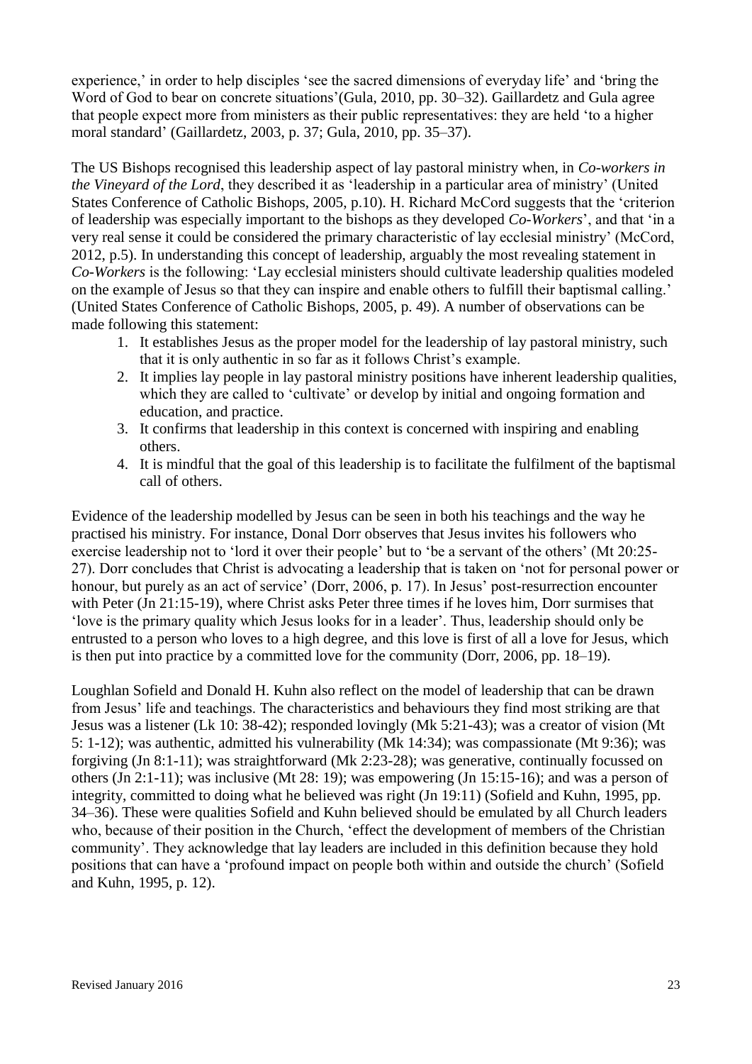experience,' in order to help disciples 'see the sacred dimensions of everyday life' and 'bring the Word of God to bear on concrete situations'(Gula, 2010, pp. 30–32). Gaillardetz and Gula agree that people expect more from ministers as their public representatives: they are held 'to a higher moral standard' (Gaillardetz, 2003, p. 37; Gula, 2010, pp. 35–37).

The US Bishops recognised this leadership aspect of lay pastoral ministry when, in *Co-workers in the Vineyard of the Lord*, they described it as 'leadership in a particular area of ministry' (United States Conference of Catholic Bishops, 2005, p.10). H. Richard McCord suggests that the 'criterion of leadership was especially important to the bishops as they developed *Co-Workers*', and that 'in a very real sense it could be considered the primary characteristic of lay ecclesial ministry' (McCord, 2012, p.5). In understanding this concept of leadership, arguably the most revealing statement in *Co-Workers* is the following: 'Lay ecclesial ministers should cultivate leadership qualities modeled on the example of Jesus so that they can inspire and enable others to fulfill their baptismal calling.' (United States Conference of Catholic Bishops, 2005, p. 49). A number of observations can be made following this statement:

1. It establishes Jesus as the proper model for the leadership of lay pastoral ministry, such that it is only authentic in so far as it follows Christ's example.
2. It implies lay people in lay pastoral ministry positions have inherent leadership qualities, which they are called to 'cultivate' or develop by initial and ongoing formation and education, and practice.
3. It confirms that leadership in this context is concerned with inspiring and enabling others.
4. It is mindful that the goal of this leadership is to facilitate the fulfilment of the baptismal call of others.

Evidence of the leadership modelled by Jesus can be seen in both his teachings and the way he practised his ministry. For instance, Donal Dorr observes that Jesus invites his followers who exercise leadership not to 'lord it over their people' but to 'be a servant of the others' (Mt 20:25-27). Dorr concludes that Christ is advocating a leadership that is taken on 'not for personal power or honour, but purely as an act of service' (Dorr, 2006, p. 17). In Jesus' post-resurrection encounter with Peter (Jn 21:15-19), where Christ asks Peter three times if he loves him, Dorr surmises that 'love is the primary quality which Jesus looks for in a leader'. Thus, leadership should only be entrusted to a person who loves to a high degree, and this love is first of all a love for Jesus, which is then put into practice by a committed love for the community (Dorr, 2006, pp. 18–19).

Loughlan Sofield and Donald H. Kuhn also reflect on the model of leadership that can be drawn from Jesus' life and teachings. The characteristics and behaviours they find most striking are that Jesus was a listener (Lk 10: 38-42); responded lovingly (Mk 5:21-43); was a creator of vision (Mt 5: 1-12); was authentic, admitted his vulnerability (Mk 14:34); was compassionate (Mt 9:36); was forgiving (Jn 8:1-11); was straightforward (Mk 2:23-28); was generative, continually focussed on others (Jn 2:1-11); was inclusive (Mt 28: 19); was empowering (Jn 15:15-16); and was a person of integrity, committed to doing what he believed was right (Jn 19:11) (Sofield and Kuhn, 1995, pp. 34–36). These were qualities Sofield and Kuhn believed should be emulated by all Church leaders who, because of their position in the Church, 'effect the development of members of the Christian community'. They acknowledge that lay leaders are included in this definition because they hold positions that can have a 'profound impact on people both within and outside the church' (Sofield and Kuhn, 1995, p. 12).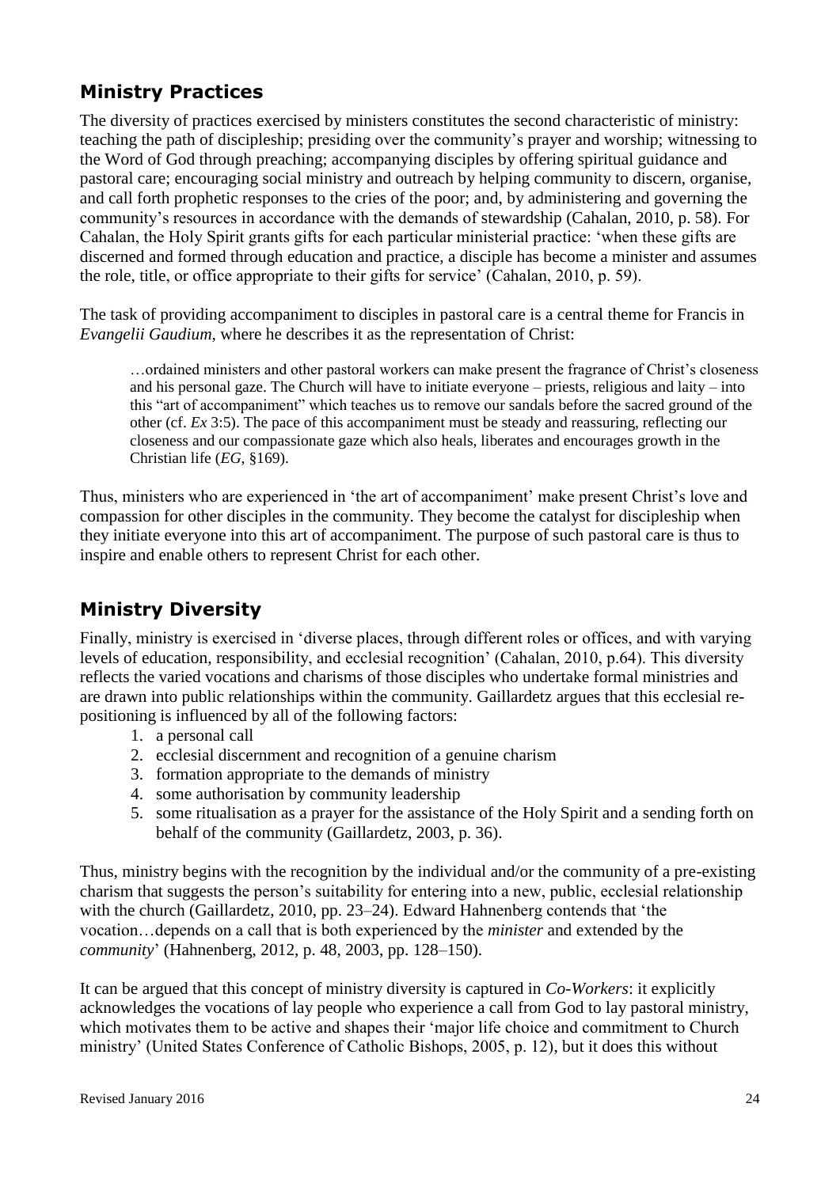## Ministry Practices

The diversity of practices exercised by ministers constitutes the second characteristic of ministry: teaching the path of discipleship; presiding over the community's prayer and worship; witnessing to the Word of God through preaching; accompanying disciples by offering spiritual guidance and pastoral care; encouraging social ministry and outreach by helping community to discern, organise, and call forth prophetic responses to the cries of the poor; and, by administering and governing the community's resources in accordance with the demands of stewardship (Cahalan, 2010, p. 58). For Cahalan, the Holy Spirit grants gifts for each particular ministerial practice: 'when these gifts are discerned and formed through education and practice, a disciple has become a minister and assumes the role, title, or office appropriate to their gifts for service' (Cahalan, 2010, p. 59).

The task of providing accompaniment to disciples in pastoral care is a central theme for Francis in *Evangelii Gaudium*, where he describes it as the representation of Christ:

> …ordained ministers and other pastoral workers can make present the fragrance of Christ's closeness and his personal gaze. The Church will have to initiate everyone – priests, religious and laity – into this "art of accompaniment" which teaches us to remove our sandals before the sacred ground of the other (cf. *Ex* 3:5). The pace of this accompaniment must be steady and reassuring, reflecting our closeness and our compassionate gaze which also heals, liberates and encourages growth in the Christian life (*EG*, §169).

Thus, ministers who are experienced in 'the art of accompaniment' make present Christ's love and compassion for other disciples in the community. They become the catalyst for discipleship when they initiate everyone into this art of accompaniment. The purpose of such pastoral care is thus to inspire and enable others to represent Christ for each other.

## Ministry Diversity

Finally, ministry is exercised in 'diverse places, through different roles or offices, and with varying levels of education, responsibility, and ecclesial recognition' (Cahalan, 2010, p.64). This diversity reflects the varied vocations and charisms of those disciples who undertake formal ministries and are drawn into public relationships within the community. Gaillardetz argues that this ecclesial re-positioning is influenced by all of the following factors:

1. a personal call
2. ecclesial discernment and recognition of a genuine charism
3. formation appropriate to the demands of ministry
4. some authorisation by community leadership
5. some ritualisation as a prayer for the assistance of the Holy Spirit and a sending forth on behalf of the community (Gaillardetz, 2003, p. 36).

Thus, ministry begins with the recognition by the individual and/or the community of a pre-existing charism that suggests the person's suitability for entering into a new, public, ecclesial relationship with the church (Gaillardetz, 2010, pp. 23–24). Edward Hahnenberg contends that 'the vocation…depends on a call that is both experienced by the *minister* and extended by the *community*' (Hahnenberg, 2012, p. 48, 2003, pp. 128–150).

It can be argued that this concept of ministry diversity is captured in *Co-Workers*: it explicitly acknowledges the vocations of lay people who experience a call from God to lay pastoral ministry, which motivates them to be active and shapes their 'major life choice and commitment to Church ministry' (United States Conference of Catholic Bishops, 2005, p. 12), but it does this without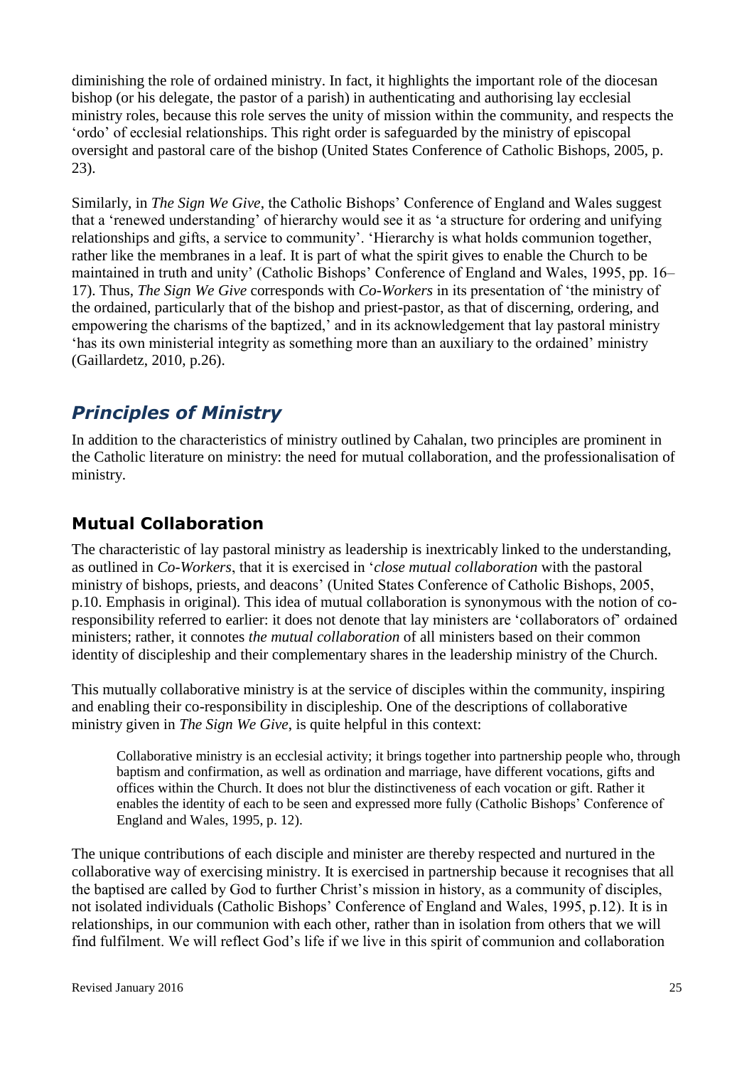diminishing the role of ordained ministry. In fact, it highlights the important role of the diocesan bishop (or his delegate, the pastor of a parish) in authenticating and authorising lay ecclesial ministry roles, because this role serves the unity of mission within the community, and respects the 'ordo' of ecclesial relationships. This right order is safeguarded by the ministry of episcopal oversight and pastoral care of the bishop (United States Conference of Catholic Bishops, 2005, p. 23).

Similarly, in *The Sign We Give*, the Catholic Bishops' Conference of England and Wales suggest that a 'renewed understanding' of hierarchy would see it as 'a structure for ordering and unifying relationships and gifts, a service to community'. 'Hierarchy is what holds communion together, rather like the membranes in a leaf. It is part of what the spirit gives to enable the Church to be maintained in truth and unity' (Catholic Bishops' Conference of England and Wales, 1995, pp. 16–17). Thus, *The Sign We Give* corresponds with *Co-Workers* in its presentation of 'the ministry of the ordained, particularly that of the bishop and priest-pastor, as that of discerning, ordering, and empowering the charisms of the baptized,' and in its acknowledgement that lay pastoral ministry 'has its own ministerial integrity as something more than an auxiliary to the ordained' ministry (Gaillardetz, 2010, p.26).

## *Principles of Ministry*

In addition to the characteristics of ministry outlined by Cahalan, two principles are prominent in the Catholic literature on ministry: the need for mutual collaboration, and the professionalisation of ministry.

### Mutual Collaboration

The characteristic of lay pastoral ministry as leadership is inextricably linked to the understanding, as outlined in *Co-Workers*, that it is exercised in '*close mutual collaboration* with the pastoral ministry of bishops, priests, and deacons' (United States Conference of Catholic Bishops, 2005, p.10. Emphasis in original). This idea of mutual collaboration is synonymous with the notion of co-responsibility referred to earlier: it does not denote that lay ministers are 'collaborators of' ordained ministers; rather, it connotes *the mutual collaboration* of all ministers based on their common identity of discipleship and their complementary shares in the leadership ministry of the Church.

This mutually collaborative ministry is at the service of disciples within the community, inspiring and enabling their co-responsibility in discipleship. One of the descriptions of collaborative ministry given in *The Sign We Give*, is quite helpful in this context:

> Collaborative ministry is an ecclesial activity; it brings together into partnership people who, through baptism and confirmation, as well as ordination and marriage, have different vocations, gifts and offices within the Church. It does not blur the distinctiveness of each vocation or gift. Rather it enables the identity of each to be seen and expressed more fully (Catholic Bishops' Conference of England and Wales, 1995, p. 12).

The unique contributions of each disciple and minister are thereby respected and nurtured in the collaborative way of exercising ministry. It is exercised in partnership because it recognises that all the baptised are called by God to further Christ's mission in history, as a community of disciples, not isolated individuals (Catholic Bishops' Conference of England and Wales, 1995, p.12). It is in relationships, in our communion with each other, rather than in isolation from others that we will find fulfilment. We will reflect God's life if we live in this spirit of communion and collaboration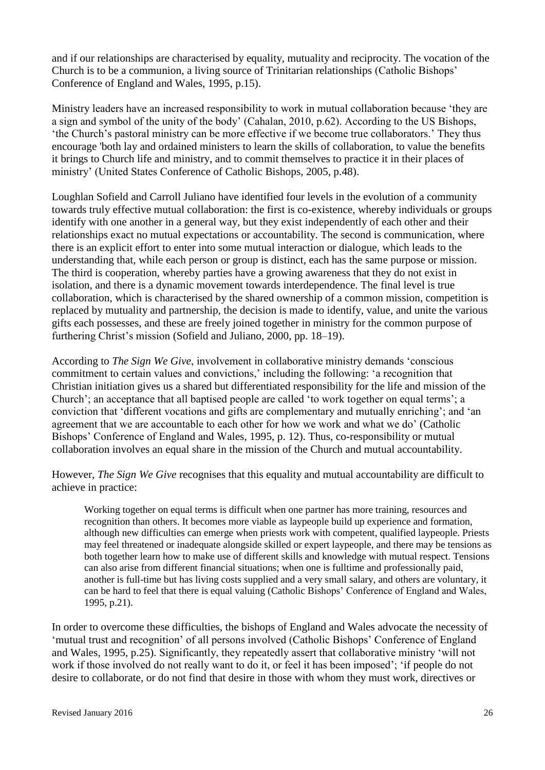and if our relationships are characterised by equality, mutuality and reciprocity. The vocation of the Church is to be a communion, a living source of Trinitarian relationships (Catholic Bishops' Conference of England and Wales, 1995, p.15).

Ministry leaders have an increased responsibility to work in mutual collaboration because 'they are a sign and symbol of the unity of the body' (Cahalan, 2010, p.62). According to the US Bishops, 'the Church's pastoral ministry can be more effective if we become true collaborators.' They thus encourage 'both lay and ordained ministers to learn the skills of collaboration, to value the benefits it brings to Church life and ministry, and to commit themselves to practice it in their places of ministry' (United States Conference of Catholic Bishops, 2005, p.48).

Loughlan Sofield and Carroll Juliano have identified four levels in the evolution of a community towards truly effective mutual collaboration: the first is co-existence, whereby individuals or groups identify with one another in a general way, but they exist independently of each other and their relationships exact no mutual expectations or accountability. The second is communication, where there is an explicit effort to enter into some mutual interaction or dialogue, which leads to the understanding that, while each person or group is distinct, each has the same purpose or mission. The third is cooperation, whereby parties have a growing awareness that they do not exist in isolation, and there is a dynamic movement towards interdependence. The final level is true collaboration, which is characterised by the shared ownership of a common mission, competition is replaced by mutuality and partnership, the decision is made to identify, value, and unite the various gifts each possesses, and these are freely joined together in ministry for the common purpose of furthering Christ's mission (Sofield and Juliano, 2000, pp. 18–19).

According to *The Sign We Give*, involvement in collaborative ministry demands 'conscious commitment to certain values and convictions,' including the following: 'a recognition that Christian initiation gives us a shared but differentiated responsibility for the life and mission of the Church'; an acceptance that all baptised people are called 'to work together on equal terms'; a conviction that 'different vocations and gifts are complementary and mutually enriching'; and 'an agreement that we are accountable to each other for how we work and what we do' (Catholic Bishops' Conference of England and Wales, 1995, p. 12). Thus, co-responsibility or mutual collaboration involves an equal share in the mission of the Church and mutual accountability.

However, *The Sign We Give* recognises that this equality and mutual accountability are difficult to achieve in practice:

> Working together on equal terms is difficult when one partner has more training, resources and recognition than others. It becomes more viable as laypeople build up experience and formation, although new difficulties can emerge when priests work with competent, qualified laypeople. Priests may feel threatened or inadequate alongside skilled or expert laypeople, and there may be tensions as both together learn how to make use of different skills and knowledge with mutual respect. Tensions can also arise from different financial situations; when one is fulltime and professionally paid, another is full-time but has living costs supplied and a very small salary, and others are voluntary, it can be hard to feel that there is equal valuing (Catholic Bishops' Conference of England and Wales, 1995, p.21).

In order to overcome these difficulties, the bishops of England and Wales advocate the necessity of 'mutual trust and recognition' of all persons involved (Catholic Bishops' Conference of England and Wales, 1995, p.25). Significantly, they repeatedly assert that collaborative ministry 'will not work if those involved do not really want to do it, or feel it has been imposed'; 'if people do not desire to collaborate, or do not find that desire in those with whom they must work, directives or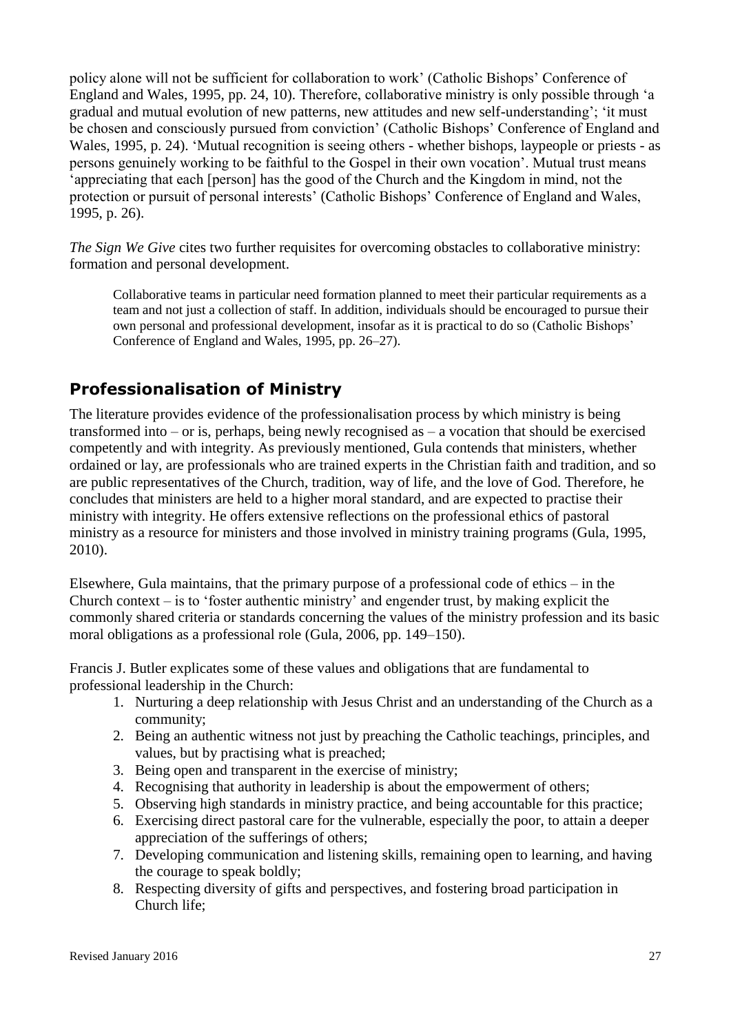policy alone will not be sufficient for collaboration to work' (Catholic Bishops' Conference of England and Wales, 1995, pp. 24, 10). Therefore, collaborative ministry is only possible through 'a gradual and mutual evolution of new patterns, new attitudes and new self-understanding'; 'it must be chosen and consciously pursued from conviction' (Catholic Bishops' Conference of England and Wales, 1995, p. 24). 'Mutual recognition is seeing others - whether bishops, laypeople or priests - as persons genuinely working to be faithful to the Gospel in their own vocation'. Mutual trust means 'appreciating that each [person] has the good of the Church and the Kingdom in mind, not the protection or pursuit of personal interests' (Catholic Bishops' Conference of England and Wales, 1995, p. 26).

*The Sign We Give* cites two further requisites for overcoming obstacles to collaborative ministry: formation and personal development.

> Collaborative teams in particular need formation planned to meet their particular requirements as a team and not just a collection of staff. In addition, individuals should be encouraged to pursue their own personal and professional development, insofar as it is practical to do so (Catholic Bishops' Conference of England and Wales, 1995, pp. 26–27).

## Professionalisation of Ministry

The literature provides evidence of the professionalisation process by which ministry is being transformed into – or is, perhaps, being newly recognised as – a vocation that should be exercised competently and with integrity. As previously mentioned, Gula contends that ministers, whether ordained or lay, are professionals who are trained experts in the Christian faith and tradition, and so are public representatives of the Church, tradition, way of life, and the love of God. Therefore, he concludes that ministers are held to a higher moral standard, and are expected to practise their ministry with integrity. He offers extensive reflections on the professional ethics of pastoral ministry as a resource for ministers and those involved in ministry training programs (Gula, 1995, 2010).

Elsewhere, Gula maintains, that the primary purpose of a professional code of ethics – in the Church context – is to 'foster authentic ministry' and engender trust, by making explicit the commonly shared criteria or standards concerning the values of the ministry profession and its basic moral obligations as a professional role (Gula, 2006, pp. 149–150).

Francis J. Butler explicates some of these values and obligations that are fundamental to professional leadership in the Church:

1. Nurturing a deep relationship with Jesus Christ and an understanding of the Church as a community;
2. Being an authentic witness not just by preaching the Catholic teachings, principles, and values, but by practising what is preached;
3. Being open and transparent in the exercise of ministry;
4. Recognising that authority in leadership is about the empowerment of others;
5. Observing high standards in ministry practice, and being accountable for this practice;
6. Exercising direct pastoral care for the vulnerable, especially the poor, to attain a deeper appreciation of the sufferings of others;
7. Developing communication and listening skills, remaining open to learning, and having the courage to speak boldly;
8. Respecting diversity of gifts and perspectives, and fostering broad participation in Church life;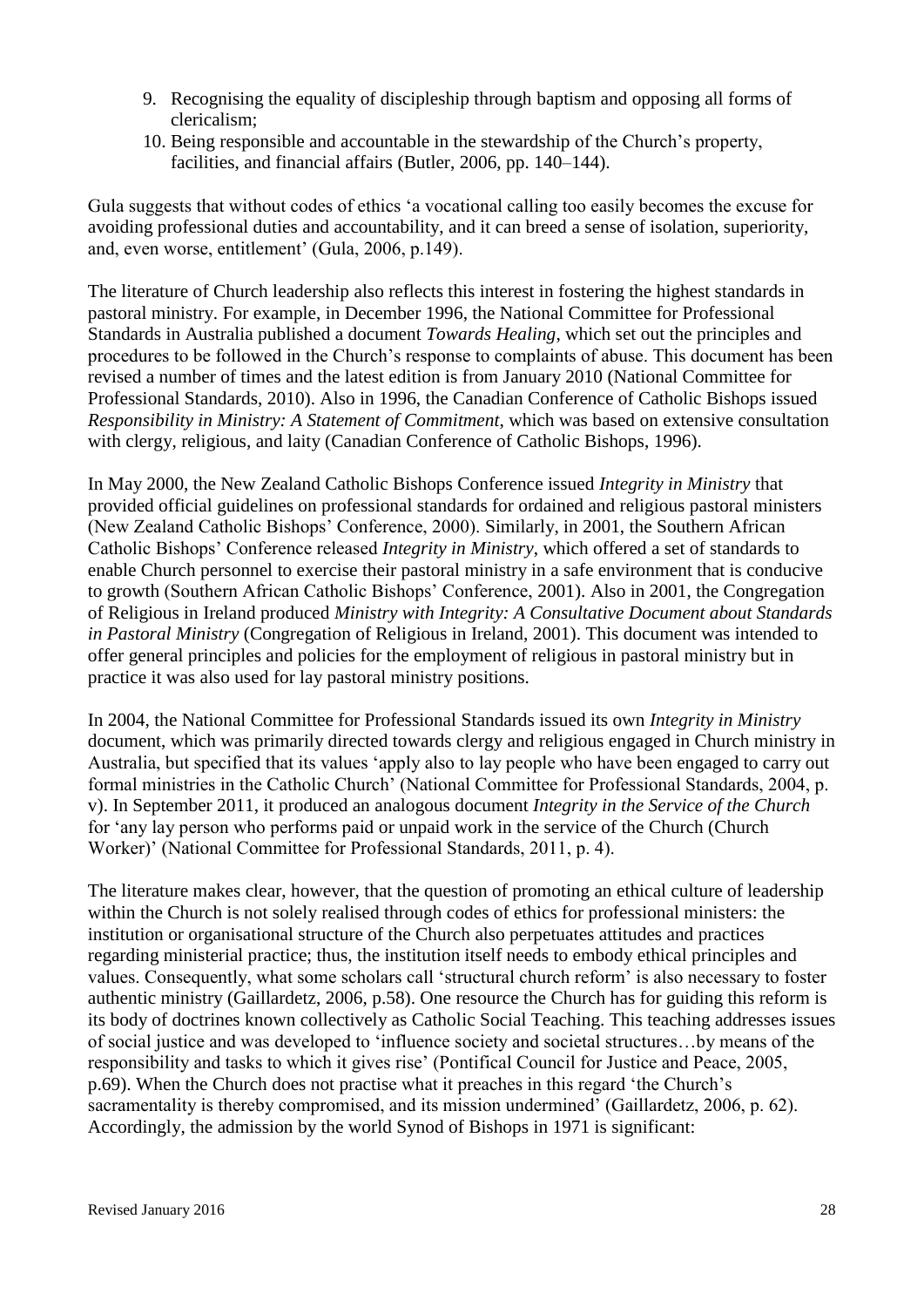9. Recognising the equality of discipleship through baptism and opposing all forms of clericalism;
10. Being responsible and accountable in the stewardship of the Church's property, facilities, and financial affairs (Butler, 2006, pp. 140–144).

Gula suggests that without codes of ethics 'a vocational calling too easily becomes the excuse for avoiding professional duties and accountability, and it can breed a sense of isolation, superiority, and, even worse, entitlement' (Gula, 2006, p.149).

The literature of Church leadership also reflects this interest in fostering the highest standards in pastoral ministry. For example, in December 1996, the National Committee for Professional Standards in Australia published a document *Towards Healing*, which set out the principles and procedures to be followed in the Church's response to complaints of abuse. This document has been revised a number of times and the latest edition is from January 2010 (National Committee for Professional Standards, 2010). Also in 1996, the Canadian Conference of Catholic Bishops issued *Responsibility in Ministry: A Statement of Commitment*, which was based on extensive consultation with clergy, religious, and laity (Canadian Conference of Catholic Bishops, 1996).

In May 2000, the New Zealand Catholic Bishops Conference issued *Integrity in Ministry* that provided official guidelines on professional standards for ordained and religious pastoral ministers (New Zealand Catholic Bishops' Conference, 2000). Similarly, in 2001, the Southern African Catholic Bishops' Conference released *Integrity in Ministry*, which offered a set of standards to enable Church personnel to exercise their pastoral ministry in a safe environment that is conducive to growth (Southern African Catholic Bishops' Conference, 2001). Also in 2001, the Congregation of Religious in Ireland produced *Ministry with Integrity: A Consultative Document about Standards in Pastoral Ministry* (Congregation of Religious in Ireland, 2001). This document was intended to offer general principles and policies for the employment of religious in pastoral ministry but in practice it was also used for lay pastoral ministry positions.

In 2004, the National Committee for Professional Standards issued its own *Integrity in Ministry* document, which was primarily directed towards clergy and religious engaged in Church ministry in Australia, but specified that its values 'apply also to lay people who have been engaged to carry out formal ministries in the Catholic Church' (National Committee for Professional Standards, 2004, p. v). In September 2011, it produced an analogous document *Integrity in the Service of the Church* for 'any lay person who performs paid or unpaid work in the service of the Church (Church Worker)' (National Committee for Professional Standards, 2011, p. 4).

The literature makes clear, however, that the question of promoting an ethical culture of leadership within the Church is not solely realised through codes of ethics for professional ministers: the institution or organisational structure of the Church also perpetuates attitudes and practices regarding ministerial practice; thus, the institution itself needs to embody ethical principles and values. Consequently, what some scholars call 'structural church reform' is also necessary to foster authentic ministry (Gaillardetz, 2006, p.58). One resource the Church has for guiding this reform is its body of doctrines known collectively as Catholic Social Teaching. This teaching addresses issues of social justice and was developed to 'influence society and societal structures…by means of the responsibility and tasks to which it gives rise' (Pontifical Council for Justice and Peace, 2005, p.69). When the Church does not practise what it preaches in this regard 'the Church's sacramentality is thereby compromised, and its mission undermined' (Gaillardetz, 2006, p. 62). Accordingly, the admission by the world Synod of Bishops in 1971 is significant: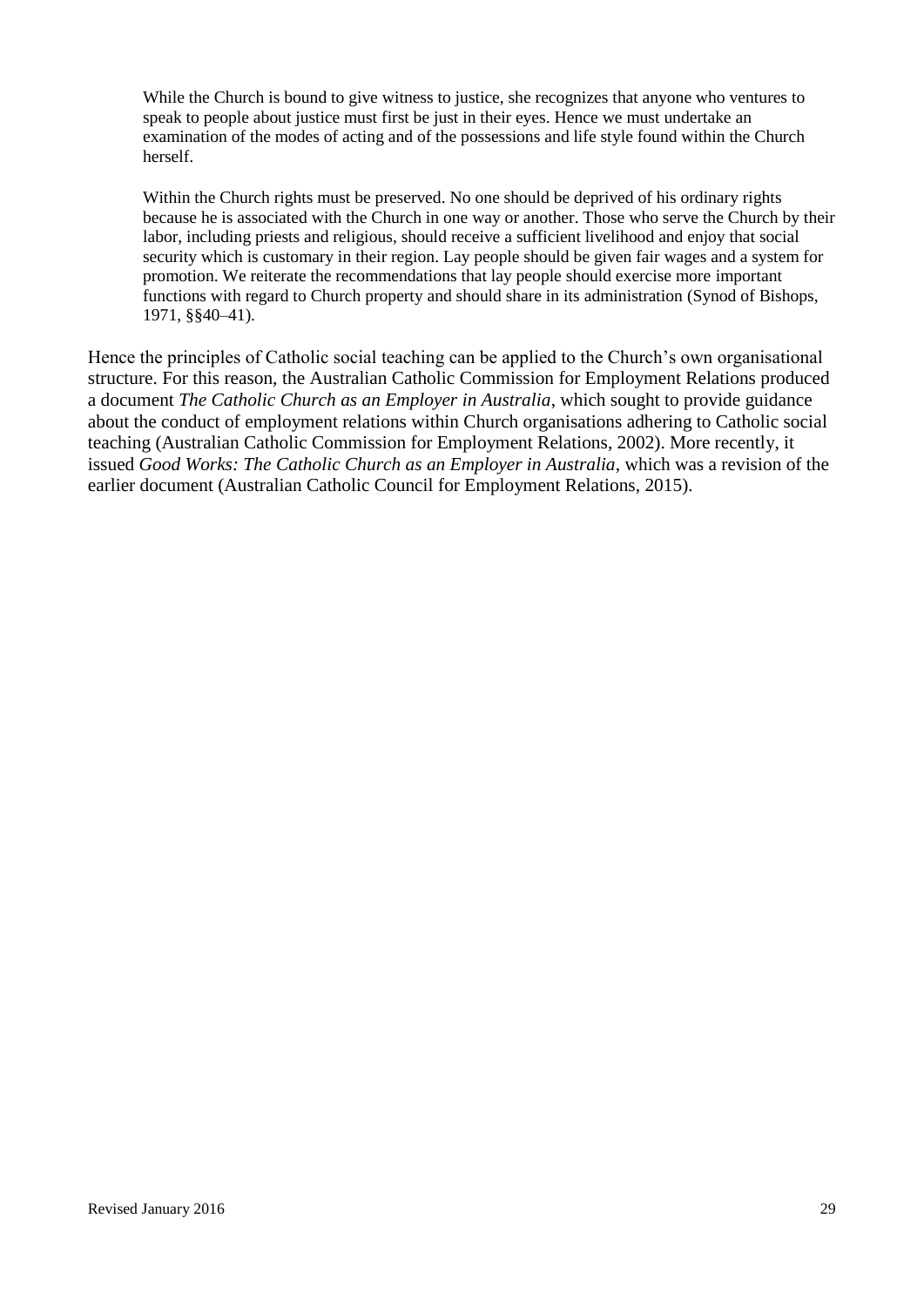> While the Church is bound to give witness to justice, she recognizes that anyone who ventures to speak to people about justice must first be just in their eyes. Hence we must undertake an examination of the modes of acting and of the possessions and life style found within the Church herself.
>
> Within the Church rights must be preserved. No one should be deprived of his ordinary rights because he is associated with the Church in one way or another. Those who serve the Church by their labor, including priests and religious, should receive a sufficient livelihood and enjoy that social security which is customary in their region. Lay people should be given fair wages and a system for promotion. We reiterate the recommendations that lay people should exercise more important functions with regard to Church property and should share in its administration (Synod of Bishops, 1971, §§40–41).

Hence the principles of Catholic social teaching can be applied to the Church's own organisational structure. For this reason, the Australian Catholic Commission for Employment Relations produced a document *The Catholic Church as an Employer in Australia*, which sought to provide guidance about the conduct of employment relations within Church organisations adhering to Catholic social teaching (Australian Catholic Commission for Employment Relations, 2002). More recently, it issued *Good Works: The Catholic Church as an Employer in Australia*, which was a revision of the earlier document (Australian Catholic Council for Employment Relations, 2015).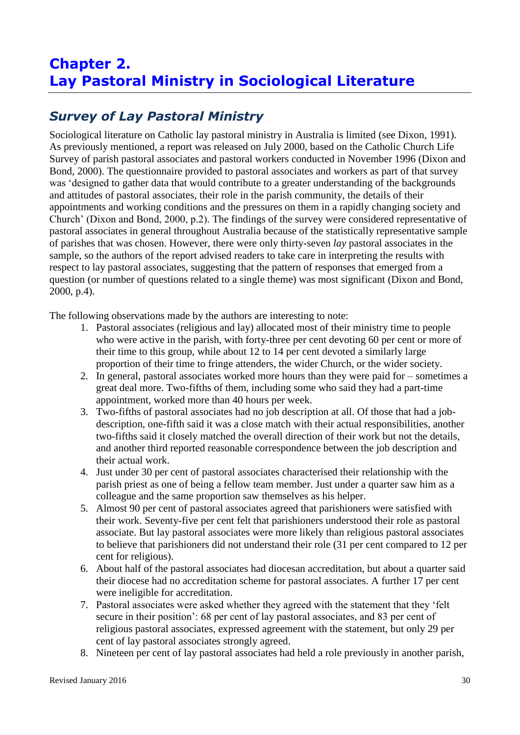# Chapter 2.
# Lay Pastoral Ministry in Sociological Literature

## *Survey of Lay Pastoral Ministry*

Sociological literature on Catholic lay pastoral ministry in Australia is limited (see Dixon, 1991). As previously mentioned, a report was released on July 2000, based on the Catholic Church Life Survey of parish pastoral associates and pastoral workers conducted in November 1996 (Dixon and Bond, 2000). The questionnaire provided to pastoral associates and workers as part of that survey was 'designed to gather data that would contribute to a greater understanding of the backgrounds and attitudes of pastoral associates, their role in the parish community, the details of their appointments and working conditions and the pressures on them in a rapidly changing society and Church' (Dixon and Bond, 2000, p.2). The findings of the survey were considered representative of pastoral associates in general throughout Australia because of the statistically representative sample of parishes that was chosen. However, there were only thirty-seven *lay* pastoral associates in the sample, so the authors of the report advised readers to take care in interpreting the results with respect to lay pastoral associates, suggesting that the pattern of responses that emerged from a question (or number of questions related to a single theme) was most significant (Dixon and Bond, 2000, p.4).

The following observations made by the authors are interesting to note:

1. Pastoral associates (religious and lay) allocated most of their ministry time to people who were active in the parish, with forty-three per cent devoting 60 per cent or more of their time to this group, while about 12 to 14 per cent devoted a similarly large proportion of their time to fringe attenders, the wider Church, or the wider society.
2. In general, pastoral associates worked more hours than they were paid for – sometimes a great deal more. Two-fifths of them, including some who said they had a part-time appointment, worked more than 40 hours per week.
3. Two-fifths of pastoral associates had no job description at all. Of those that had a job-description, one-fifth said it was a close match with their actual responsibilities, another two-fifths said it closely matched the overall direction of their work but not the details, and another third reported reasonable correspondence between the job description and their actual work.
4. Just under 30 per cent of pastoral associates characterised their relationship with the parish priest as one of being a fellow team member. Just under a quarter saw him as a colleague and the same proportion saw themselves as his helper.
5. Almost 90 per cent of pastoral associates agreed that parishioners were satisfied with their work. Seventy-five per cent felt that parishioners understood their role as pastoral associate. But lay pastoral associates were more likely than religious pastoral associates to believe that parishioners did not understand their role (31 per cent compared to 12 per cent for religious).
6. About half of the pastoral associates had diocesan accreditation, but about a quarter said their diocese had no accreditation scheme for pastoral associates. A further 17 per cent were ineligible for accreditation.
7. Pastoral associates were asked whether they agreed with the statement that they 'felt secure in their position': 68 per cent of lay pastoral associates, and 83 per cent of religious pastoral associates, expressed agreement with the statement, but only 29 per cent of lay pastoral associates strongly agreed.
8. Nineteen per cent of lay pastoral associates had held a role previously in another parish,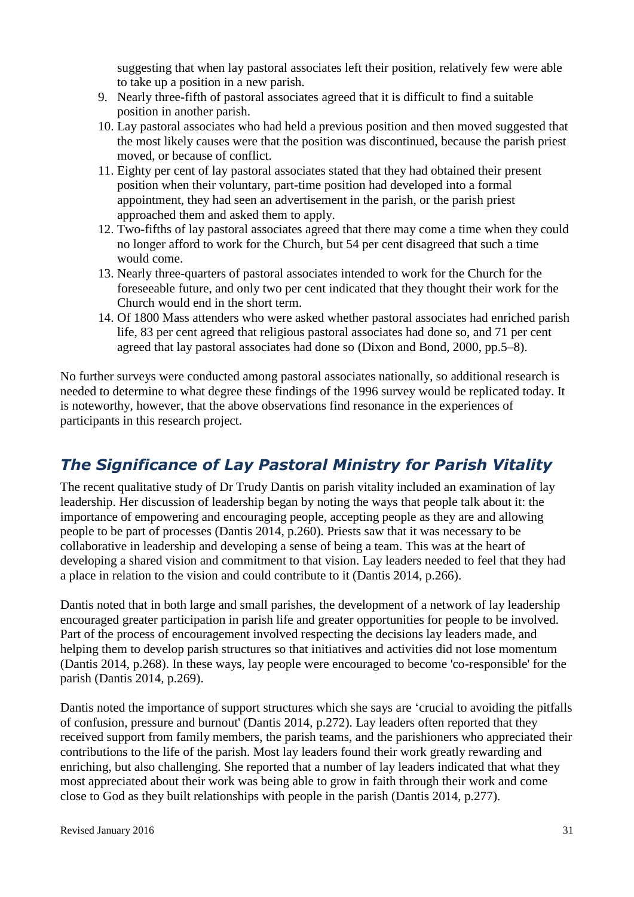suggesting that when lay pastoral associates left their position, relatively few were able to take up a position in a new parish.

9. Nearly three-fifth of pastoral associates agreed that it is difficult to find a suitable position in another parish.
10. Lay pastoral associates who had held a previous position and then moved suggested that the most likely causes were that the position was discontinued, because the parish priest moved, or because of conflict.
11. Eighty per cent of lay pastoral associates stated that they had obtained their present position when their voluntary, part-time position had developed into a formal appointment, they had seen an advertisement in the parish, or the parish priest approached them and asked them to apply.
12. Two-fifths of lay pastoral associates agreed that there may come a time when they could no longer afford to work for the Church, but 54 per cent disagreed that such a time would come.
13. Nearly three-quarters of pastoral associates intended to work for the Church for the foreseeable future, and only two per cent indicated that they thought their work for the Church would end in the short term.
14. Of 1800 Mass attenders who were asked whether pastoral associates had enriched parish life, 83 per cent agreed that religious pastoral associates had done so, and 71 per cent agreed that lay pastoral associates had done so (Dixon and Bond, 2000, pp.5–8).

No further surveys were conducted among pastoral associates nationally, so additional research is needed to determine to what degree these findings of the 1996 survey would be replicated today. It is noteworthy, however, that the above observations find resonance in the experiences of participants in this research project.

## *The Significance of Lay Pastoral Ministry for Parish Vitality*

The recent qualitative study of Dr Trudy Dantis on parish vitality included an examination of lay leadership. Her discussion of leadership began by noting the ways that people talk about it: the importance of empowering and encouraging people, accepting people as they are and allowing people to be part of processes (Dantis 2014, p.260). Priests saw that it was necessary to be collaborative in leadership and developing a sense of being a team. This was at the heart of developing a shared vision and commitment to that vision. Lay leaders needed to feel that they had a place in relation to the vision and could contribute to it (Dantis 2014, p.266).

Dantis noted that in both large and small parishes, the development of a network of lay leadership encouraged greater participation in parish life and greater opportunities for people to be involved. Part of the process of encouragement involved respecting the decisions lay leaders made, and helping them to develop parish structures so that initiatives and activities did not lose momentum (Dantis 2014, p.268). In these ways, lay people were encouraged to become 'co-responsible' for the parish (Dantis 2014, p.269).

Dantis noted the importance of support structures which she says are 'crucial to avoiding the pitfalls of confusion, pressure and burnout' (Dantis 2014, p.272). Lay leaders often reported that they received support from family members, the parish teams, and the parishioners who appreciated their contributions to the life of the parish. Most lay leaders found their work greatly rewarding and enriching, but also challenging. She reported that a number of lay leaders indicated that what they most appreciated about their work was being able to grow in faith through their work and come close to God as they built relationships with people in the parish (Dantis 2014, p.277).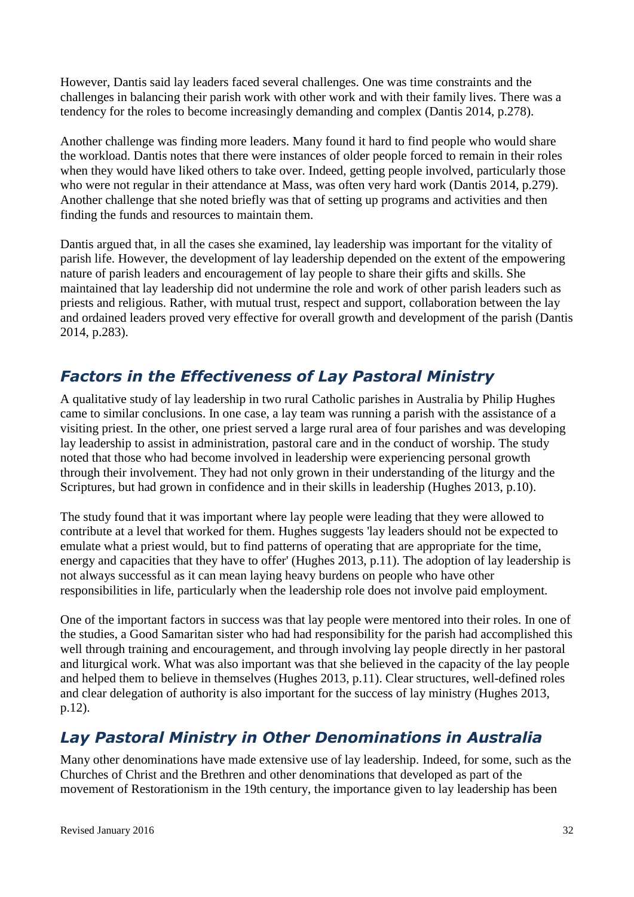However, Dantis said lay leaders faced several challenges. One was time constraints and the challenges in balancing their parish work with other work and with their family lives. There was a tendency for the roles to become increasingly demanding and complex (Dantis 2014, p.278).

Another challenge was finding more leaders. Many found it hard to find people who would share the workload. Dantis notes that there were instances of older people forced to remain in their roles when they would have liked others to take over. Indeed, getting people involved, particularly those who were not regular in their attendance at Mass, was often very hard work (Dantis 2014, p.279). Another challenge that she noted briefly was that of setting up programs and activities and then finding the funds and resources to maintain them.

Dantis argued that, in all the cases she examined, lay leadership was important for the vitality of parish life. However, the development of lay leadership depended on the extent of the empowering nature of parish leaders and encouragement of lay people to share their gifts and skills. She maintained that lay leadership did not undermine the role and work of other parish leaders such as priests and religious. Rather, with mutual trust, respect and support, collaboration between the lay and ordained leaders proved very effective for overall growth and development of the parish (Dantis 2014, p.283).

## *Factors in the Effectiveness of Lay Pastoral Ministry*

A qualitative study of lay leadership in two rural Catholic parishes in Australia by Philip Hughes came to similar conclusions. In one case, a lay team was running a parish with the assistance of a visiting priest. In the other, one priest served a large rural area of four parishes and was developing lay leadership to assist in administration, pastoral care and in the conduct of worship. The study noted that those who had become involved in leadership were experiencing personal growth through their involvement. They had not only grown in their understanding of the liturgy and the Scriptures, but had grown in confidence and in their skills in leadership (Hughes 2013, p.10).

The study found that it was important where lay people were leading that they were allowed to contribute at a level that worked for them. Hughes suggests 'lay leaders should not be expected to emulate what a priest would, but to find patterns of operating that are appropriate for the time, energy and capacities that they have to offer' (Hughes 2013, p.11). The adoption of lay leadership is not always successful as it can mean laying heavy burdens on people who have other responsibilities in life, particularly when the leadership role does not involve paid employment.

One of the important factors in success was that lay people were mentored into their roles. In one of the studies, a Good Samaritan sister who had had responsibility for the parish had accomplished this well through training and encouragement, and through involving lay people directly in her pastoral and liturgical work. What was also important was that she believed in the capacity of the lay people and helped them to believe in themselves (Hughes 2013, p.11). Clear structures, well-defined roles and clear delegation of authority is also important for the success of lay ministry (Hughes 2013, p.12).

## *Lay Pastoral Ministry in Other Denominations in Australia*

Many other denominations have made extensive use of lay leadership. Indeed, for some, such as the Churches of Christ and the Brethren and other denominations that developed as part of the movement of Restorationism in the 19th century, the importance given to lay leadership has been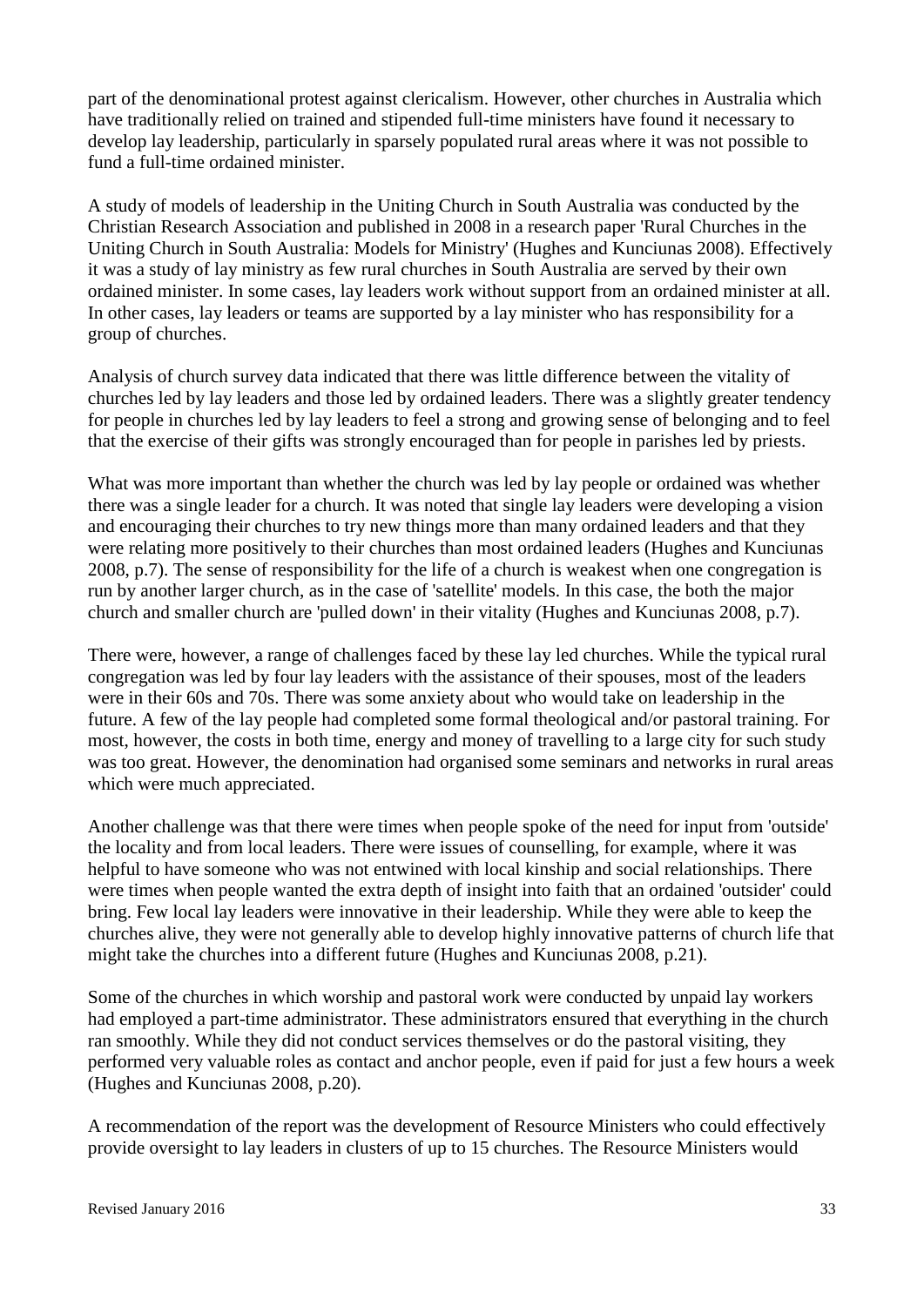part of the denominational protest against clericalism. However, other churches in Australia which have traditionally relied on trained and stipended full-time ministers have found it necessary to develop lay leadership, particularly in sparsely populated rural areas where it was not possible to fund a full-time ordained minister.

A study of models of leadership in the Uniting Church in South Australia was conducted by the Christian Research Association and published in 2008 in a research paper 'Rural Churches in the Uniting Church in South Australia: Models for Ministry' (Hughes and Kunciunas 2008). Effectively it was a study of lay ministry as few rural churches in South Australia are served by their own ordained minister. In some cases, lay leaders work without support from an ordained minister at all. In other cases, lay leaders or teams are supported by a lay minister who has responsibility for a group of churches.

Analysis of church survey data indicated that there was little difference between the vitality of churches led by lay leaders and those led by ordained leaders. There was a slightly greater tendency for people in churches led by lay leaders to feel a strong and growing sense of belonging and to feel that the exercise of their gifts was strongly encouraged than for people in parishes led by priests.

What was more important than whether the church was led by lay people or ordained was whether there was a single leader for a church. It was noted that single lay leaders were developing a vision and encouraging their churches to try new things more than many ordained leaders and that they were relating more positively to their churches than most ordained leaders (Hughes and Kunciunas 2008, p.7). The sense of responsibility for the life of a church is weakest when one congregation is run by another larger church, as in the case of 'satellite' models. In this case, the both the major church and smaller church are 'pulled down' in their vitality (Hughes and Kunciunas 2008, p.7).

There were, however, a range of challenges faced by these lay led churches. While the typical rural congregation was led by four lay leaders with the assistance of their spouses, most of the leaders were in their 60s and 70s. There was some anxiety about who would take on leadership in the future. A few of the lay people had completed some formal theological and/or pastoral training. For most, however, the costs in both time, energy and money of travelling to a large city for such study was too great. However, the denomination had organised some seminars and networks in rural areas which were much appreciated.

Another challenge was that there were times when people spoke of the need for input from 'outside' the locality and from local leaders. There were issues of counselling, for example, where it was helpful to have someone who was not entwined with local kinship and social relationships. There were times when people wanted the extra depth of insight into faith that an ordained 'outsider' could bring. Few local lay leaders were innovative in their leadership. While they were able to keep the churches alive, they were not generally able to develop highly innovative patterns of church life that might take the churches into a different future (Hughes and Kunciunas 2008, p.21).

Some of the churches in which worship and pastoral work were conducted by unpaid lay workers had employed a part-time administrator. These administrators ensured that everything in the church ran smoothly. While they did not conduct services themselves or do the pastoral visiting, they performed very valuable roles as contact and anchor people, even if paid for just a few hours a week (Hughes and Kunciunas 2008, p.20).

A recommendation of the report was the development of Resource Ministers who could effectively provide oversight to lay leaders in clusters of up to 15 churches. The Resource Ministers would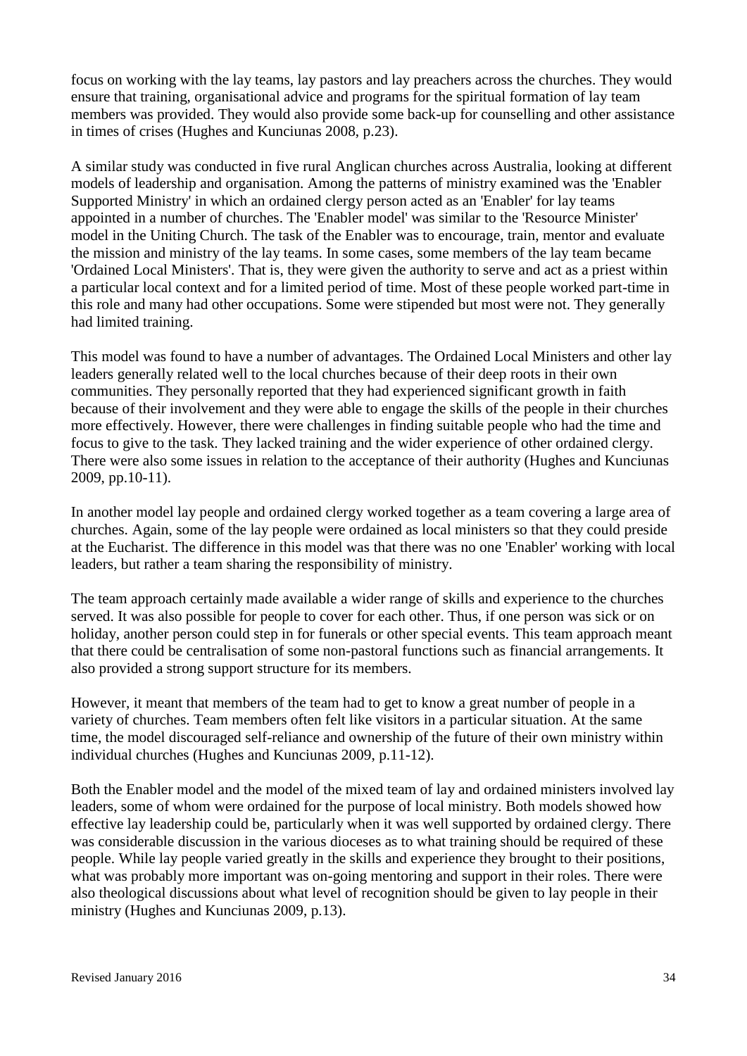focus on working with the lay teams, lay pastors and lay preachers across the churches. They would ensure that training, organisational advice and programs for the spiritual formation of lay team members was provided. They would also provide some back-up for counselling and other assistance in times of crises (Hughes and Kunciunas 2008, p.23).

A similar study was conducted in five rural Anglican churches across Australia, looking at different models of leadership and organisation. Among the patterns of ministry examined was the 'Enabler Supported Ministry' in which an ordained clergy person acted as an 'Enabler' for lay teams appointed in a number of churches. The 'Enabler model' was similar to the 'Resource Minister' model in the Uniting Church. The task of the Enabler was to encourage, train, mentor and evaluate the mission and ministry of the lay teams. In some cases, some members of the lay team became 'Ordained Local Ministers'. That is, they were given the authority to serve and act as a priest within a particular local context and for a limited period of time. Most of these people worked part-time in this role and many had other occupations. Some were stipended but most were not. They generally had limited training.

This model was found to have a number of advantages. The Ordained Local Ministers and other lay leaders generally related well to the local churches because of their deep roots in their own communities. They personally reported that they had experienced significant growth in faith because of their involvement and they were able to engage the skills of the people in their churches more effectively. However, there were challenges in finding suitable people who had the time and focus to give to the task. They lacked training and the wider experience of other ordained clergy. There were also some issues in relation to the acceptance of their authority (Hughes and Kunciunas 2009, pp.10-11).

In another model lay people and ordained clergy worked together as a team covering a large area of churches. Again, some of the lay people were ordained as local ministers so that they could preside at the Eucharist. The difference in this model was that there was no one 'Enabler' working with local leaders, but rather a team sharing the responsibility of ministry.

The team approach certainly made available a wider range of skills and experience to the churches served. It was also possible for people to cover for each other. Thus, if one person was sick or on holiday, another person could step in for funerals or other special events. This team approach meant that there could be centralisation of some non-pastoral functions such as financial arrangements. It also provided a strong support structure for its members.

However, it meant that members of the team had to get to know a great number of people in a variety of churches. Team members often felt like visitors in a particular situation. At the same time, the model discouraged self-reliance and ownership of the future of their own ministry within individual churches (Hughes and Kunciunas 2009, p.11-12).

Both the Enabler model and the model of the mixed team of lay and ordained ministers involved lay leaders, some of whom were ordained for the purpose of local ministry. Both models showed how effective lay leadership could be, particularly when it was well supported by ordained clergy. There was considerable discussion in the various dioceses as to what training should be required of these people. While lay people varied greatly in the skills and experience they brought to their positions, what was probably more important was on-going mentoring and support in their roles. There were also theological discussions about what level of recognition should be given to lay people in their ministry (Hughes and Kunciunas 2009, p.13).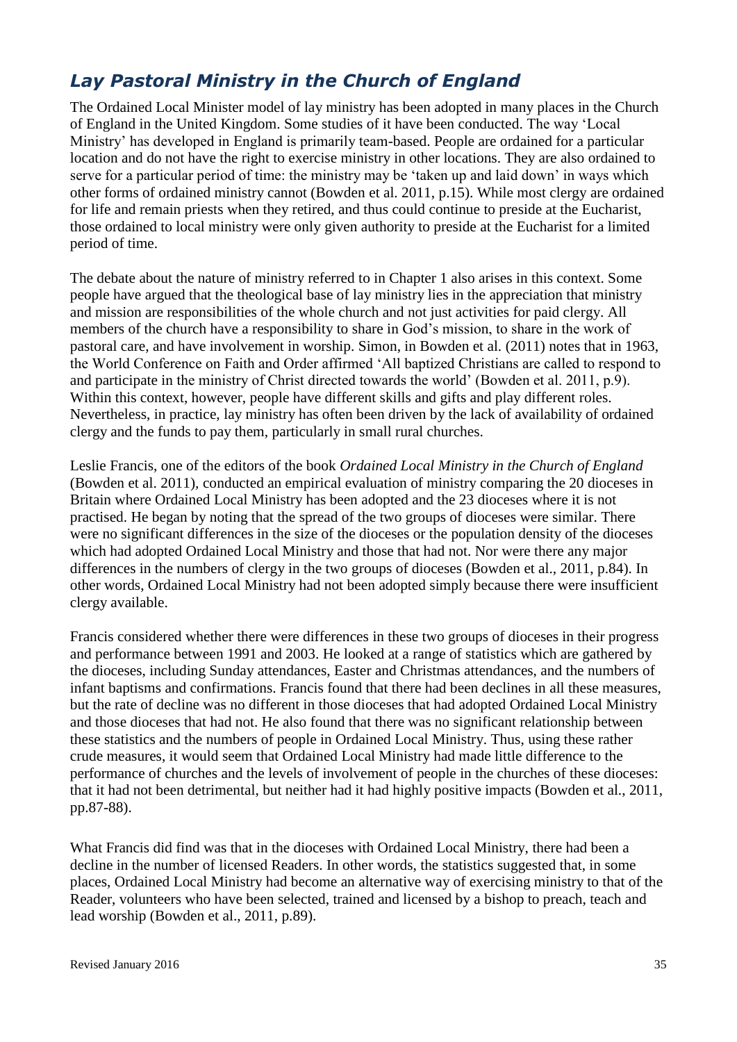## *Lay Pastoral Ministry in the Church of England*

The Ordained Local Minister model of lay ministry has been adopted in many places in the Church of England in the United Kingdom. Some studies of it have been conducted. The way 'Local Ministry' has developed in England is primarily team-based. People are ordained for a particular location and do not have the right to exercise ministry in other locations. They are also ordained to serve for a particular period of time: the ministry may be 'taken up and laid down' in ways which other forms of ordained ministry cannot (Bowden et al. 2011, p.15). While most clergy are ordained for life and remain priests when they retired, and thus could continue to preside at the Eucharist, those ordained to local ministry were only given authority to preside at the Eucharist for a limited period of time.

The debate about the nature of ministry referred to in Chapter 1 also arises in this context. Some people have argued that the theological base of lay ministry lies in the appreciation that ministry and mission are responsibilities of the whole church and not just activities for paid clergy. All members of the church have a responsibility to share in God's mission, to share in the work of pastoral care, and have involvement in worship. Simon, in Bowden et al. (2011) notes that in 1963, the World Conference on Faith and Order affirmed 'All baptized Christians are called to respond to and participate in the ministry of Christ directed towards the world' (Bowden et al. 2011, p.9). Within this context, however, people have different skills and gifts and play different roles. Nevertheless, in practice, lay ministry has often been driven by the lack of availability of ordained clergy and the funds to pay them, particularly in small rural churches.

Leslie Francis, one of the editors of the book *Ordained Local Ministry in the Church of England* (Bowden et al. 2011), conducted an empirical evaluation of ministry comparing the 20 dioceses in Britain where Ordained Local Ministry has been adopted and the 23 dioceses where it is not practised. He began by noting that the spread of the two groups of dioceses were similar. There were no significant differences in the size of the dioceses or the population density of the dioceses which had adopted Ordained Local Ministry and those that had not. Nor were there any major differences in the numbers of clergy in the two groups of dioceses (Bowden et al., 2011, p.84). In other words, Ordained Local Ministry had not been adopted simply because there were insufficient clergy available.

Francis considered whether there were differences in these two groups of dioceses in their progress and performance between 1991 and 2003. He looked at a range of statistics which are gathered by the dioceses, including Sunday attendances, Easter and Christmas attendances, and the numbers of infant baptisms and confirmations. Francis found that there had been declines in all these measures, but the rate of decline was no different in those dioceses that had adopted Ordained Local Ministry and those dioceses that had not. He also found that there was no significant relationship between these statistics and the numbers of people in Ordained Local Ministry. Thus, using these rather crude measures, it would seem that Ordained Local Ministry had made little difference to the performance of churches and the levels of involvement of people in the churches of these dioceses: that it had not been detrimental, but neither had it had highly positive impacts (Bowden et al., 2011, pp.87-88).

What Francis did find was that in the dioceses with Ordained Local Ministry, there had been a decline in the number of licensed Readers. In other words, the statistics suggested that, in some places, Ordained Local Ministry had become an alternative way of exercising ministry to that of the Reader, volunteers who have been selected, trained and licensed by a bishop to preach, teach and lead worship (Bowden et al., 2011, p.89).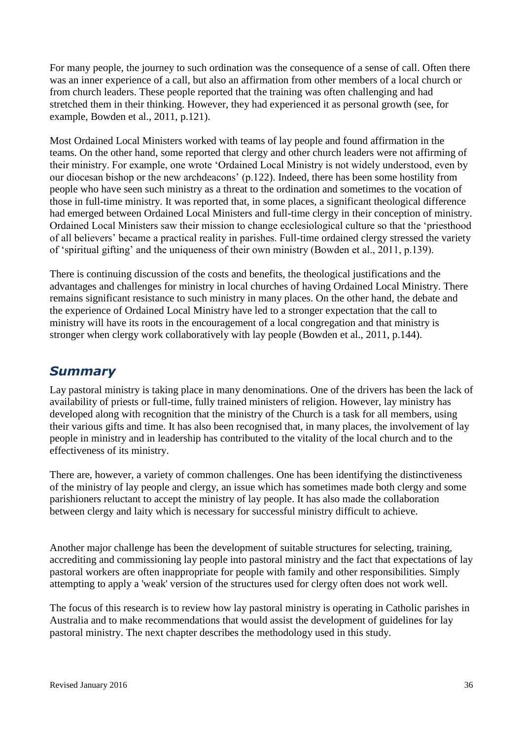For many people, the journey to such ordination was the consequence of a sense of call. Often there was an inner experience of a call, but also an affirmation from other members of a local church or from church leaders. These people reported that the training was often challenging and had stretched them in their thinking. However, they had experienced it as personal growth (see, for example, Bowden et al., 2011, p.121).

Most Ordained Local Ministers worked with teams of lay people and found affirmation in the teams. On the other hand, some reported that clergy and other church leaders were not affirming of their ministry. For example, one wrote 'Ordained Local Ministry is not widely understood, even by our diocesan bishop or the new archdeacons' (p.122). Indeed, there has been some hostility from people who have seen such ministry as a threat to the ordination and sometimes to the vocation of those in full-time ministry. It was reported that, in some places, a significant theological difference had emerged between Ordained Local Ministers and full-time clergy in their conception of ministry. Ordained Local Ministers saw their mission to change ecclesiological culture so that the 'priesthood of all believers' became a practical reality in parishes. Full-time ordained clergy stressed the variety of 'spiritual gifting' and the uniqueness of their own ministry (Bowden et al., 2011, p.139).

There is continuing discussion of the costs and benefits, the theological justifications and the advantages and challenges for ministry in local churches of having Ordained Local Ministry. There remains significant resistance to such ministry in many places. On the other hand, the debate and the experience of Ordained Local Ministry have led to a stronger expectation that the call to ministry will have its roots in the encouragement of a local congregation and that ministry is stronger when clergy work collaboratively with lay people (Bowden et al., 2011, p.144).

## *Summary*

Lay pastoral ministry is taking place in many denominations. One of the drivers has been the lack of availability of priests or full-time, fully trained ministers of religion. However, lay ministry has developed along with recognition that the ministry of the Church is a task for all members, using their various gifts and time. It has also been recognised that, in many places, the involvement of lay people in ministry and in leadership has contributed to the vitality of the local church and to the effectiveness of its ministry.

There are, however, a variety of common challenges. One has been identifying the distinctiveness of the ministry of lay people and clergy, an issue which has sometimes made both clergy and some parishioners reluctant to accept the ministry of lay people. It has also made the collaboration between clergy and laity which is necessary for successful ministry difficult to achieve.

Another major challenge has been the development of suitable structures for selecting, training, accrediting and commissioning lay people into pastoral ministry and the fact that expectations of lay pastoral workers are often inappropriate for people with family and other responsibilities. Simply attempting to apply a 'weak' version of the structures used for clergy often does not work well.

The focus of this research is to review how lay pastoral ministry is operating in Catholic parishes in Australia and to make recommendations that would assist the development of guidelines for lay pastoral ministry. The next chapter describes the methodology used in this study.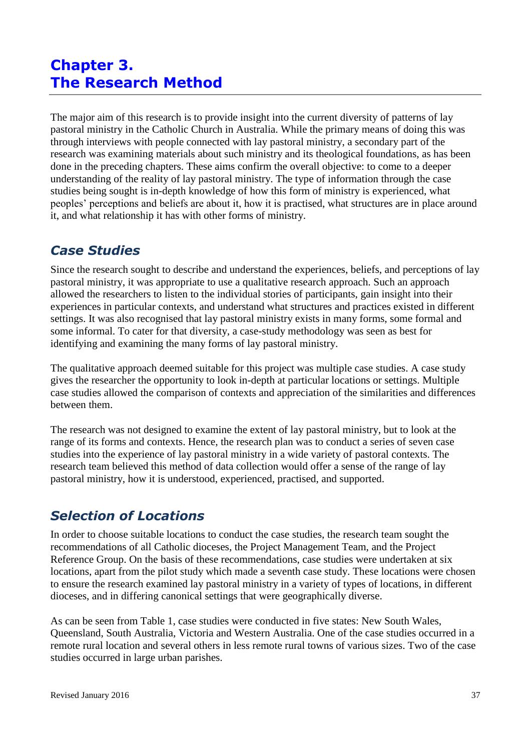# Chapter 3. The Research Method

The major aim of this research is to provide insight into the current diversity of patterns of lay pastoral ministry in the Catholic Church in Australia. While the primary means of doing this was through interviews with people connected with lay pastoral ministry, a secondary part of the research was examining materials about such ministry and its theological foundations, as has been done in the preceding chapters. These aims confirm the overall objective: to come to a deeper understanding of the reality of lay pastoral ministry. The type of information through the case studies being sought is in-depth knowledge of how this form of ministry is experienced, what peoples' perceptions and beliefs are about it, how it is practised, what structures are in place around it, and what relationship it has with other forms of ministry.

## *Case Studies*

Since the research sought to describe and understand the experiences, beliefs, and perceptions of lay pastoral ministry, it was appropriate to use a qualitative research approach. Such an approach allowed the researchers to listen to the individual stories of participants, gain insight into their experiences in particular contexts, and understand what structures and practices existed in different settings. It was also recognised that lay pastoral ministry exists in many forms, some formal and some informal. To cater for that diversity, a case-study methodology was seen as best for identifying and examining the many forms of lay pastoral ministry.

The qualitative approach deemed suitable for this project was multiple case studies. A case study gives the researcher the opportunity to look in-depth at particular locations or settings. Multiple case studies allowed the comparison of contexts and appreciation of the similarities and differences between them.

The research was not designed to examine the extent of lay pastoral ministry, but to look at the range of its forms and contexts. Hence, the research plan was to conduct a series of seven case studies into the experience of lay pastoral ministry in a wide variety of pastoral contexts. The research team believed this method of data collection would offer a sense of the range of lay pastoral ministry, how it is understood, experienced, practised, and supported.

## *Selection of Locations*

In order to choose suitable locations to conduct the case studies, the research team sought the recommendations of all Catholic dioceses, the Project Management Team, and the Project Reference Group. On the basis of these recommendations, case studies were undertaken at six locations, apart from the pilot study which made a seventh case study. These locations were chosen to ensure the research examined lay pastoral ministry in a variety of types of locations, in different dioceses, and in differing canonical settings that were geographically diverse.

As can be seen from Table 1, case studies were conducted in five states: New South Wales, Queensland, South Australia, Victoria and Western Australia. One of the case studies occurred in a remote rural location and several others in less remote rural towns of various sizes. Two of the case studies occurred in large urban parishes.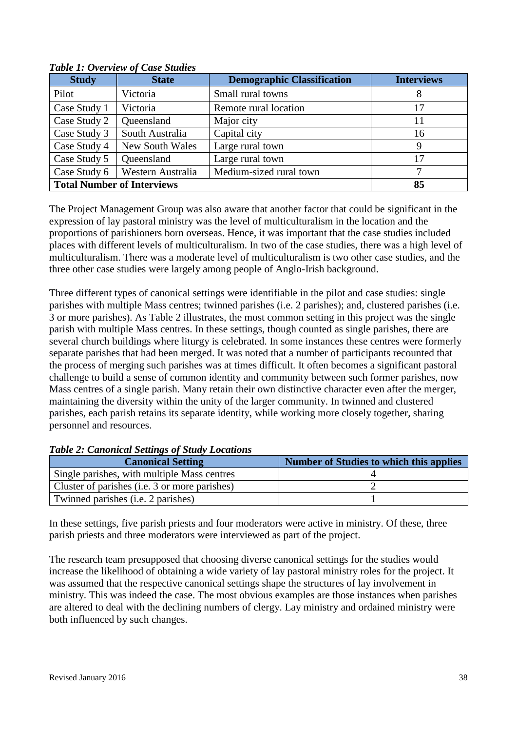*Table 1: Overview of Case Studies*

| Study | State | Demographic Classification | Interviews |
|---|---|---|---|
| Pilot | Victoria | Small rural towns | 8 |
| Case Study 1 | Victoria | Remote rural location | 17 |
| Case Study 2 | Queensland | Major city | 11 |
| Case Study 3 | South Australia | Capital city | 16 |
| Case Study 4 | New South Wales | Large rural town | 9 |
| Case Study 5 | Queensland | Large rural town | 17 |
| Case Study 6 | Western Australia | Medium-sized rural town | 7 |
| **Total Number of Interviews** | | | **85** |

The Project Management Group was also aware that another factor that could be significant in the expression of lay pastoral ministry was the level of multiculturalism in the location and the proportions of parishioners born overseas. Hence, it was important that the case studies included places with different levels of multiculturalism. In two of the case studies, there was a high level of multiculturalism. There was a moderate level of multiculturalism is two other case studies, and the three other case studies were largely among people of Anglo-Irish background.

Three different types of canonical settings were identifiable in the pilot and case studies: single parishes with multiple Mass centres; twinned parishes (i.e. 2 parishes); and, clustered parishes (i.e. 3 or more parishes). As Table 2 illustrates, the most common setting in this project was the single parish with multiple Mass centres. In these settings, though counted as single parishes, there are several church buildings where liturgy is celebrated. In some instances these centres were formerly separate parishes that had been merged. It was noted that a number of participants recounted that the process of merging such parishes was at times difficult. It often becomes a significant pastoral challenge to build a sense of common identity and community between such former parishes, now Mass centres of a single parish. Many retain their own distinctive character even after the merger, maintaining the diversity within the unity of the larger community. In twinned and clustered parishes, each parish retains its separate identity, while working more closely together, sharing personnel and resources.

*Table 2: Canonical Settings of Study Locations*

| Canonical Setting | Number of Studies to which this applies |
|---|---|
| Single parishes, with multiple Mass centres | 4 |
| Cluster of parishes (i.e. 3 or more parishes) | 2 |
| Twinned parishes (i.e. 2 parishes) | 1 |

In these settings, five parish priests and four moderators were active in ministry. Of these, three parish priests and three moderators were interviewed as part of the project.

The research team presupposed that choosing diverse canonical settings for the studies would increase the likelihood of obtaining a wide variety of lay pastoral ministry roles for the project. It was assumed that the respective canonical settings shape the structures of lay involvement in ministry. This was indeed the case. The most obvious examples are those instances when parishes are altered to deal with the declining numbers of clergy. Lay ministry and ordained ministry were both influenced by such changes.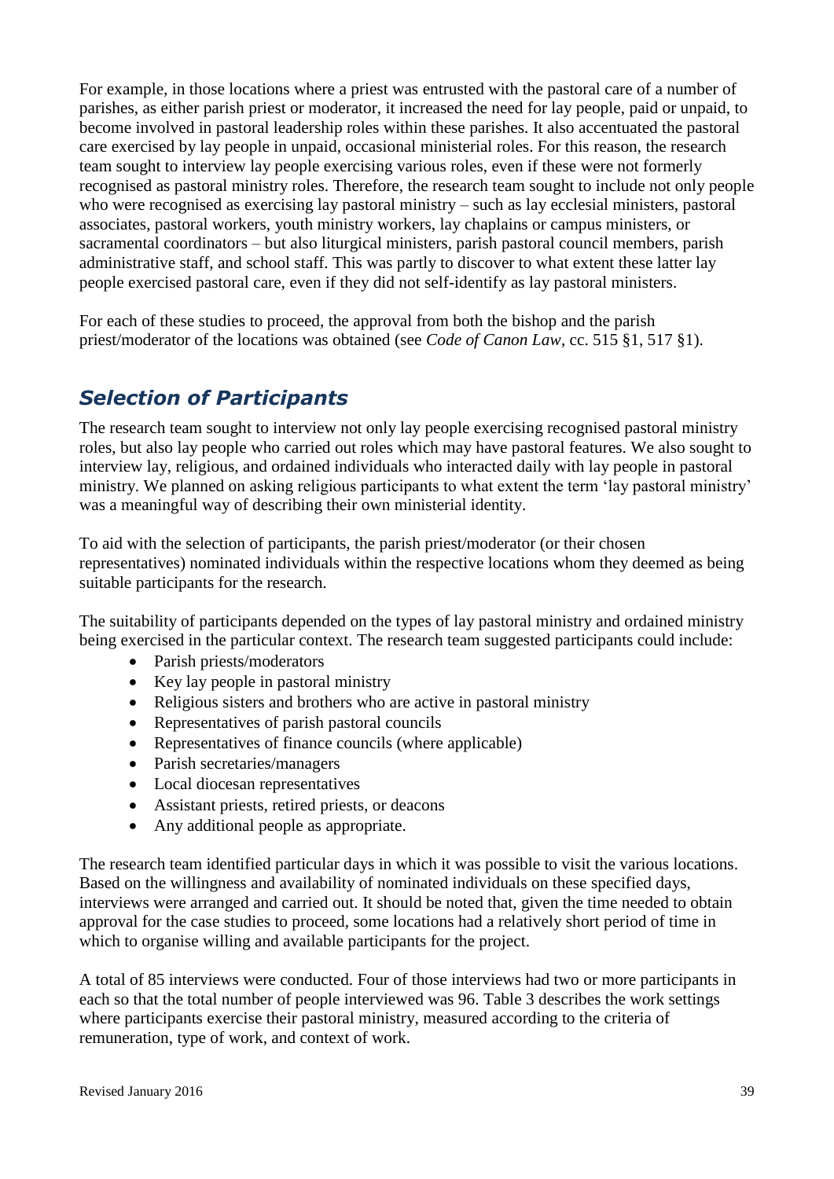For example, in those locations where a priest was entrusted with the pastoral care of a number of parishes, as either parish priest or moderator, it increased the need for lay people, paid or unpaid, to become involved in pastoral leadership roles within these parishes. It also accentuated the pastoral care exercised by lay people in unpaid, occasional ministerial roles. For this reason, the research team sought to interview lay people exercising various roles, even if these were not formerly recognised as pastoral ministry roles. Therefore, the research team sought to include not only people who were recognised as exercising lay pastoral ministry – such as lay ecclesial ministers, pastoral associates, pastoral workers, youth ministry workers, lay chaplains or campus ministers, or sacramental coordinators – but also liturgical ministers, parish pastoral council members, parish administrative staff, and school staff. This was partly to discover to what extent these latter lay people exercised pastoral care, even if they did not self-identify as lay pastoral ministers.

For each of these studies to proceed, the approval from both the bishop and the parish priest/moderator of the locations was obtained (see *Code of Canon Law*, cc. 515 §1, 517 §1).

## *Selection of Participants*

The research team sought to interview not only lay people exercising recognised pastoral ministry roles, but also lay people who carried out roles which may have pastoral features. We also sought to interview lay, religious, and ordained individuals who interacted daily with lay people in pastoral ministry. We planned on asking religious participants to what extent the term 'lay pastoral ministry' was a meaningful way of describing their own ministerial identity.

To aid with the selection of participants, the parish priest/moderator (or their chosen representatives) nominated individuals within the respective locations whom they deemed as being suitable participants for the research.

The suitability of participants depended on the types of lay pastoral ministry and ordained ministry being exercised in the particular context. The research team suggested participants could include:

- Parish priests/moderators
- Key lay people in pastoral ministry
- Religious sisters and brothers who are active in pastoral ministry
- Representatives of parish pastoral councils
- Representatives of finance councils (where applicable)
- Parish secretaries/managers
- Local diocesan representatives
- Assistant priests, retired priests, or deacons
- Any additional people as appropriate.

The research team identified particular days in which it was possible to visit the various locations. Based on the willingness and availability of nominated individuals on these specified days, interviews were arranged and carried out. It should be noted that, given the time needed to obtain approval for the case studies to proceed, some locations had a relatively short period of time in which to organise willing and available participants for the project.

A total of 85 interviews were conducted. Four of those interviews had two or more participants in each so that the total number of people interviewed was 96. Table 3 describes the work settings where participants exercise their pastoral ministry, measured according to the criteria of remuneration, type of work, and context of work.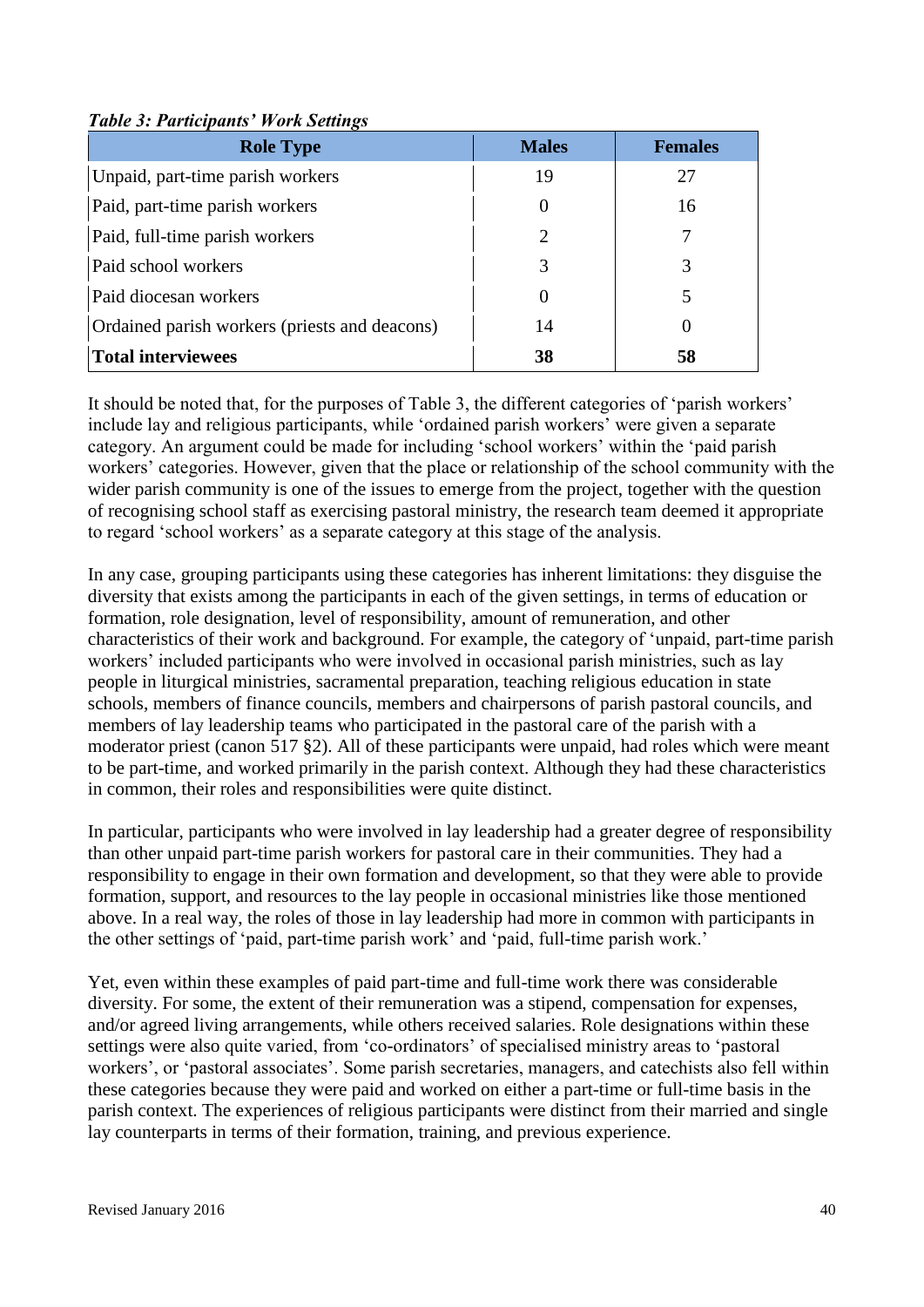*Table 3: Participants' Work Settings*

| Role Type | Males | Females |
|---|---|---|
| Unpaid, part-time parish workers | 19 | 27 |
| Paid, part-time parish workers | 0 | 16 |
| Paid, full-time parish workers | 2 | 7 |
| Paid school workers | 3 | 3 |
| Paid diocesan workers | 0 | 5 |
| Ordained parish workers (priests and deacons) | 14 | 0 |
| **Total interviewees** | **38** | **58** |

It should be noted that, for the purposes of Table 3, the different categories of 'parish workers' include lay and religious participants, while 'ordained parish workers' were given a separate category. An argument could be made for including 'school workers' within the 'paid parish workers' categories. However, given that the place or relationship of the school community with the wider parish community is one of the issues to emerge from the project, together with the question of recognising school staff as exercising pastoral ministry, the research team deemed it appropriate to regard 'school workers' as a separate category at this stage of the analysis.

In any case, grouping participants using these categories has inherent limitations: they disguise the diversity that exists among the participants in each of the given settings, in terms of education or formation, role designation, level of responsibility, amount of remuneration, and other characteristics of their work and background. For example, the category of 'unpaid, part-time parish workers' included participants who were involved in occasional parish ministries, such as lay people in liturgical ministries, sacramental preparation, teaching religious education in state schools, members of finance councils, members and chairpersons of parish pastoral councils, and members of lay leadership teams who participated in the pastoral care of the parish with a moderator priest (canon 517 §2). All of these participants were unpaid, had roles which were meant to be part-time, and worked primarily in the parish context. Although they had these characteristics in common, their roles and responsibilities were quite distinct.

In particular, participants who were involved in lay leadership had a greater degree of responsibility than other unpaid part-time parish workers for pastoral care in their communities. They had a responsibility to engage in their own formation and development, so that they were able to provide formation, support, and resources to the lay people in occasional ministries like those mentioned above. In a real way, the roles of those in lay leadership had more in common with participants in the other settings of 'paid, part-time parish work' and 'paid, full-time parish work.'

Yet, even within these examples of paid part-time and full-time work there was considerable diversity. For some, the extent of their remuneration was a stipend, compensation for expenses, and/or agreed living arrangements, while others received salaries. Role designations within these settings were also quite varied, from 'co-ordinators' of specialised ministry areas to 'pastoral workers', or 'pastoral associates'. Some parish secretaries, managers, and catechists also fell within these categories because they were paid and worked on either a part-time or full-time basis in the parish context. The experiences of religious participants were distinct from their married and single lay counterparts in terms of their formation, training, and previous experience.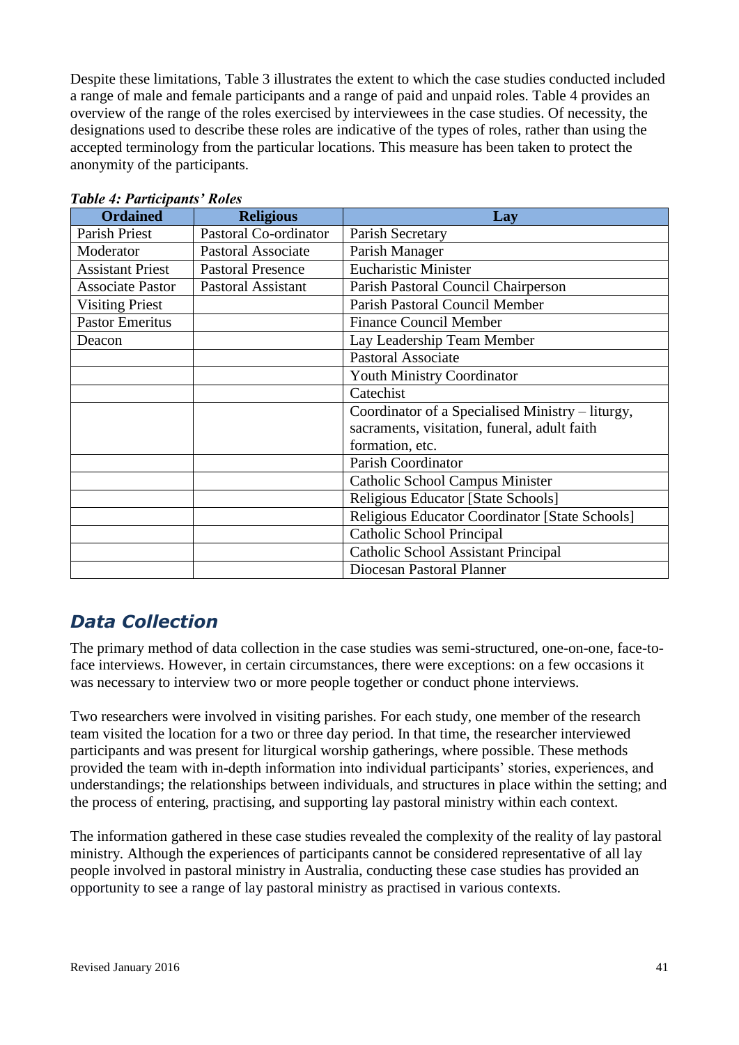Despite these limitations, Table 3 illustrates the extent to which the case studies conducted included a range of male and female participants and a range of paid and unpaid roles. Table 4 provides an overview of the range of the roles exercised by interviewees in the case studies. Of necessity, the designations used to describe these roles are indicative of the types of roles, rather than using the accepted terminology from the particular locations. This measure has been taken to protect the anonymity of the participants.

***Table 4: Participants' Roles***

| Ordained | Religious | Lay |
|---|---|---|
| Parish Priest | Pastoral Co-ordinator | Parish Secretary |
| Moderator | Pastoral Associate | Parish Manager |
| Assistant Priest | Pastoral Presence | Eucharistic Minister |
| Associate Pastor | Pastoral Assistant | Parish Pastoral Council Chairperson |
| Visiting Priest | | Parish Pastoral Council Member |
| Pastor Emeritus | | Finance Council Member |
| Deacon | | Lay Leadership Team Member |
| | | Pastoral Associate |
| | | Youth Ministry Coordinator |
| | | Catechist |
| | | Coordinator of a Specialised Ministry – liturgy, sacraments, visitation, funeral, adult faith formation, etc. |
| | | Parish Coordinator |
| | | Catholic School Campus Minister |
| | | Religious Educator [State Schools] |
| | | Religious Educator Coordinator [State Schools] |
| | | Catholic School Principal |
| | | Catholic School Assistant Principal |
| | | Diocesan Pastoral Planner |

## *Data Collection*

The primary method of data collection in the case studies was semi-structured, one-on-one, face-to-face interviews. However, in certain circumstances, there were exceptions: on a few occasions it was necessary to interview two or more people together or conduct phone interviews.

Two researchers were involved in visiting parishes. For each study, one member of the research team visited the location for a two or three day period. In that time, the researcher interviewed participants and was present for liturgical worship gatherings, where possible. These methods provided the team with in-depth information into individual participants' stories, experiences, and understandings; the relationships between individuals, and structures in place within the setting; and the process of entering, practising, and supporting lay pastoral ministry within each context.

The information gathered in these case studies revealed the complexity of the reality of lay pastoral ministry. Although the experiences of participants cannot be considered representative of all lay people involved in pastoral ministry in Australia, conducting these case studies has provided an opportunity to see a range of lay pastoral ministry as practised in various contexts.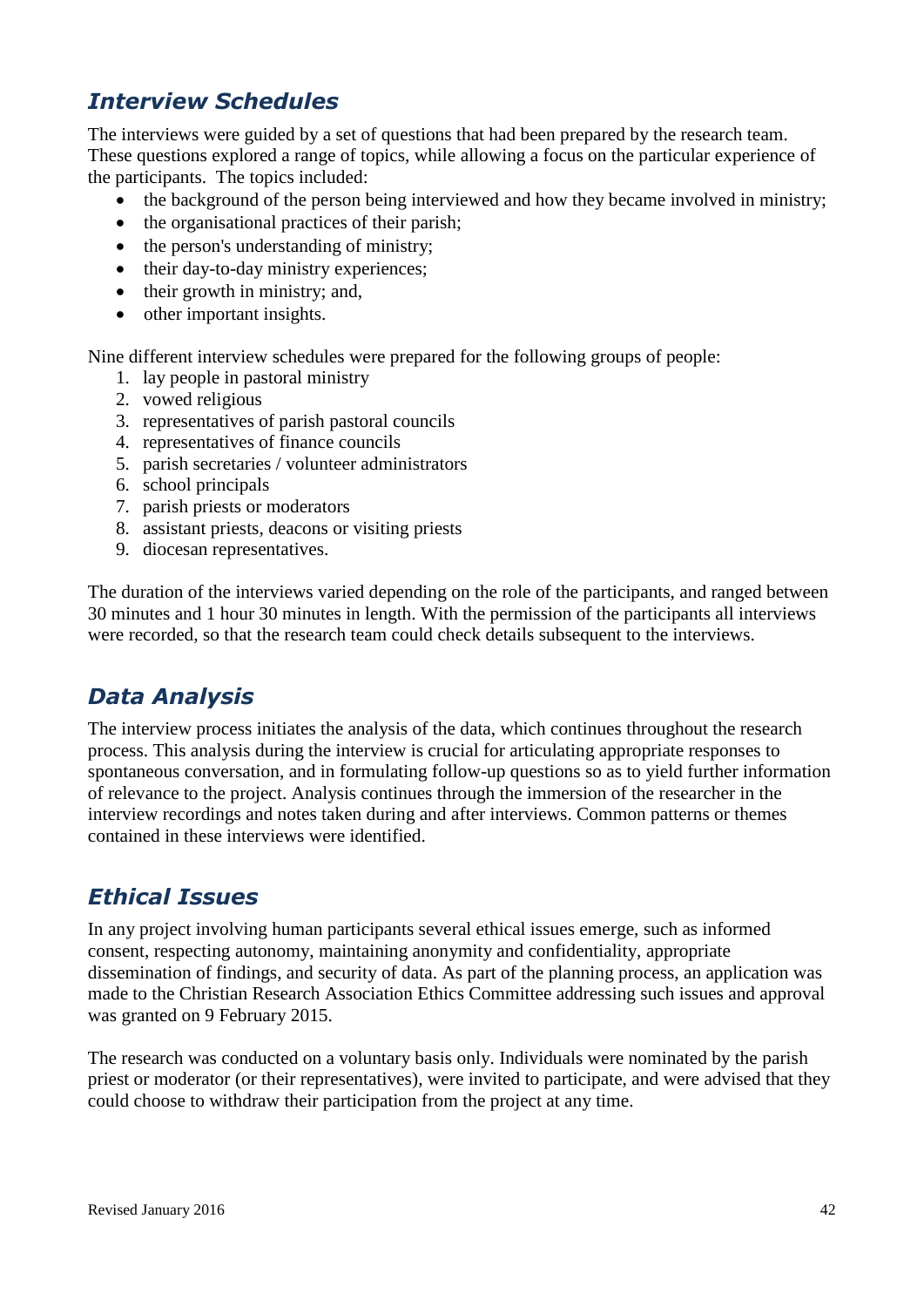## *Interview Schedules*

The interviews were guided by a set of questions that had been prepared by the research team. These questions explored a range of topics, while allowing a focus on the particular experience of the participants. The topics included:

- the background of the person being interviewed and how they became involved in ministry;
- the organisational practices of their parish;
- the person's understanding of ministry;
- their day-to-day ministry experiences;
- their growth in ministry; and,
- other important insights.

Nine different interview schedules were prepared for the following groups of people:

1. lay people in pastoral ministry
2. vowed religious
3. representatives of parish pastoral councils
4. representatives of finance councils
5. parish secretaries / volunteer administrators
6. school principals
7. parish priests or moderators
8. assistant priests, deacons or visiting priests
9. diocesan representatives.

The duration of the interviews varied depending on the role of the participants, and ranged between 30 minutes and 1 hour 30 minutes in length. With the permission of the participants all interviews were recorded, so that the research team could check details subsequent to the interviews.

## *Data Analysis*

The interview process initiates the analysis of the data, which continues throughout the research process. This analysis during the interview is crucial for articulating appropriate responses to spontaneous conversation, and in formulating follow-up questions so as to yield further information of relevance to the project. Analysis continues through the immersion of the researcher in the interview recordings and notes taken during and after interviews. Common patterns or themes contained in these interviews were identified.

## *Ethical Issues*

In any project involving human participants several ethical issues emerge, such as informed consent, respecting autonomy, maintaining anonymity and confidentiality, appropriate dissemination of findings, and security of data. As part of the planning process, an application was made to the Christian Research Association Ethics Committee addressing such issues and approval was granted on 9 February 2015.

The research was conducted on a voluntary basis only. Individuals were nominated by the parish priest or moderator (or their representatives), were invited to participate, and were advised that they could choose to withdraw their participation from the project at any time.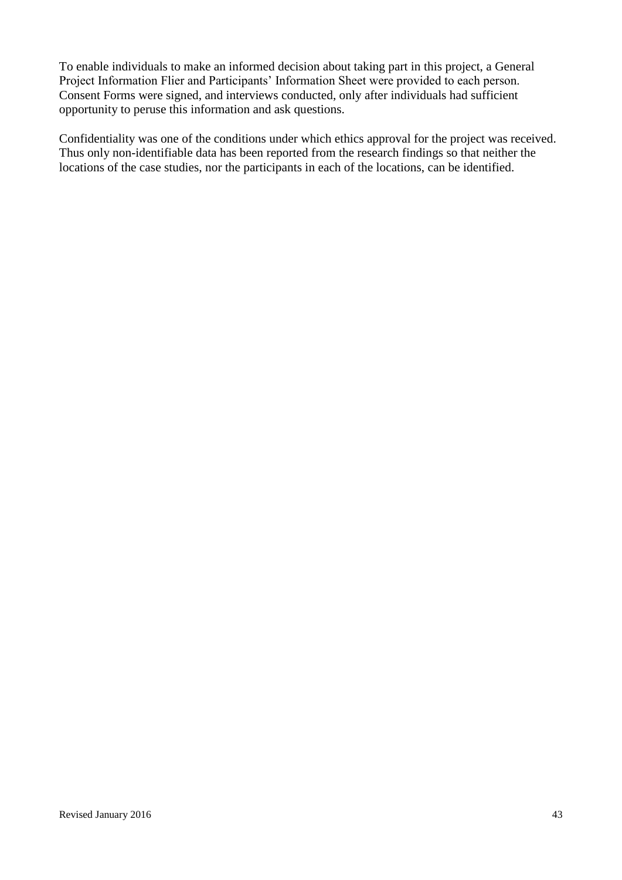To enable individuals to make an informed decision about taking part in this project, a General Project Information Flier and Participants' Information Sheet were provided to each person. Consent Forms were signed, and interviews conducted, only after individuals had sufficient opportunity to peruse this information and ask questions.

Confidentiality was one of the conditions under which ethics approval for the project was received. Thus only non-identifiable data has been reported from the research findings so that neither the locations of the case studies, nor the participants in each of the locations, can be identified.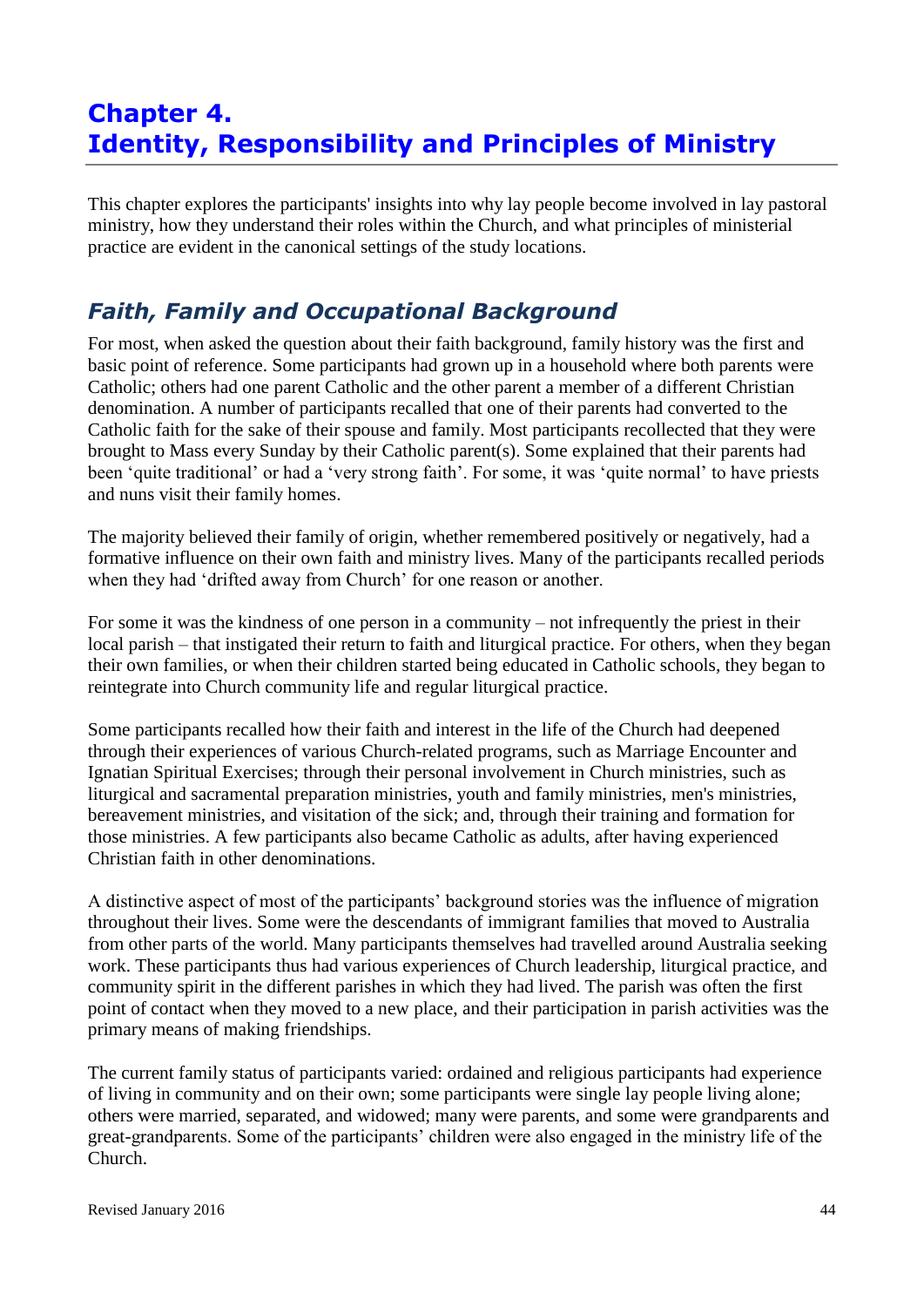# Chapter 4. Identity, Responsibility and Principles of Ministry

This chapter explores the participants' insights into why lay people become involved in lay pastoral ministry, how they understand their roles within the Church, and what principles of ministerial practice are evident in the canonical settings of the study locations.

## *Faith, Family and Occupational Background*

For most, when asked the question about their faith background, family history was the first and basic point of reference. Some participants had grown up in a household where both parents were Catholic; others had one parent Catholic and the other parent a member of a different Christian denomination. A number of participants recalled that one of their parents had converted to the Catholic faith for the sake of their spouse and family. Most participants recollected that they were brought to Mass every Sunday by their Catholic parent(s). Some explained that their parents had been 'quite traditional' or had a 'very strong faith'. For some, it was 'quite normal' to have priests and nuns visit their family homes.

The majority believed their family of origin, whether remembered positively or negatively, had a formative influence on their own faith and ministry lives. Many of the participants recalled periods when they had 'drifted away from Church' for one reason or another.

For some it was the kindness of one person in a community – not infrequently the priest in their local parish – that instigated their return to faith and liturgical practice. For others, when they began their own families, or when their children started being educated in Catholic schools, they began to reintegrate into Church community life and regular liturgical practice.

Some participants recalled how their faith and interest in the life of the Church had deepened through their experiences of various Church-related programs, such as Marriage Encounter and Ignatian Spiritual Exercises; through their personal involvement in Church ministries, such as liturgical and sacramental preparation ministries, youth and family ministries, men's ministries, bereavement ministries, and visitation of the sick; and, through their training and formation for those ministries. A few participants also became Catholic as adults, after having experienced Christian faith in other denominations.

A distinctive aspect of most of the participants' background stories was the influence of migration throughout their lives. Some were the descendants of immigrant families that moved to Australia from other parts of the world. Many participants themselves had travelled around Australia seeking work. These participants thus had various experiences of Church leadership, liturgical practice, and community spirit in the different parishes in which they had lived. The parish was often the first point of contact when they moved to a new place, and their participation in parish activities was the primary means of making friendships.

The current family status of participants varied: ordained and religious participants had experience of living in community and on their own; some participants were single lay people living alone; others were married, separated, and widowed; many were parents, and some were grandparents and great-grandparents. Some of the participants' children were also engaged in the ministry life of the Church.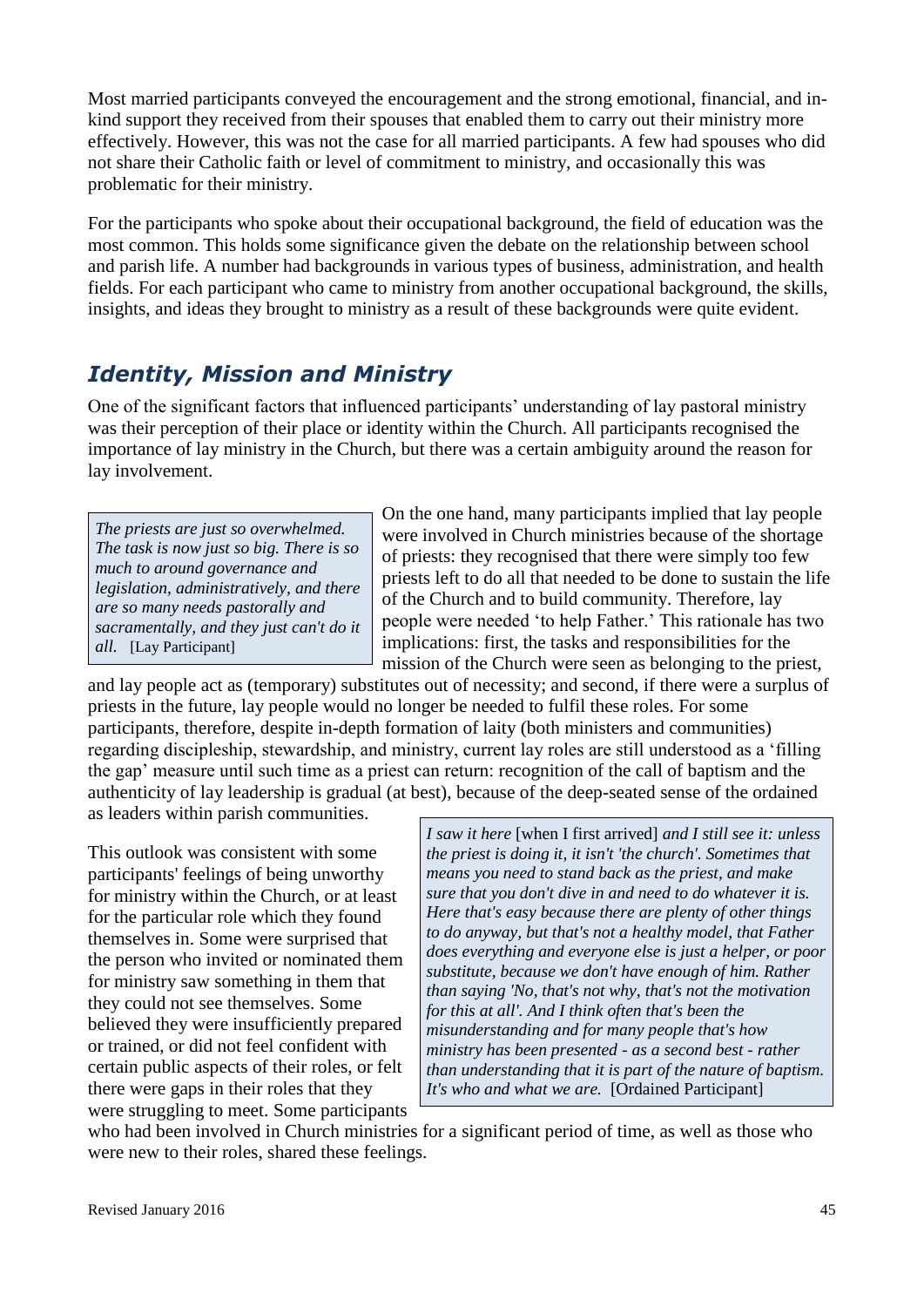Most married participants conveyed the encouragement and the strong emotional, financial, and in-kind support they received from their spouses that enabled them to carry out their ministry more effectively. However, this was not the case for all married participants. A few had spouses who did not share their Catholic faith or level of commitment to ministry, and occasionally this was problematic for their ministry.

For the participants who spoke about their occupational background, the field of education was the most common. This holds some significance given the debate on the relationship between school and parish life. A number had backgrounds in various types of business, administration, and health fields. For each participant who came to ministry from another occupational background, the skills, insights, and ideas they brought to ministry as a result of these backgrounds were quite evident.

## *Identity, Mission and Ministry*

One of the significant factors that influenced participants' understanding of lay pastoral ministry was their perception of their place or identity within the Church. All participants recognised the importance of lay ministry in the Church, but there was a certain ambiguity around the reason for lay involvement.

> *The priests are just so overwhelmed. The task is now just so big. There is so much to around governance and legislation, administratively, and there are so many needs pastorally and sacramentally, and they just can't do it all.* [Lay Participant]

On the one hand, many participants implied that lay people were involved in Church ministries because of the shortage of priests: they recognised that there were simply too few priests left to do all that needed to be done to sustain the life of the Church and to build community. Therefore, lay people were needed 'to help Father.' This rationale has two implications: first, the tasks and responsibilities for the mission of the Church were seen as belonging to the priest, and lay people act as (temporary) substitutes out of necessity; and second, if there were a surplus of priests in the future, lay people would no longer be needed to fulfil these roles. For some participants, therefore, despite in-depth formation of laity (both ministers and communities) regarding discipleship, stewardship, and ministry, current lay roles are still understood as a 'filling the gap' measure until such time as a priest can return: recognition of the call of baptism and the authenticity of lay leadership is gradual (at best), because of the deep-seated sense of the ordained as leaders within parish communities.

> *I saw it here* [when I first arrived] *and I still see it: unless the priest is doing it, it isn't 'the church'. Sometimes that means you need to stand back as the priest, and make sure that you don't dive in and need to do whatever it is. Here that's easy because there are plenty of other things to do anyway, but that's not a healthy model, that Father does everything and everyone else is just a helper, or poor substitute, because we don't have enough of him. Rather than saying 'No, that's not why, that's not the motivation for this at all'. And I think often that's been the misunderstanding and for many people that's how ministry has been presented - as a second best - rather than understanding that it is part of the nature of baptism. It's who and what we are.* [Ordained Participant]

This outlook was consistent with some participants' feelings of being unworthy for ministry within the Church, or at least for the particular role which they found themselves in. Some were surprised that the person who invited or nominated them for ministry saw something in them that they could not see themselves. Some believed they were insufficiently prepared or trained, or did not feel confident with certain public aspects of their roles, or felt there were gaps in their roles that they were struggling to meet. Some participants who had been involved in Church ministries for a significant period of time, as well as those who were new to their roles, shared these feelings.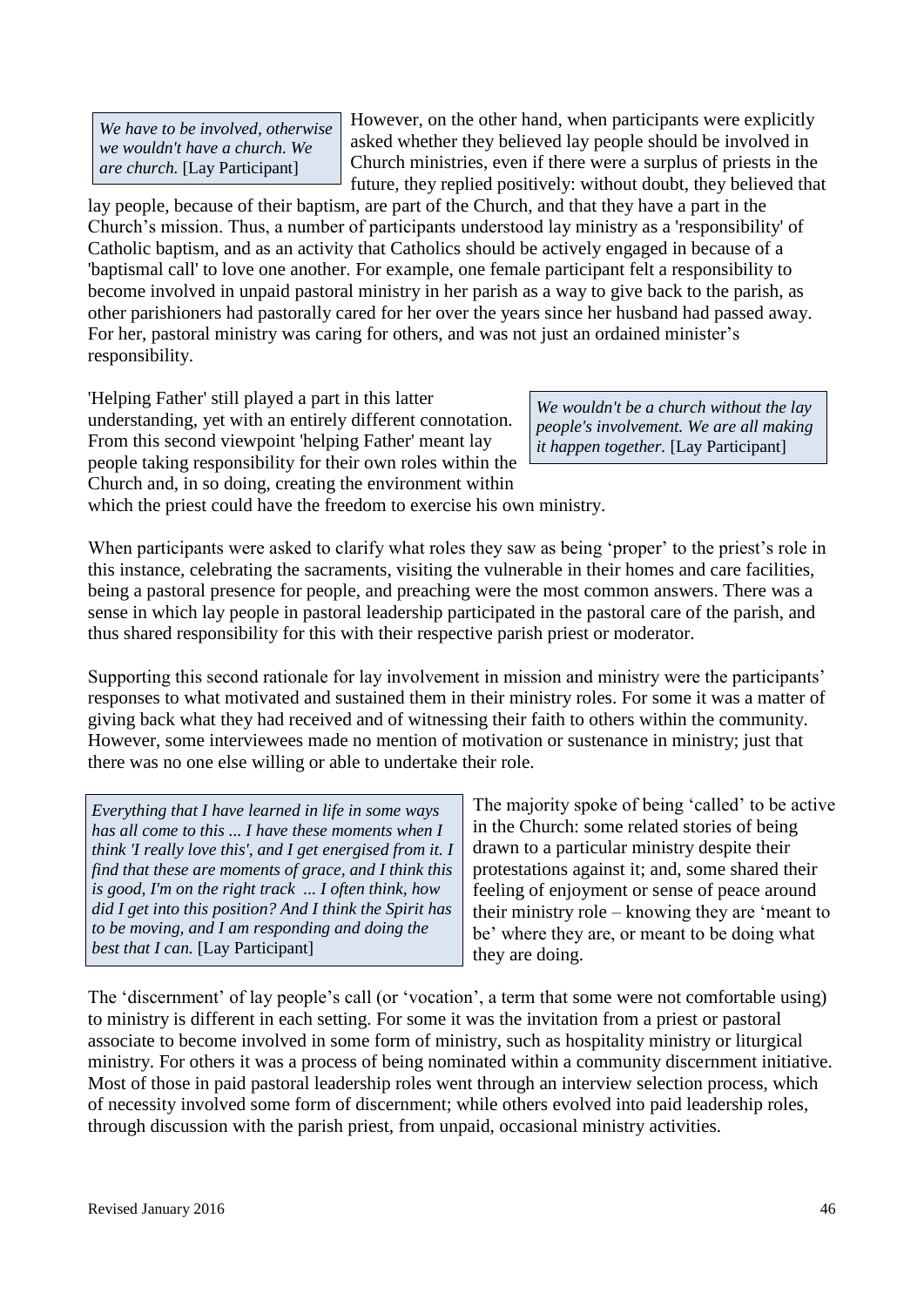> *We have to be involved, otherwise we wouldn't have a church. We are church.* [Lay Participant]

However, on the other hand, when participants were explicitly asked whether they believed lay people should be involved in Church ministries, even if there were a surplus of priests in the future, they replied positively: without doubt, they believed that lay people, because of their baptism, are part of the Church, and that they have a part in the Church's mission. Thus, a number of participants understood lay ministry as a 'responsibility' of Catholic baptism, and as an activity that Catholics should be actively engaged in because of a 'baptismal call' to love one another. For example, one female participant felt a responsibility to become involved in unpaid pastoral ministry in her parish as a way to give back to the parish, as other parishioners had pastorally cared for her over the years since her husband had passed away. For her, pastoral ministry was caring for others, and was not just an ordained minister's responsibility.

'Helping Father' still played a part in this latter understanding, yet with an entirely different connotation. From this second viewpoint 'helping Father' meant lay people taking responsibility for their own roles within the Church and, in so doing, creating the environment within which the priest could have the freedom to exercise his own ministry.

> *We wouldn't be a church without the lay people's involvement. We are all making it happen together.* [Lay Participant]

When participants were asked to clarify what roles they saw as being 'proper' to the priest's role in this instance, celebrating the sacraments, visiting the vulnerable in their homes and care facilities, being a pastoral presence for people, and preaching were the most common answers. There was a sense in which lay people in pastoral leadership participated in the pastoral care of the parish, and thus shared responsibility for this with their respective parish priest or moderator.

Supporting this second rationale for lay involvement in mission and ministry were the participants' responses to what motivated and sustained them in their ministry roles. For some it was a matter of giving back what they had received and of witnessing their faith to others within the community. However, some interviewees made no mention of motivation or sustenance in ministry; just that there was no one else willing or able to undertake their role.

> *Everything that I have learned in life in some ways has all come to this ... I have these moments when I think 'I really love this', and I get energised from it. I find that these are moments of grace, and I think this is good, I'm on the right track ... I often think, how did I get into this position? And I think the Spirit has to be moving, and I am responding and doing the best that I can.* [Lay Participant]

The majority spoke of being 'called' to be active in the Church: some related stories of being drawn to a particular ministry despite their protestations against it; and, some shared their feeling of enjoyment or sense of peace around their ministry role – knowing they are 'meant to be' where they are, or meant to be doing what they are doing.

The 'discernment' of lay people's call (or 'vocation', a term that some were not comfortable using) to ministry is different in each setting. For some it was the invitation from a priest or pastoral associate to become involved in some form of ministry, such as hospitality ministry or liturgical ministry. For others it was a process of being nominated within a community discernment initiative. Most of those in paid pastoral leadership roles went through an interview selection process, which of necessity involved some form of discernment; while others evolved into paid leadership roles, through discussion with the parish priest, from unpaid, occasional ministry activities.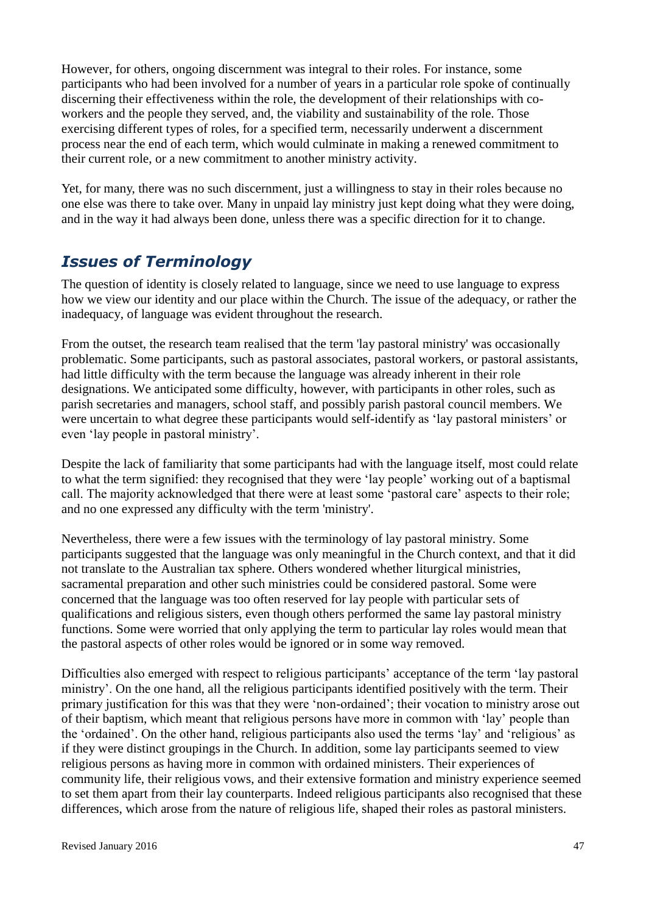However, for others, ongoing discernment was integral to their roles. For instance, some participants who had been involved for a number of years in a particular role spoke of continually discerning their effectiveness within the role, the development of their relationships with co-workers and the people they served, and, the viability and sustainability of the role. Those exercising different types of roles, for a specified term, necessarily underwent a discernment process near the end of each term, which would culminate in making a renewed commitment to their current role, or a new commitment to another ministry activity.

Yet, for many, there was no such discernment, just a willingness to stay in their roles because no one else was there to take over. Many in unpaid lay ministry just kept doing what they were doing, and in the way it had always been done, unless there was a specific direction for it to change.

## *Issues of Terminology*

The question of identity is closely related to language, since we need to use language to express how we view our identity and our place within the Church. The issue of the adequacy, or rather the inadequacy, of language was evident throughout the research.

From the outset, the research team realised that the term 'lay pastoral ministry' was occasionally problematic. Some participants, such as pastoral associates, pastoral workers, or pastoral assistants, had little difficulty with the term because the language was already inherent in their role designations. We anticipated some difficulty, however, with participants in other roles, such as parish secretaries and managers, school staff, and possibly parish pastoral council members. We were uncertain to what degree these participants would self-identify as 'lay pastoral ministers' or even 'lay people in pastoral ministry'.

Despite the lack of familiarity that some participants had with the language itself, most could relate to what the term signified: they recognised that they were 'lay people' working out of a baptismal call. The majority acknowledged that there were at least some 'pastoral care' aspects to their role; and no one expressed any difficulty with the term 'ministry'.

Nevertheless, there were a few issues with the terminology of lay pastoral ministry. Some participants suggested that the language was only meaningful in the Church context, and that it did not translate to the Australian tax sphere. Others wondered whether liturgical ministries, sacramental preparation and other such ministries could be considered pastoral. Some were concerned that the language was too often reserved for lay people with particular sets of qualifications and religious sisters, even though others performed the same lay pastoral ministry functions. Some were worried that only applying the term to particular lay roles would mean that the pastoral aspects of other roles would be ignored or in some way removed.

Difficulties also emerged with respect to religious participants' acceptance of the term 'lay pastoral ministry'. On the one hand, all the religious participants identified positively with the term. Their primary justification for this was that they were 'non-ordained'; their vocation to ministry arose out of their baptism, which meant that religious persons have more in common with 'lay' people than the 'ordained'. On the other hand, religious participants also used the terms 'lay' and 'religious' as if they were distinct groupings in the Church. In addition, some lay participants seemed to view religious persons as having more in common with ordained ministers. Their experiences of community life, their religious vows, and their extensive formation and ministry experience seemed to set them apart from their lay counterparts. Indeed religious participants also recognised that these differences, which arose from the nature of religious life, shaped their roles as pastoral ministers.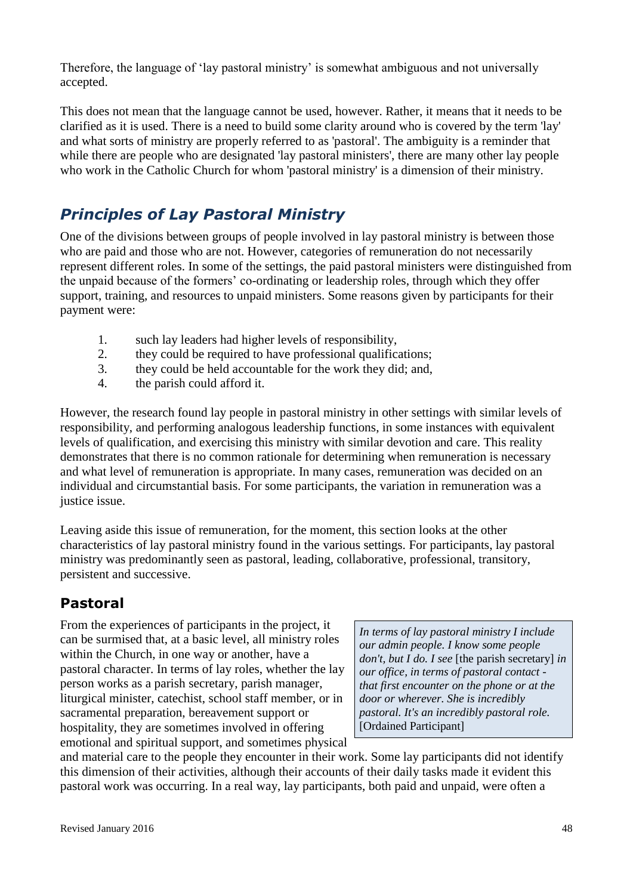Therefore, the language of 'lay pastoral ministry' is somewhat ambiguous and not universally accepted.

This does not mean that the language cannot be used, however. Rather, it means that it needs to be clarified as it is used. There is a need to build some clarity around who is covered by the term 'lay' and what sorts of ministry are properly referred to as 'pastoral'. The ambiguity is a reminder that while there are people who are designated 'lay pastoral ministers', there are many other lay people who work in the Catholic Church for whom 'pastoral ministry' is a dimension of their ministry.

## *Principles of Lay Pastoral Ministry*

One of the divisions between groups of people involved in lay pastoral ministry is between those who are paid and those who are not. However, categories of remuneration do not necessarily represent different roles. In some of the settings, the paid pastoral ministers were distinguished from the unpaid because of the formers' co-ordinating or leadership roles, through which they offer support, training, and resources to unpaid ministers. Some reasons given by participants for their payment were:

1. such lay leaders had higher levels of responsibility,
2. they could be required to have professional qualifications;
3. they could be held accountable for the work they did; and,
4. the parish could afford it.

However, the research found lay people in pastoral ministry in other settings with similar levels of responsibility, and performing analogous leadership functions, in some instances with equivalent levels of qualification, and exercising this ministry with similar devotion and care. This reality demonstrates that there is no common rationale for determining when remuneration is necessary and what level of remuneration is appropriate. In many cases, remuneration was decided on an individual and circumstantial basis. For some participants, the variation in remuneration was a justice issue.

Leaving aside this issue of remuneration, for the moment, this section looks at the other characteristics of lay pastoral ministry found in the various settings. For participants, lay pastoral ministry was predominantly seen as pastoral, leading, collaborative, professional, transitory, persistent and successive.

### Pastoral

From the experiences of participants in the project, it can be surmised that, at a basic level, all ministry roles within the Church, in one way or another, have a pastoral character. In terms of lay roles, whether the lay person works as a parish secretary, parish manager, liturgical minister, catechist, school staff member, or in sacramental preparation, bereavement support or hospitality, they are sometimes involved in offering emotional and spiritual support, and sometimes physical and material care to the people they encounter in their work. Some lay participants did not identify this dimension of their activities, although their accounts of their daily tasks made it evident this pastoral work was occurring. In a real way, lay participants, both paid and unpaid, were often a

> *In terms of lay pastoral ministry I include our admin people. I know some people don't, but I do. I see* [the parish secretary] *in our office, in terms of pastoral contact - that first encounter on the phone or at the door or wherever. She is incredibly pastoral. It's an incredibly pastoral role.* [Ordained Participant]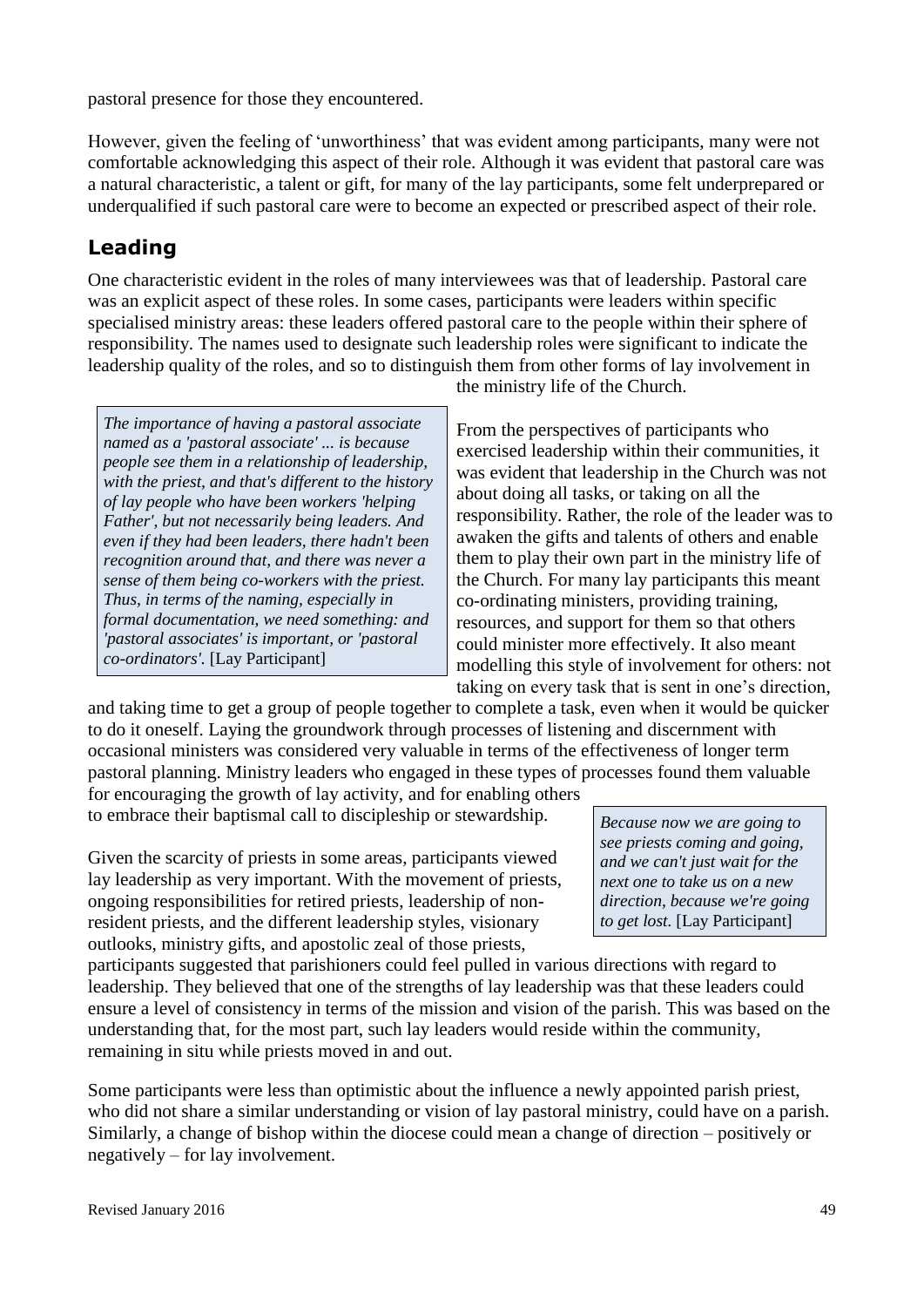pastoral presence for those they encountered.

However, given the feeling of 'unworthiness' that was evident among participants, many were not comfortable acknowledging this aspect of their role. Although it was evident that pastoral care was a natural characteristic, a talent or gift, for many of the lay participants, some felt underprepared or underqualified if such pastoral care were to become an expected or prescribed aspect of their role.

## Leading

One characteristic evident in the roles of many interviewees was that of leadership. Pastoral care was an explicit aspect of these roles. In some cases, participants were leaders within specific specialised ministry areas: these leaders offered pastoral care to the people within their sphere of responsibility. The names used to designate such leadership roles were significant to indicate the leadership quality of the roles, and so to distinguish them from other forms of lay involvement in the ministry life of the Church.

> *The importance of having a pastoral associate named as a 'pastoral associate' ... is because people see them in a relationship of leadership, with the priest, and that's different to the history of lay people who have been workers 'helping Father', but not necessarily being leaders. And even if they had been leaders, there hadn't been recognition around that, and there was never a sense of them being co-workers with the priest. Thus, in terms of the naming, especially in formal documentation, we need something: and 'pastoral associates' is important, or 'pastoral co-ordinators'.* [Lay Participant]

From the perspectives of participants who exercised leadership within their communities, it was evident that leadership in the Church was not about doing all tasks, or taking on all the responsibility. Rather, the role of the leader was to awaken the gifts and talents of others and enable them to play their own part in the ministry life of the Church. For many lay participants this meant co-ordinating ministers, providing training, resources, and support for them so that others could minister more effectively. It also meant modelling this style of involvement for others: not taking on every task that is sent in one's direction, and taking time to get a group of people together to complete a task, even when it would be quicker to do it oneself. Laying the groundwork through processes of listening and discernment with occasional ministers was considered very valuable in terms of the effectiveness of longer term pastoral planning. Ministry leaders who engaged in these types of processes found them valuable for encouraging the growth of lay activity, and for enabling others to embrace their baptismal call to discipleship or stewardship.

> *Because now we are going to see priests coming and going, and we can't just wait for the next one to take us on a new direction, because we're going to get lost.* [Lay Participant]

Given the scarcity of priests in some areas, participants viewed lay leadership as very important. With the movement of priests, ongoing responsibilities for retired priests, leadership of non-resident priests, and the different leadership styles, visionary outlooks, ministry gifts, and apostolic zeal of those priests, participants suggested that parishioners could feel pulled in various directions with regard to leadership. They believed that one of the strengths of lay leadership was that these leaders could ensure a level of consistency in terms of the mission and vision of the parish. This was based on the understanding that, for the most part, such lay leaders would reside within the community, remaining in situ while priests moved in and out.

Some participants were less than optimistic about the influence a newly appointed parish priest, who did not share a similar understanding or vision of lay pastoral ministry, could have on a parish. Similarly, a change of bishop within the diocese could mean a change of direction – positively or negatively – for lay involvement.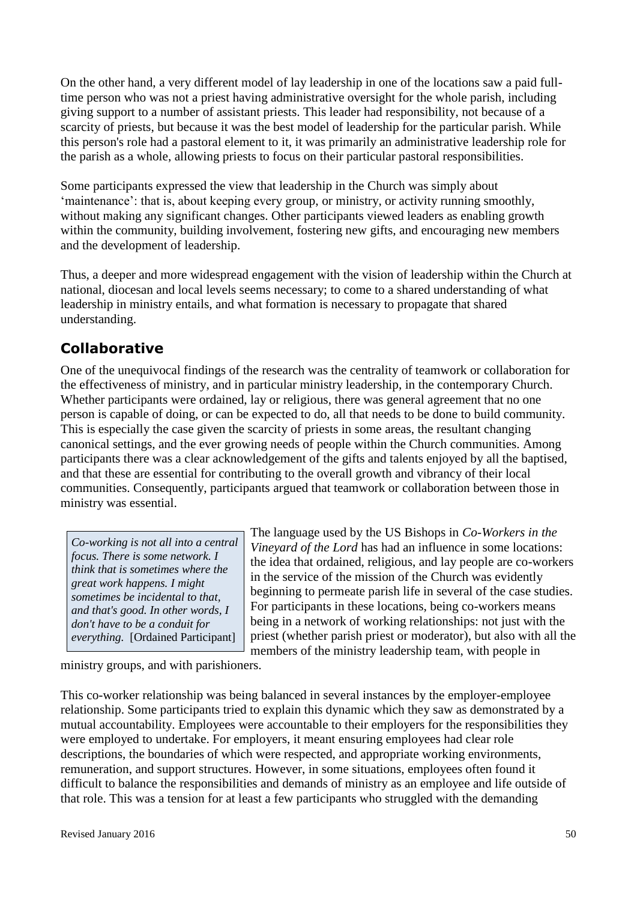On the other hand, a very different model of lay leadership in one of the locations saw a paid full-time person who was not a priest having administrative oversight for the whole parish, including giving support to a number of assistant priests. This leader had responsibility, not because of a scarcity of priests, but because it was the best model of leadership for the particular parish. While this person's role had a pastoral element to it, it was primarily an administrative leadership role for the parish as a whole, allowing priests to focus on their particular pastoral responsibilities.

Some participants expressed the view that leadership in the Church was simply about 'maintenance': that is, about keeping every group, or ministry, or activity running smoothly, without making any significant changes. Other participants viewed leaders as enabling growth within the community, building involvement, fostering new gifts, and encouraging new members and the development of leadership.

Thus, a deeper and more widespread engagement with the vision of leadership within the Church at national, diocesan and local levels seems necessary; to come to a shared understanding of what leadership in ministry entails, and what formation is necessary to propagate that shared understanding.

## Collaborative

One of the unequivocal findings of the research was the centrality of teamwork or collaboration for the effectiveness of ministry, and in particular ministry leadership, in the contemporary Church. Whether participants were ordained, lay or religious, there was general agreement that no one person is capable of doing, or can be expected to do, all that needs to be done to build community. This is especially the case given the scarcity of priests in some areas, the resultant changing canonical settings, and the ever growing needs of people within the Church communities. Among participants there was a clear acknowledgement of the gifts and talents enjoyed by all the baptised, and that these are essential for contributing to the overall growth and vibrancy of their local communities. Consequently, participants argued that teamwork or collaboration between those in ministry was essential.

> *Co-working is not all into a central focus. There is some network. I think that is sometimes where the great work happens. I might sometimes be incidental to that, and that's good. In other words, I don't have to be a conduit for everything.* [Ordained Participant]

The language used by the US Bishops in *Co-Workers in the Vineyard of the Lord* has had an influence in some locations: the idea that ordained, religious, and lay people are co-workers in the service of the mission of the Church was evidently beginning to permeate parish life in several of the case studies. For participants in these locations, being co-workers means being in a network of working relationships: not just with the priest (whether parish priest or moderator), but also with all the members of the ministry leadership team, with people in ministry groups, and with parishioners.

This co-worker relationship was being balanced in several instances by the employer-employee relationship. Some participants tried to explain this dynamic which they saw as demonstrated by a mutual accountability. Employees were accountable to their employers for the responsibilities they were employed to undertake. For employers, it meant ensuring employees had clear role descriptions, the boundaries of which were respected, and appropriate working environments, remuneration, and support structures. However, in some situations, employees often found it difficult to balance the responsibilities and demands of ministry as an employee and life outside of that role. This was a tension for at least a few participants who struggled with the demanding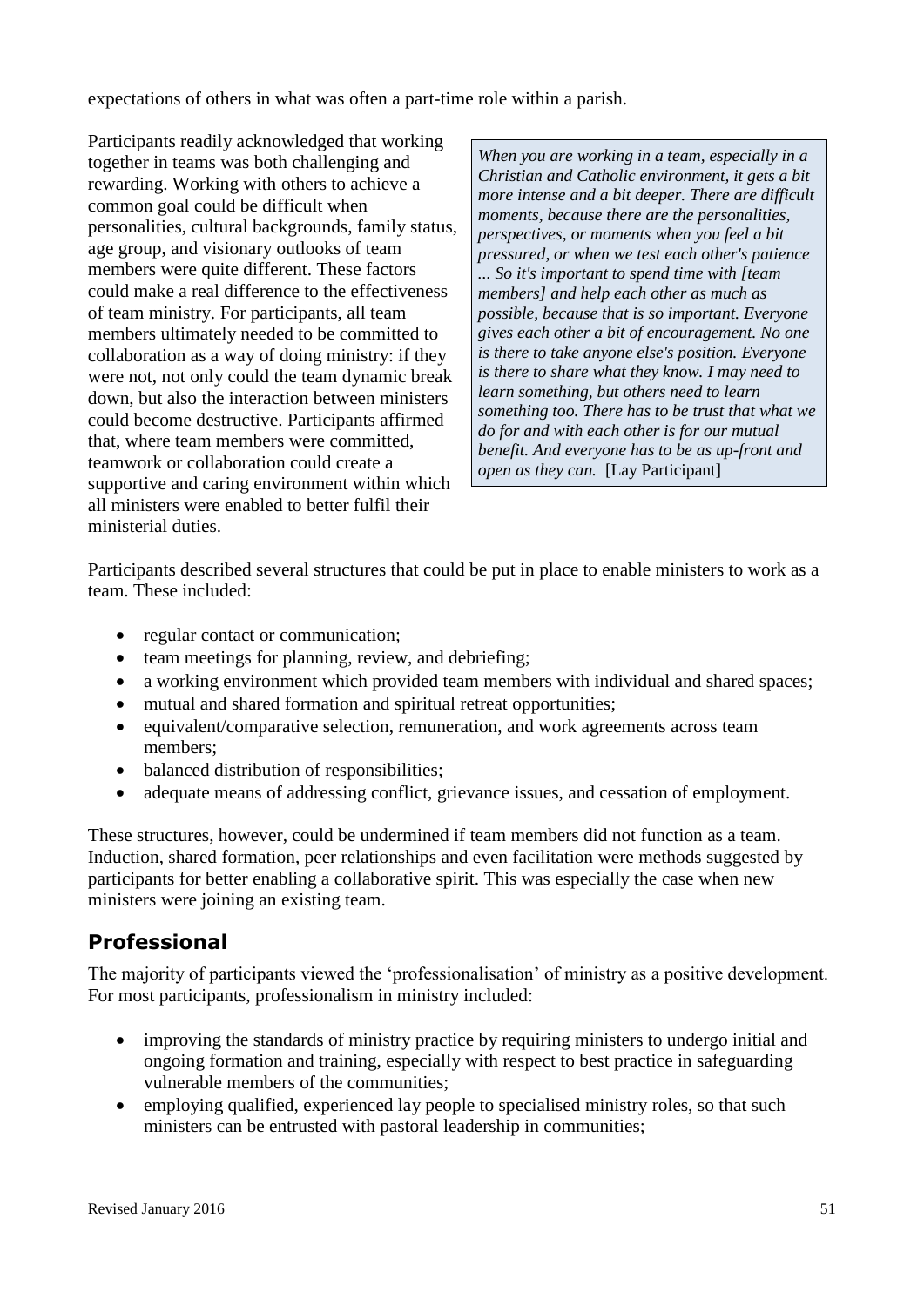expectations of others in what was often a part-time role within a parish.

Participants readily acknowledged that working together in teams was both challenging and rewarding. Working with others to achieve a common goal could be difficult when personalities, cultural backgrounds, family status, age group, and visionary outlooks of team members were quite different. These factors could make a real difference to the effectiveness of team ministry. For participants, all team members ultimately needed to be committed to collaboration as a way of doing ministry: if they were not, not only could the team dynamic break down, but also the interaction between ministers could become destructive. Participants affirmed that, where team members were committed, teamwork or collaboration could create a supportive and caring environment within which all ministers were enabled to better fulfil their ministerial duties.

> *When you are working in a team, especially in a Christian and Catholic environment, it gets a bit more intense and a bit deeper. There are difficult moments, because there are the personalities, perspectives, or moments when you feel a bit pressured, or when we test each other's patience ... So it's important to spend time with [team members] and help each other as much as possible, because that is so important. Everyone gives each other a bit of encouragement. No one is there to take anyone else's position. Everyone is there to share what they know. I may need to learn something, but others need to learn something too. There has to be trust that what we do for and with each other is for our mutual benefit. And everyone has to be as up-front and open as they can.* [Lay Participant]

Participants described several structures that could be put in place to enable ministers to work as a team. These included:

- regular contact or communication;
- team meetings for planning, review, and debriefing;
- a working environment which provided team members with individual and shared spaces;
- mutual and shared formation and spiritual retreat opportunities;
- equivalent/comparative selection, remuneration, and work agreements across team members;
- balanced distribution of responsibilities;
- adequate means of addressing conflict, grievance issues, and cessation of employment.

These structures, however, could be undermined if team members did not function as a team. Induction, shared formation, peer relationships and even facilitation were methods suggested by participants for better enabling a collaborative spirit. This was especially the case when new ministers were joining an existing team.

## Professional

The majority of participants viewed the 'professionalisation' of ministry as a positive development. For most participants, professionalism in ministry included:

- improving the standards of ministry practice by requiring ministers to undergo initial and ongoing formation and training, especially with respect to best practice in safeguarding vulnerable members of the communities;
- employing qualified, experienced lay people to specialised ministry roles, so that such ministers can be entrusted with pastoral leadership in communities;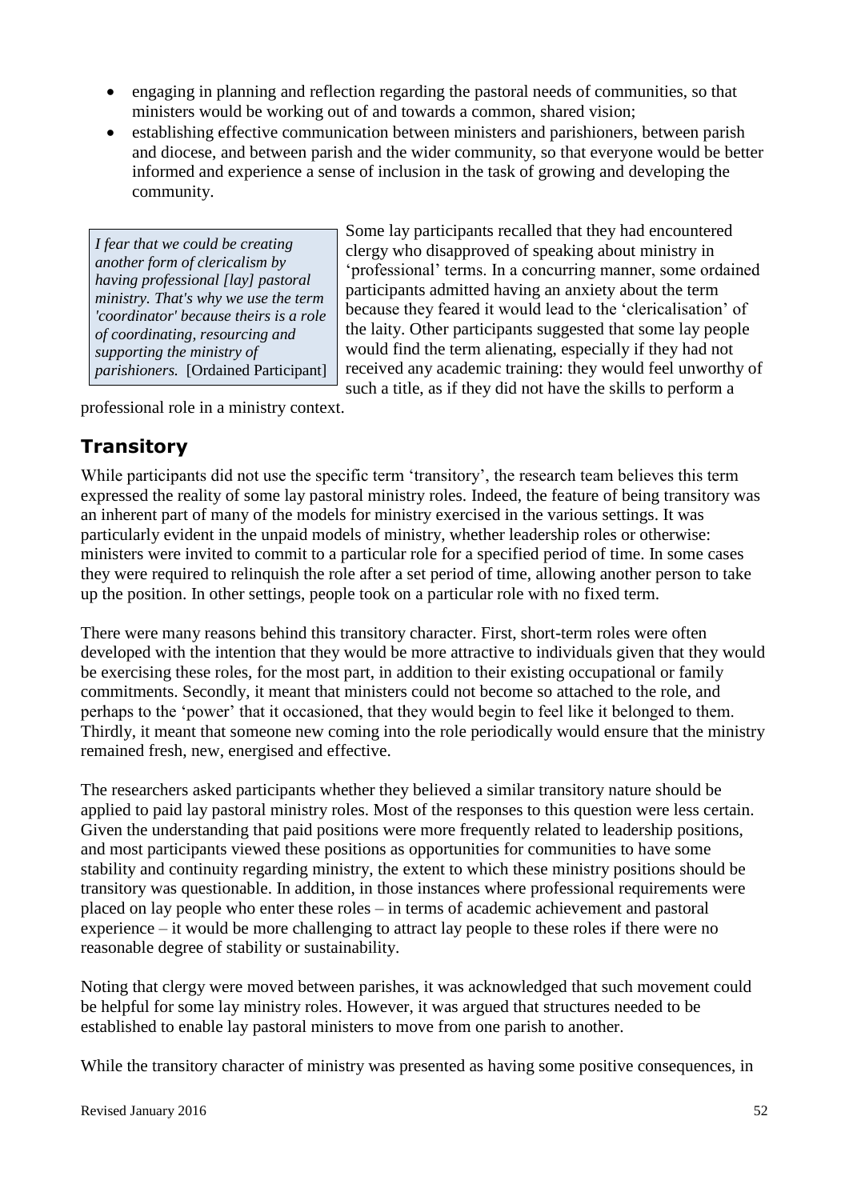- engaging in planning and reflection regarding the pastoral needs of communities, so that ministers would be working out of and towards a common, shared vision;
- establishing effective communication between ministers and parishioners, between parish and diocese, and between parish and the wider community, so that everyone would be better informed and experience a sense of inclusion in the task of growing and developing the community.

> *I fear that we could be creating another form of clericalism by having professional [lay] pastoral ministry. That's why we use the term 'coordinator' because theirs is a role of coordinating, resourcing and supporting the ministry of parishioners.* [Ordained Participant]

Some lay participants recalled that they had encountered clergy who disapproved of speaking about ministry in 'professional' terms. In a concurring manner, some ordained participants admitted having an anxiety about the term because they feared it would lead to the 'clericalisation' of the laity. Other participants suggested that some lay people would find the term alienating, especially if they had not received any academic training: they would feel unworthy of such a title, as if they did not have the skills to perform a professional role in a ministry context.

## Transitory

While participants did not use the specific term 'transitory', the research team believes this term expressed the reality of some lay pastoral ministry roles. Indeed, the feature of being transitory was an inherent part of many of the models for ministry exercised in the various settings. It was particularly evident in the unpaid models of ministry, whether leadership roles or otherwise: ministers were invited to commit to a particular role for a specified period of time. In some cases they were required to relinquish the role after a set period of time, allowing another person to take up the position. In other settings, people took on a particular role with no fixed term.

There were many reasons behind this transitory character. First, short-term roles were often developed with the intention that they would be more attractive to individuals given that they would be exercising these roles, for the most part, in addition to their existing occupational or family commitments. Secondly, it meant that ministers could not become so attached to the role, and perhaps to the 'power' that it occasioned, that they would begin to feel like it belonged to them. Thirdly, it meant that someone new coming into the role periodically would ensure that the ministry remained fresh, new, energised and effective.

The researchers asked participants whether they believed a similar transitory nature should be applied to paid lay pastoral ministry roles. Most of the responses to this question were less certain. Given the understanding that paid positions were more frequently related to leadership positions, and most participants viewed these positions as opportunities for communities to have some stability and continuity regarding ministry, the extent to which these ministry positions should be transitory was questionable. In addition, in those instances where professional requirements were placed on lay people who enter these roles – in terms of academic achievement and pastoral experience – it would be more challenging to attract lay people to these roles if there were no reasonable degree of stability or sustainability.

Noting that clergy were moved between parishes, it was acknowledged that such movement could be helpful for some lay ministry roles. However, it was argued that structures needed to be established to enable lay pastoral ministers to move from one parish to another.

While the transitory character of ministry was presented as having some positive consequences, in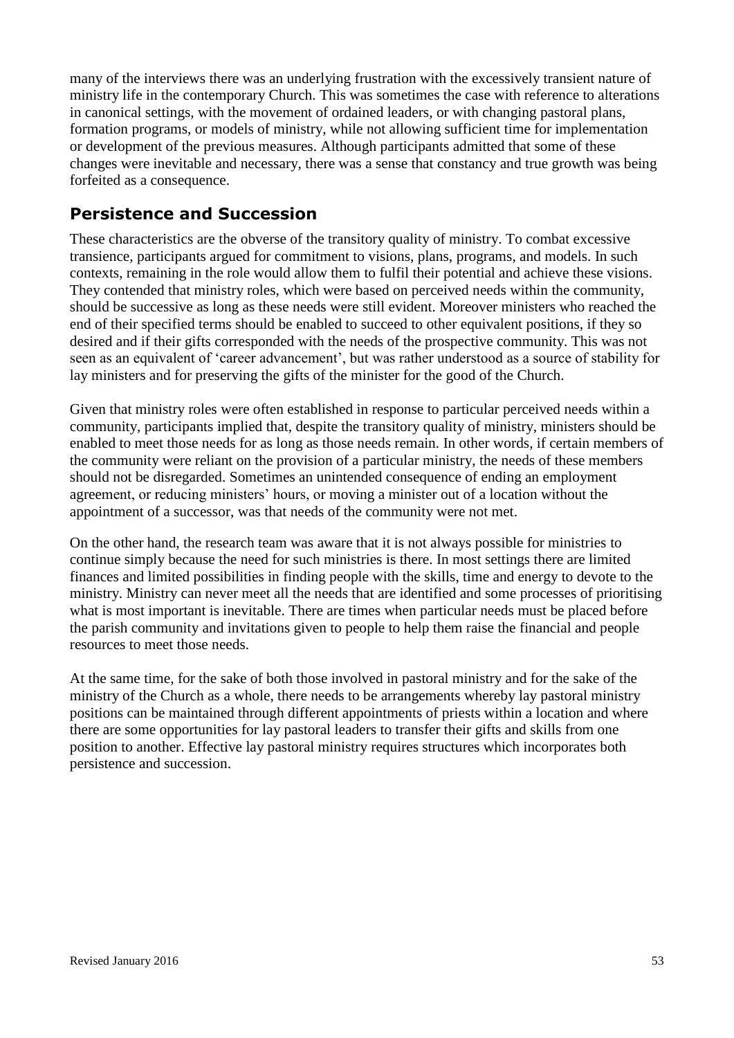many of the interviews there was an underlying frustration with the excessively transient nature of ministry life in the contemporary Church. This was sometimes the case with reference to alterations in canonical settings, with the movement of ordained leaders, or with changing pastoral plans, formation programs, or models of ministry, while not allowing sufficient time for implementation or development of the previous measures. Although participants admitted that some of these changes were inevitable and necessary, there was a sense that constancy and true growth was being forfeited as a consequence.

## Persistence and Succession

These characteristics are the obverse of the transitory quality of ministry. To combat excessive transience, participants argued for commitment to visions, plans, programs, and models. In such contexts, remaining in the role would allow them to fulfil their potential and achieve these visions. They contended that ministry roles, which were based on perceived needs within the community, should be successive as long as these needs were still evident. Moreover ministers who reached the end of their specified terms should be enabled to succeed to other equivalent positions, if they so desired and if their gifts corresponded with the needs of the prospective community. This was not seen as an equivalent of 'career advancement', but was rather understood as a source of stability for lay ministers and for preserving the gifts of the minister for the good of the Church.

Given that ministry roles were often established in response to particular perceived needs within a community, participants implied that, despite the transitory quality of ministry, ministers should be enabled to meet those needs for as long as those needs remain. In other words, if certain members of the community were reliant on the provision of a particular ministry, the needs of these members should not be disregarded. Sometimes an unintended consequence of ending an employment agreement, or reducing ministers' hours, or moving a minister out of a location without the appointment of a successor, was that needs of the community were not met.

On the other hand, the research team was aware that it is not always possible for ministries to continue simply because the need for such ministries is there. In most settings there are limited finances and limited possibilities in finding people with the skills, time and energy to devote to the ministry. Ministry can never meet all the needs that are identified and some processes of prioritising what is most important is inevitable. There are times when particular needs must be placed before the parish community and invitations given to people to help them raise the financial and people resources to meet those needs.

At the same time, for the sake of both those involved in pastoral ministry and for the sake of the ministry of the Church as a whole, there needs to be arrangements whereby lay pastoral ministry positions can be maintained through different appointments of priests within a location and where there are some opportunities for lay pastoral leaders to transfer their gifts and skills from one position to another. Effective lay pastoral ministry requires structures which incorporates both persistence and succession.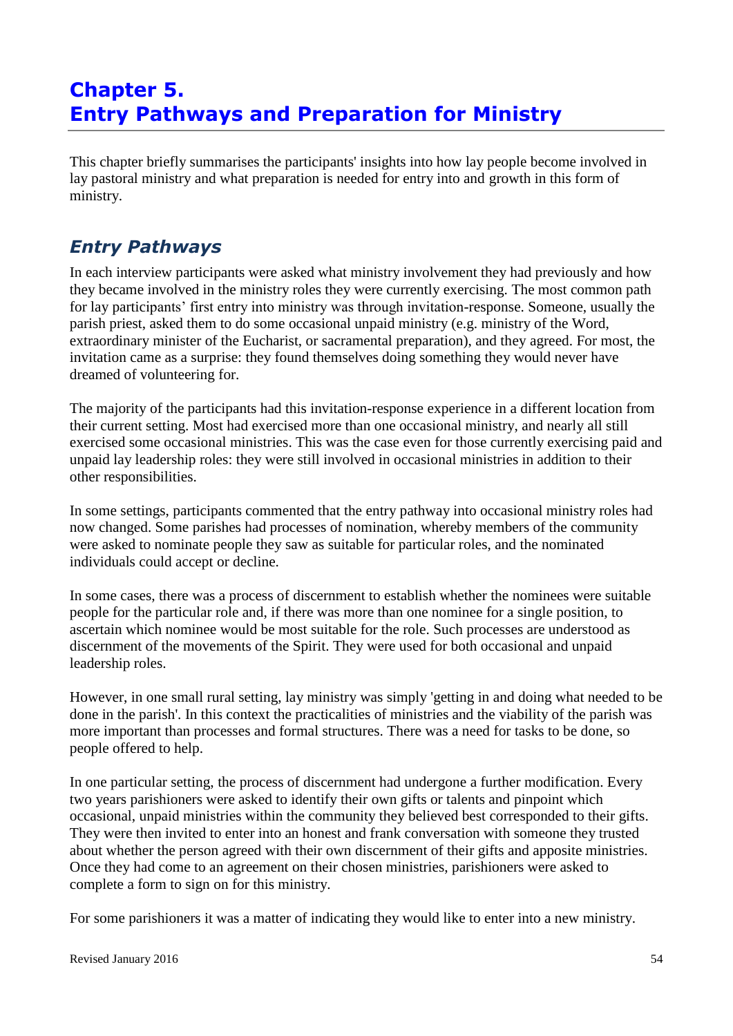# Chapter 5. Entry Pathways and Preparation for Ministry

This chapter briefly summarises the participants' insights into how lay people become involved in lay pastoral ministry and what preparation is needed for entry into and growth in this form of ministry.

## *Entry Pathways*

In each interview participants were asked what ministry involvement they had previously and how they became involved in the ministry roles they were currently exercising. The most common path for lay participants' first entry into ministry was through invitation-response. Someone, usually the parish priest, asked them to do some occasional unpaid ministry (e.g. ministry of the Word, extraordinary minister of the Eucharist, or sacramental preparation), and they agreed. For most, the invitation came as a surprise: they found themselves doing something they would never have dreamed of volunteering for.

The majority of the participants had this invitation-response experience in a different location from their current setting. Most had exercised more than one occasional ministry, and nearly all still exercised some occasional ministries. This was the case even for those currently exercising paid and unpaid lay leadership roles: they were still involved in occasional ministries in addition to their other responsibilities.

In some settings, participants commented that the entry pathway into occasional ministry roles had now changed. Some parishes had processes of nomination, whereby members of the community were asked to nominate people they saw as suitable for particular roles, and the nominated individuals could accept or decline.

In some cases, there was a process of discernment to establish whether the nominees were suitable people for the particular role and, if there was more than one nominee for a single position, to ascertain which nominee would be most suitable for the role. Such processes are understood as discernment of the movements of the Spirit. They were used for both occasional and unpaid leadership roles.

However, in one small rural setting, lay ministry was simply 'getting in and doing what needed to be done in the parish'. In this context the practicalities of ministries and the viability of the parish was more important than processes and formal structures. There was a need for tasks to be done, so people offered to help.

In one particular setting, the process of discernment had undergone a further modification. Every two years parishioners were asked to identify their own gifts or talents and pinpoint which occasional, unpaid ministries within the community they believed best corresponded to their gifts. They were then invited to enter into an honest and frank conversation with someone they trusted about whether the person agreed with their own discernment of their gifts and apposite ministries. Once they had come to an agreement on their chosen ministries, parishioners were asked to complete a form to sign on for this ministry.

For some parishioners it was a matter of indicating they would like to enter into a new ministry.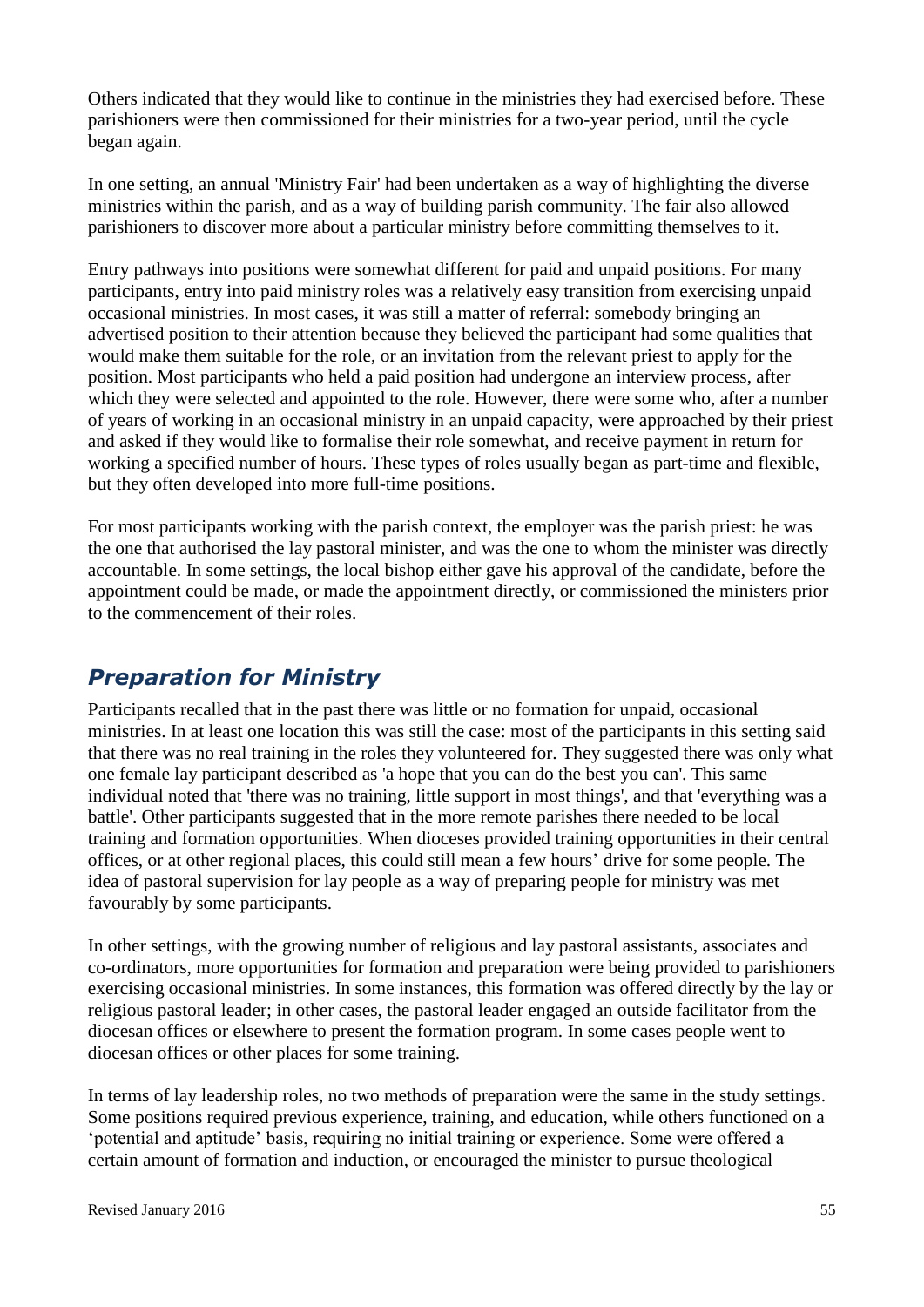Others indicated that they would like to continue in the ministries they had exercised before. These parishioners were then commissioned for their ministries for a two-year period, until the cycle began again.

In one setting, an annual 'Ministry Fair' had been undertaken as a way of highlighting the diverse ministries within the parish, and as a way of building parish community. The fair also allowed parishioners to discover more about a particular ministry before committing themselves to it.

Entry pathways into positions were somewhat different for paid and unpaid positions. For many participants, entry into paid ministry roles was a relatively easy transition from exercising unpaid occasional ministries. In most cases, it was still a matter of referral: somebody bringing an advertised position to their attention because they believed the participant had some qualities that would make them suitable for the role, or an invitation from the relevant priest to apply for the position. Most participants who held a paid position had undergone an interview process, after which they were selected and appointed to the role. However, there were some who, after a number of years of working in an occasional ministry in an unpaid capacity, were approached by their priest and asked if they would like to formalise their role somewhat, and receive payment in return for working a specified number of hours. These types of roles usually began as part-time and flexible, but they often developed into more full-time positions.

For most participants working with the parish context, the employer was the parish priest: he was the one that authorised the lay pastoral minister, and was the one to whom the minister was directly accountable. In some settings, the local bishop either gave his approval of the candidate, before the appointment could be made, or made the appointment directly, or commissioned the ministers prior to the commencement of their roles.

## *Preparation for Ministry*

Participants recalled that in the past there was little or no formation for unpaid, occasional ministries. In at least one location this was still the case: most of the participants in this setting said that there was no real training in the roles they volunteered for. They suggested there was only what one female lay participant described as 'a hope that you can do the best you can'. This same individual noted that 'there was no training, little support in most things', and that 'everything was a battle'. Other participants suggested that in the more remote parishes there needed to be local training and formation opportunities. When dioceses provided training opportunities in their central offices, or at other regional places, this could still mean a few hours' drive for some people. The idea of pastoral supervision for lay people as a way of preparing people for ministry was met favourably by some participants.

In other settings, with the growing number of religious and lay pastoral assistants, associates and co-ordinators, more opportunities for formation and preparation were being provided to parishioners exercising occasional ministries. In some instances, this formation was offered directly by the lay or religious pastoral leader; in other cases, the pastoral leader engaged an outside facilitator from the diocesan offices or elsewhere to present the formation program. In some cases people went to diocesan offices or other places for some training.

In terms of lay leadership roles, no two methods of preparation were the same in the study settings. Some positions required previous experience, training, and education, while others functioned on a 'potential and aptitude' basis, requiring no initial training or experience. Some were offered a certain amount of formation and induction, or encouraged the minister to pursue theological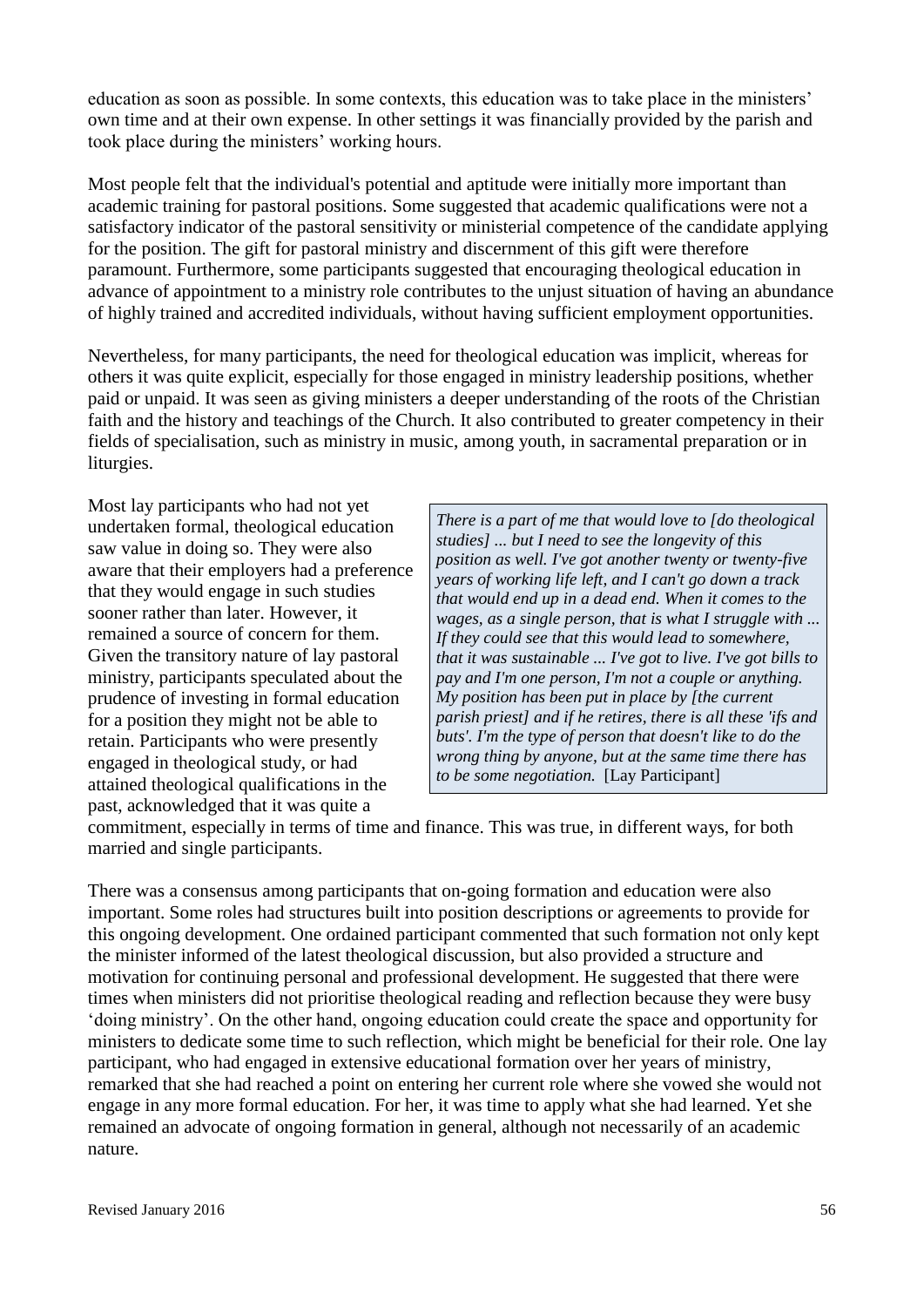education as soon as possible. In some contexts, this education was to take place in the ministers' own time and at their own expense. In other settings it was financially provided by the parish and took place during the ministers' working hours.

Most people felt that the individual's potential and aptitude were initially more important than academic training for pastoral positions. Some suggested that academic qualifications were not a satisfactory indicator of the pastoral sensitivity or ministerial competence of the candidate applying for the position. The gift for pastoral ministry and discernment of this gift were therefore paramount. Furthermore, some participants suggested that encouraging theological education in advance of appointment to a ministry role contributes to the unjust situation of having an abundance of highly trained and accredited individuals, without having sufficient employment opportunities.

Nevertheless, for many participants, the need for theological education was implicit, whereas for others it was quite explicit, especially for those engaged in ministry leadership positions, whether paid or unpaid. It was seen as giving ministers a deeper understanding of the roots of the Christian faith and the history and teachings of the Church. It also contributed to greater competency in their fields of specialisation, such as ministry in music, among youth, in sacramental preparation or in liturgies.

Most lay participants who had not yet undertaken formal, theological education saw value in doing so. They were also aware that their employers had a preference that they would engage in such studies sooner rather than later. However, it remained a source of concern for them. Given the transitory nature of lay pastoral ministry, participants speculated about the prudence of investing in formal education for a position they might not be able to retain. Participants who were presently engaged in theological study, or had attained theological qualifications in the past, acknowledged that it was quite a commitment, especially in terms of time and finance. This was true, in different ways, for both married and single participants.

> *There is a part of me that would love to [do theological studies] ... but I need to see the longevity of this position as well. I've got another twenty or twenty-five years of working life left, and I can't go down a track that would end up in a dead end. When it comes to the wages, as a single person, that is what I struggle with ... If they could see that this would lead to somewhere, that it was sustainable ... I've got to live. I've got bills to pay and I'm one person, I'm not a couple or anything. My position has been put in place by [the current parish priest] and if he retires, there is all these 'ifs and buts'. I'm the type of person that doesn't like to do the wrong thing by anyone, but at the same time there has to be some negotiation.* [Lay Participant]

There was a consensus among participants that on-going formation and education were also important. Some roles had structures built into position descriptions or agreements to provide for this ongoing development. One ordained participant commented that such formation not only kept the minister informed of the latest theological discussion, but also provided a structure and motivation for continuing personal and professional development. He suggested that there were times when ministers did not prioritise theological reading and reflection because they were busy 'doing ministry'. On the other hand, ongoing education could create the space and opportunity for ministers to dedicate some time to such reflection, which might be beneficial for their role. One lay participant, who had engaged in extensive educational formation over her years of ministry, remarked that she had reached a point on entering her current role where she vowed she would not engage in any more formal education. For her, it was time to apply what she had learned. Yet she remained an advocate of ongoing formation in general, although not necessarily of an academic nature.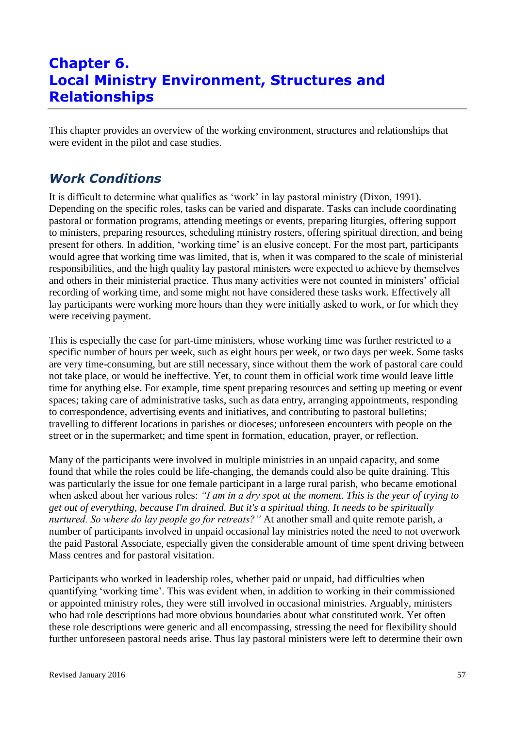# Chapter 6. Local Ministry Environment, Structures and Relationships

This chapter provides an overview of the working environment, structures and relationships that were evident in the pilot and case studies.

## *Work Conditions*

It is difficult to determine what qualifies as 'work' in lay pastoral ministry (Dixon, 1991). Depending on the specific roles, tasks can be varied and disparate. Tasks can include coordinating pastoral or formation programs, attending meetings or events, preparing liturgies, offering support to ministers, preparing resources, scheduling ministry rosters, offering spiritual direction, and being present for others. In addition, 'working time' is an elusive concept. For the most part, participants would agree that working time was limited, that is, when it was compared to the scale of ministerial responsibilities, and the high quality lay pastoral ministers were expected to achieve by themselves and others in their ministerial practice. Thus many activities were not counted in ministers' official recording of working time, and some might not have considered these tasks work. Effectively all lay participants were working more hours than they were initially asked to work, or for which they were receiving payment.

This is especially the case for part-time ministers, whose working time was further restricted to a specific number of hours per week, such as eight hours per week, or two days per week. Some tasks are very time-consuming, but are still necessary, since without them the work of pastoral care could not take place, or would be ineffective. Yet, to count them in official work time would leave little time for anything else. For example, time spent preparing resources and setting up meeting or event spaces; taking care of administrative tasks, such as data entry, arranging appointments, responding to correspondence, advertising events and initiatives, and contributing to pastoral bulletins; travelling to different locations in parishes or dioceses; unforeseen encounters with people on the street or in the supermarket; and time spent in formation, education, prayer, or reflection.

Many of the participants were involved in multiple ministries in an unpaid capacity, and some found that while the roles could be life-changing, the demands could also be quite draining. This was particularly the issue for one female participant in a large rural parish, who became emotional when asked about her various roles: *"I am in a dry spot at the moment. This is the year of trying to get out of everything, because I'm drained. But it's a spiritual thing. It needs to be spiritually nurtured. So where do lay people go for retreats?"* At another small and quite remote parish, a number of participants involved in unpaid occasional lay ministries noted the need to not overwork the paid Pastoral Associate, especially given the considerable amount of time spent driving between Mass centres and for pastoral visitation.

Participants who worked in leadership roles, whether paid or unpaid, had difficulties when quantifying 'working time'. This was evident when, in addition to working in their commissioned or appointed ministry roles, they were still involved in occasional ministries. Arguably, ministers who had role descriptions had more obvious boundaries about what constituted work. Yet often these role descriptions were generic and all encompassing, stressing the need for flexibility should further unforeseen pastoral needs arise. Thus lay pastoral ministers were left to determine their own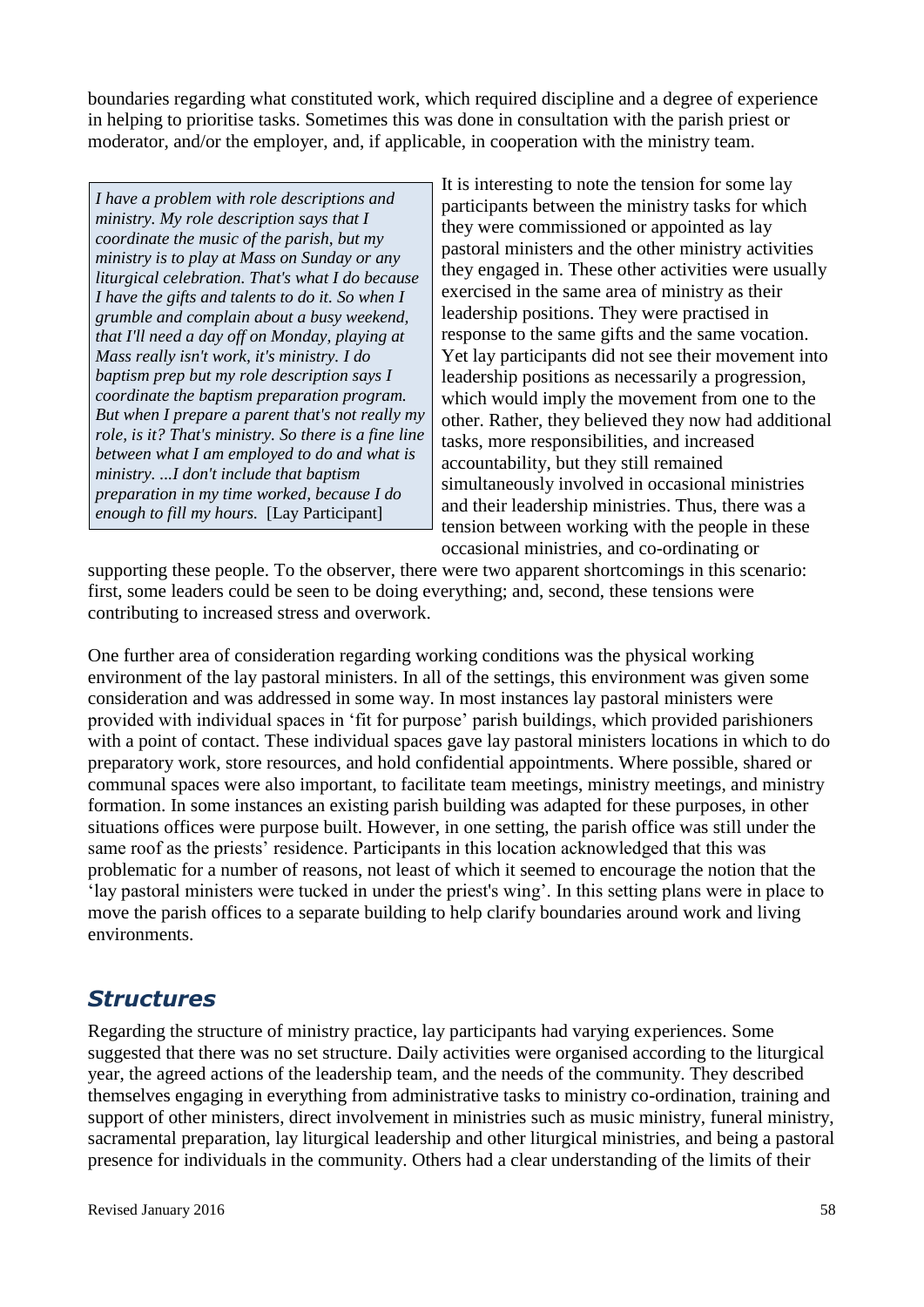boundaries regarding what constituted work, which required discipline and a degree of experience in helping to prioritise tasks. Sometimes this was done in consultation with the parish priest or moderator, and/or the employer, and, if applicable, in cooperation with the ministry team.

> *I have a problem with role descriptions and ministry. My role description says that I coordinate the music of the parish, but my ministry is to play at Mass on Sunday or any liturgical celebration. That's what I do because I have the gifts and talents to do it. So when I grumble and complain about a busy weekend, that I'll need a day off on Monday, playing at Mass really isn't work, it's ministry. I do baptism prep but my role description says I coordinate the baptism preparation program. But when I prepare a parent that's not really my role, is it? That's ministry. So there is a fine line between what I am employed to do and what is ministry. ...I don't include that baptism preparation in my time worked, because I do enough to fill my hours.* [Lay Participant]

It is interesting to note the tension for some lay participants between the ministry tasks for which they were commissioned or appointed as lay pastoral ministers and the other ministry activities they engaged in. These other activities were usually exercised in the same area of ministry as their leadership positions. They were practised in response to the same gifts and the same vocation. Yet lay participants did not see their movement into leadership positions as necessarily a progression, which would imply the movement from one to the other. Rather, they believed they now had additional tasks, more responsibilities, and increased accountability, but they still remained simultaneously involved in occasional ministries and their leadership ministries. Thus, there was a tension between working with the people in these occasional ministries, and co-ordinating or supporting these people. To the observer, there were two apparent shortcomings in this scenario: first, some leaders could be seen to be doing everything; and, second, these tensions were contributing to increased stress and overwork.

One further area of consideration regarding working conditions was the physical working environment of the lay pastoral ministers. In all of the settings, this environment was given some consideration and was addressed in some way. In most instances lay pastoral ministers were provided with individual spaces in 'fit for purpose' parish buildings, which provided parishioners with a point of contact. These individual spaces gave lay pastoral ministers locations in which to do preparatory work, store resources, and hold confidential appointments. Where possible, shared or communal spaces were also important, to facilitate team meetings, ministry meetings, and ministry formation. In some instances an existing parish building was adapted for these purposes, in other situations offices were purpose built. However, in one setting, the parish office was still under the same roof as the priests' residence. Participants in this location acknowledged that this was problematic for a number of reasons, not least of which it seemed to encourage the notion that the 'lay pastoral ministers were tucked in under the priest's wing'. In this setting plans were in place to move the parish offices to a separate building to help clarify boundaries around work and living environments.

## *Structures*

Regarding the structure of ministry practice, lay participants had varying experiences. Some suggested that there was no set structure. Daily activities were organised according to the liturgical year, the agreed actions of the leadership team, and the needs of the community. They described themselves engaging in everything from administrative tasks to ministry co-ordination, training and support of other ministers, direct involvement in ministries such as music ministry, funeral ministry, sacramental preparation, lay liturgical leadership and other liturgical ministries, and being a pastoral presence for individuals in the community. Others had a clear understanding of the limits of their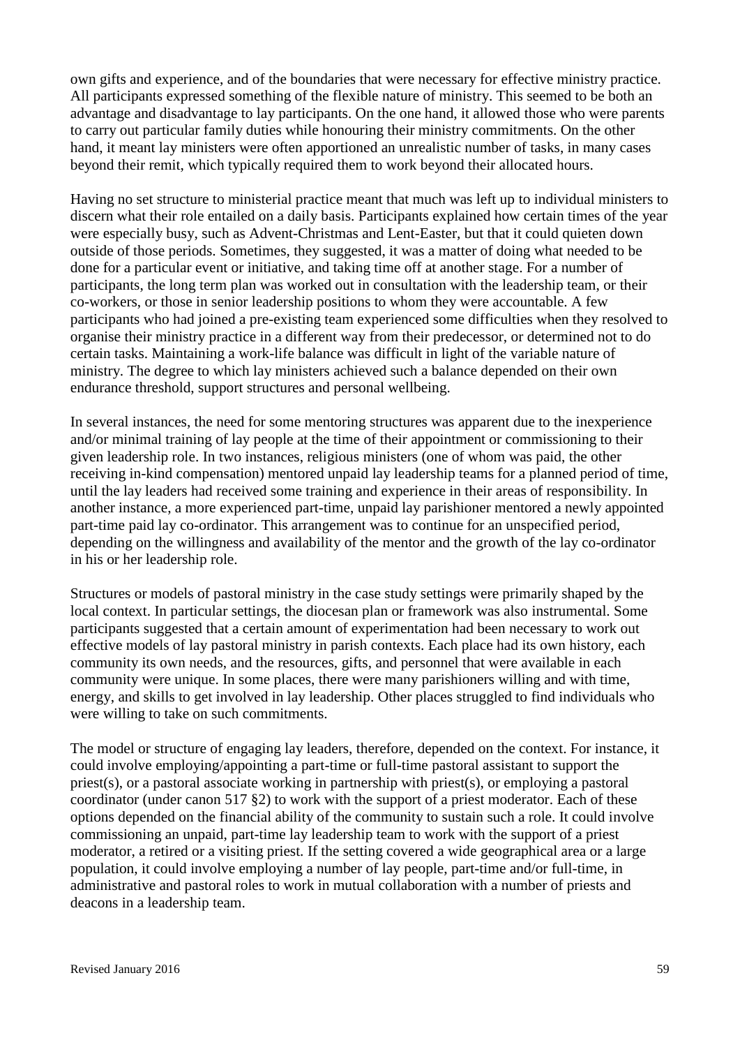own gifts and experience, and of the boundaries that were necessary for effective ministry practice. All participants expressed something of the flexible nature of ministry. This seemed to be both an advantage and disadvantage to lay participants. On the one hand, it allowed those who were parents to carry out particular family duties while honouring their ministry commitments. On the other hand, it meant lay ministers were often apportioned an unrealistic number of tasks, in many cases beyond their remit, which typically required them to work beyond their allocated hours.

Having no set structure to ministerial practice meant that much was left up to individual ministers to discern what their role entailed on a daily basis. Participants explained how certain times of the year were especially busy, such as Advent-Christmas and Lent-Easter, but that it could quieten down outside of those periods. Sometimes, they suggested, it was a matter of doing what needed to be done for a particular event or initiative, and taking time off at another stage. For a number of participants, the long term plan was worked out in consultation with the leadership team, or their co-workers, or those in senior leadership positions to whom they were accountable. A few participants who had joined a pre-existing team experienced some difficulties when they resolved to organise their ministry practice in a different way from their predecessor, or determined not to do certain tasks. Maintaining a work-life balance was difficult in light of the variable nature of ministry. The degree to which lay ministers achieved such a balance depended on their own endurance threshold, support structures and personal wellbeing.

In several instances, the need for some mentoring structures was apparent due to the inexperience and/or minimal training of lay people at the time of their appointment or commissioning to their given leadership role. In two instances, religious ministers (one of whom was paid, the other receiving in-kind compensation) mentored unpaid lay leadership teams for a planned period of time, until the lay leaders had received some training and experience in their areas of responsibility. In another instance, a more experienced part-time, unpaid lay parishioner mentored a newly appointed part-time paid lay co-ordinator. This arrangement was to continue for an unspecified period, depending on the willingness and availability of the mentor and the growth of the lay co-ordinator in his or her leadership role.

Structures or models of pastoral ministry in the case study settings were primarily shaped by the local context. In particular settings, the diocesan plan or framework was also instrumental. Some participants suggested that a certain amount of experimentation had been necessary to work out effective models of lay pastoral ministry in parish contexts. Each place had its own history, each community its own needs, and the resources, gifts, and personnel that were available in each community were unique. In some places, there were many parishioners willing and with time, energy, and skills to get involved in lay leadership. Other places struggled to find individuals who were willing to take on such commitments.

The model or structure of engaging lay leaders, therefore, depended on the context. For instance, it could involve employing/appointing a part-time or full-time pastoral assistant to support the priest(s), or a pastoral associate working in partnership with priest(s), or employing a pastoral coordinator (under canon 517 §2) to work with the support of a priest moderator. Each of these options depended on the financial ability of the community to sustain such a role. It could involve commissioning an unpaid, part-time lay leadership team to work with the support of a priest moderator, a retired or a visiting priest. If the setting covered a wide geographical area or a large population, it could involve employing a number of lay people, part-time and/or full-time, in administrative and pastoral roles to work in mutual collaboration with a number of priests and deacons in a leadership team.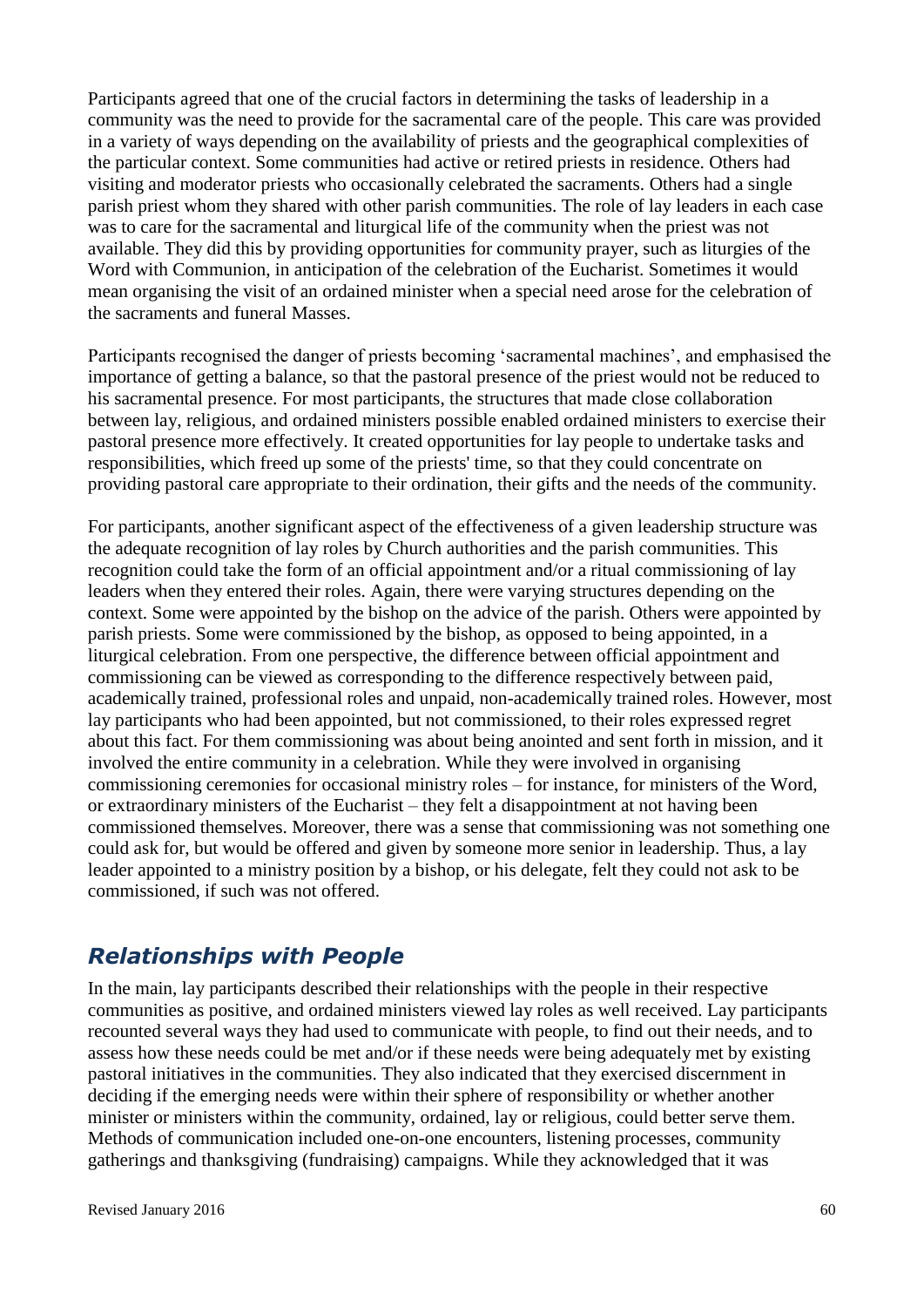Participants agreed that one of the crucial factors in determining the tasks of leadership in a community was the need to provide for the sacramental care of the people. This care was provided in a variety of ways depending on the availability of priests and the geographical complexities of the particular context. Some communities had active or retired priests in residence. Others had visiting and moderator priests who occasionally celebrated the sacraments. Others had a single parish priest whom they shared with other parish communities. The role of lay leaders in each case was to care for the sacramental and liturgical life of the community when the priest was not available. They did this by providing opportunities for community prayer, such as liturgies of the Word with Communion, in anticipation of the celebration of the Eucharist. Sometimes it would mean organising the visit of an ordained minister when a special need arose for the celebration of the sacraments and funeral Masses.

Participants recognised the danger of priests becoming 'sacramental machines', and emphasised the importance of getting a balance, so that the pastoral presence of the priest would not be reduced to his sacramental presence. For most participants, the structures that made close collaboration between lay, religious, and ordained ministers possible enabled ordained ministers to exercise their pastoral presence more effectively. It created opportunities for lay people to undertake tasks and responsibilities, which freed up some of the priests' time, so that they could concentrate on providing pastoral care appropriate to their ordination, their gifts and the needs of the community.

For participants, another significant aspect of the effectiveness of a given leadership structure was the adequate recognition of lay roles by Church authorities and the parish communities. This recognition could take the form of an official appointment and/or a ritual commissioning of lay leaders when they entered their roles. Again, there were varying structures depending on the context. Some were appointed by the bishop on the advice of the parish. Others were appointed by parish priests. Some were commissioned by the bishop, as opposed to being appointed, in a liturgical celebration. From one perspective, the difference between official appointment and commissioning can be viewed as corresponding to the difference respectively between paid, academically trained, professional roles and unpaid, non-academically trained roles. However, most lay participants who had been appointed, but not commissioned, to their roles expressed regret about this fact. For them commissioning was about being anointed and sent forth in mission, and it involved the entire community in a celebration. While they were involved in organising commissioning ceremonies for occasional ministry roles – for instance, for ministers of the Word, or extraordinary ministers of the Eucharist – they felt a disappointment at not having been commissioned themselves. Moreover, there was a sense that commissioning was not something one could ask for, but would be offered and given by someone more senior in leadership. Thus, a lay leader appointed to a ministry position by a bishop, or his delegate, felt they could not ask to be commissioned, if such was not offered.

## *Relationships with People*

In the main, lay participants described their relationships with the people in their respective communities as positive, and ordained ministers viewed lay roles as well received. Lay participants recounted several ways they had used to communicate with people, to find out their needs, and to assess how these needs could be met and/or if these needs were being adequately met by existing pastoral initiatives in the communities. They also indicated that they exercised discernment in deciding if the emerging needs were within their sphere of responsibility or whether another minister or ministers within the community, ordained, lay or religious, could better serve them. Methods of communication included one-on-one encounters, listening processes, community gatherings and thanksgiving (fundraising) campaigns. While they acknowledged that it was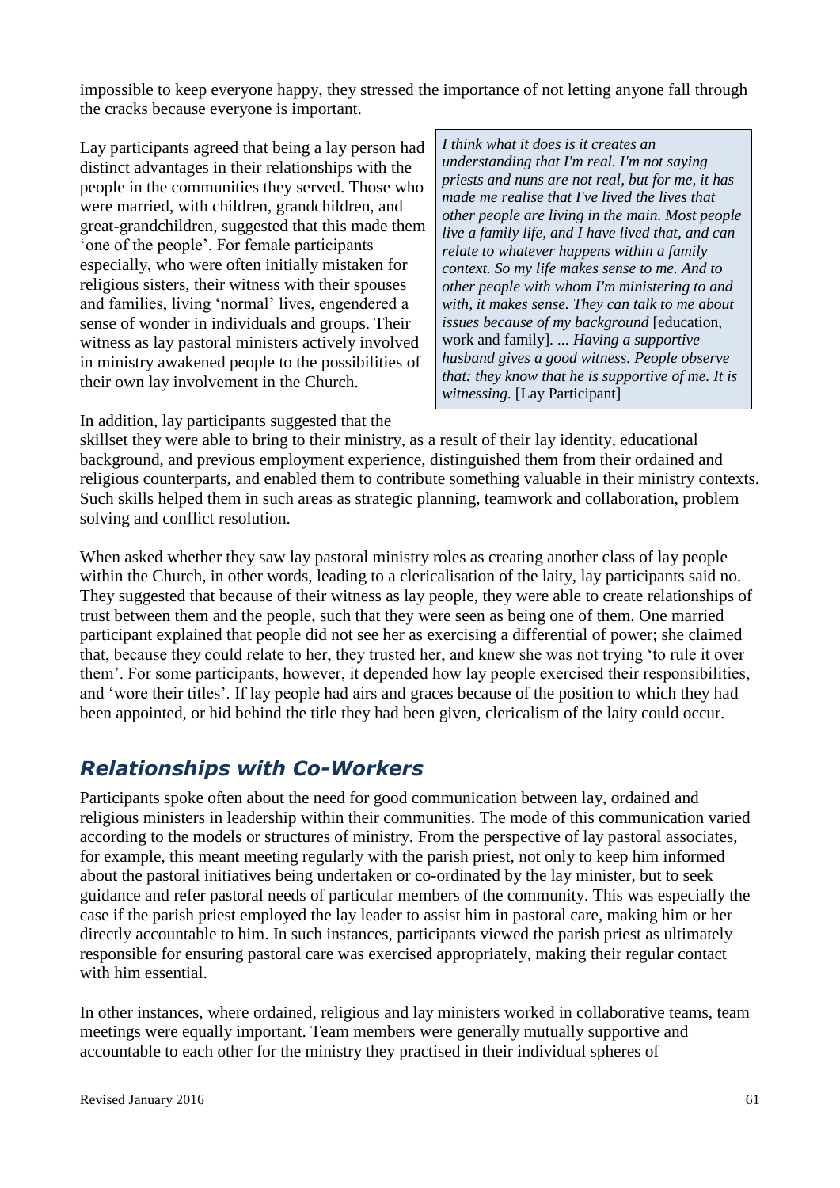impossible to keep everyone happy, they stressed the importance of not letting anyone fall through the cracks because everyone is important.

Lay participants agreed that being a lay person had distinct advantages in their relationships with the people in the communities they served. Those who were married, with children, grandchildren, and great-grandchildren, suggested that this made them 'one of the people'. For female participants especially, who were often initially mistaken for religious sisters, their witness with their spouses and families, living 'normal' lives, engendered a sense of wonder in individuals and groups. Their witness as lay pastoral ministers actively involved in ministry awakened people to the possibilities of their own lay involvement in the Church.

> *I think what it does is it creates an understanding that I'm real. I'm not saying priests and nuns are not real, but for me, it has made me realise that I've lived the lives that other people are living in the main. Most people live a family life, and I have lived that, and can relate to whatever happens within a family context. So my life makes sense to me. And to other people with whom I'm ministering to and with, it makes sense. They can talk to me about issues because of my background* [education, work and family]. *... Having a supportive husband gives a good witness. People observe that: they know that he is supportive of me. It is witnessing.* [Lay Participant]

In addition, lay participants suggested that the skillset they were able to bring to their ministry, as a result of their lay identity, educational background, and previous employment experience, distinguished them from their ordained and religious counterparts, and enabled them to contribute something valuable in their ministry contexts. Such skills helped them in such areas as strategic planning, teamwork and collaboration, problem solving and conflict resolution.

When asked whether they saw lay pastoral ministry roles as creating another class of lay people within the Church, in other words, leading to a clericalisation of the laity, lay participants said no. They suggested that because of their witness as lay people, they were able to create relationships of trust between them and the people, such that they were seen as being one of them. One married participant explained that people did not see her as exercising a differential of power; she claimed that, because they could relate to her, they trusted her, and knew she was not trying 'to rule it over them'. For some participants, however, it depended how lay people exercised their responsibilities, and 'wore their titles'. If lay people had airs and graces because of the position to which they had been appointed, or hid behind the title they had been given, clericalism of the laity could occur.

## *Relationships with Co-Workers*

Participants spoke often about the need for good communication between lay, ordained and religious ministers in leadership within their communities. The mode of this communication varied according to the models or structures of ministry. From the perspective of lay pastoral associates, for example, this meant meeting regularly with the parish priest, not only to keep him informed about the pastoral initiatives being undertaken or co-ordinated by the lay minister, but to seek guidance and refer pastoral needs of particular members of the community. This was especially the case if the parish priest employed the lay leader to assist him in pastoral care, making him or her directly accountable to him. In such instances, participants viewed the parish priest as ultimately responsible for ensuring pastoral care was exercised appropriately, making their regular contact with him essential.

In other instances, where ordained, religious and lay ministers worked in collaborative teams, team meetings were equally important. Team members were generally mutually supportive and accountable to each other for the ministry they practised in their individual spheres of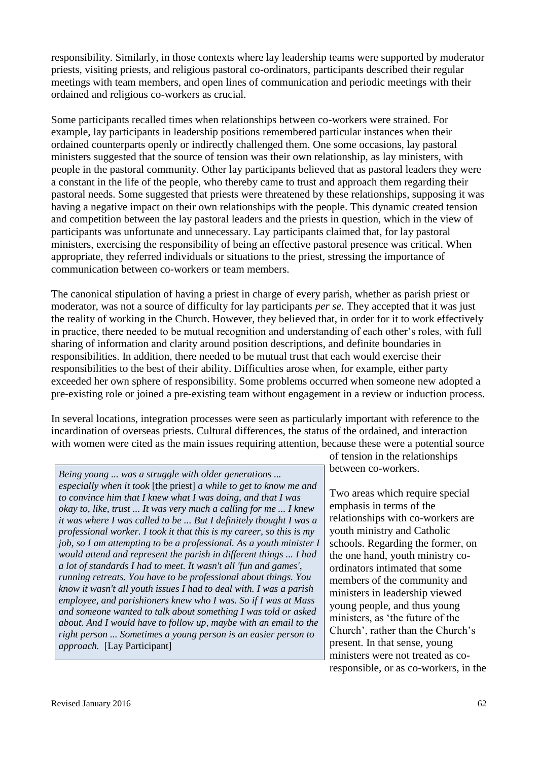responsibility. Similarly, in those contexts where lay leadership teams were supported by moderator priests, visiting priests, and religious pastoral co-ordinators, participants described their regular meetings with team members, and open lines of communication and periodic meetings with their ordained and religious co-workers as crucial.

Some participants recalled times when relationships between co-workers were strained. For example, lay participants in leadership positions remembered particular instances when their ordained counterparts openly or indirectly challenged them. One some occasions, lay pastoral ministers suggested that the source of tension was their own relationship, as lay ministers, with people in the pastoral community. Other lay participants believed that as pastoral leaders they were a constant in the life of the people, who thereby came to trust and approach them regarding their pastoral needs. Some suggested that priests were threatened by these relationships, supposing it was having a negative impact on their own relationships with the people. This dynamic created tension and competition between the lay pastoral leaders and the priests in question, which in the view of participants was unfortunate and unnecessary. Lay participants claimed that, for lay pastoral ministers, exercising the responsibility of being an effective pastoral presence was critical. When appropriate, they referred individuals or situations to the priest, stressing the importance of communication between co-workers or team members.

The canonical stipulation of having a priest in charge of every parish, whether as parish priest or moderator, was not a source of difficulty for lay participants *per se*. They accepted that it was just the reality of working in the Church. However, they believed that, in order for it to work effectively in practice, there needed to be mutual recognition and understanding of each other's roles, with full sharing of information and clarity around position descriptions, and definite boundaries in responsibilities. In addition, there needed to be mutual trust that each would exercise their responsibilities to the best of their ability. Difficulties arose when, for example, either party exceeded her own sphere of responsibility. Some problems occurred when someone new adopted a pre-existing role or joined a pre-existing team without engagement in a review or induction process.

In several locations, integration processes were seen as particularly important with reference to the incardination of overseas priests. Cultural differences, the status of the ordained, and interaction with women were cited as the main issues requiring attention, because these were a potential source of tension in the relationships between co-workers.

> *Being young ... was a struggle with older generations ... especially when it took* [the priest] *a while to get to know me and to convince him that I knew what I was doing, and that I was okay to, like, trust ... It was very much a calling for me ... I knew it was where I was called to be ... But I definitely thought I was a professional worker. I took it that this is my career, so this is my job, so I am attempting to be a professional. As a youth minister I would attend and represent the parish in different things ... I had a lot of standards I had to meet. It wasn't all 'fun and games', running retreats. You have to be professional about things. You know it wasn't all youth issues I had to deal with. I was a parish employee, and parishioners knew who I was. So if I was at Mass and someone wanted to talk about something I was told or asked about. And I would have to follow up, maybe with an email to the right person ... Sometimes a young person is an easier person to approach.* [Lay Participant]

Two areas which require special emphasis in terms of the relationships with co-workers are youth ministry and Catholic schools. Regarding the former, on the one hand, youth ministry co-ordinators intimated that some members of the community and ministers in leadership viewed young people, and thus young ministers, as 'the future of the Church', rather than the Church's present. In that sense, young ministers were not treated as co-responsible, or as co-workers, in the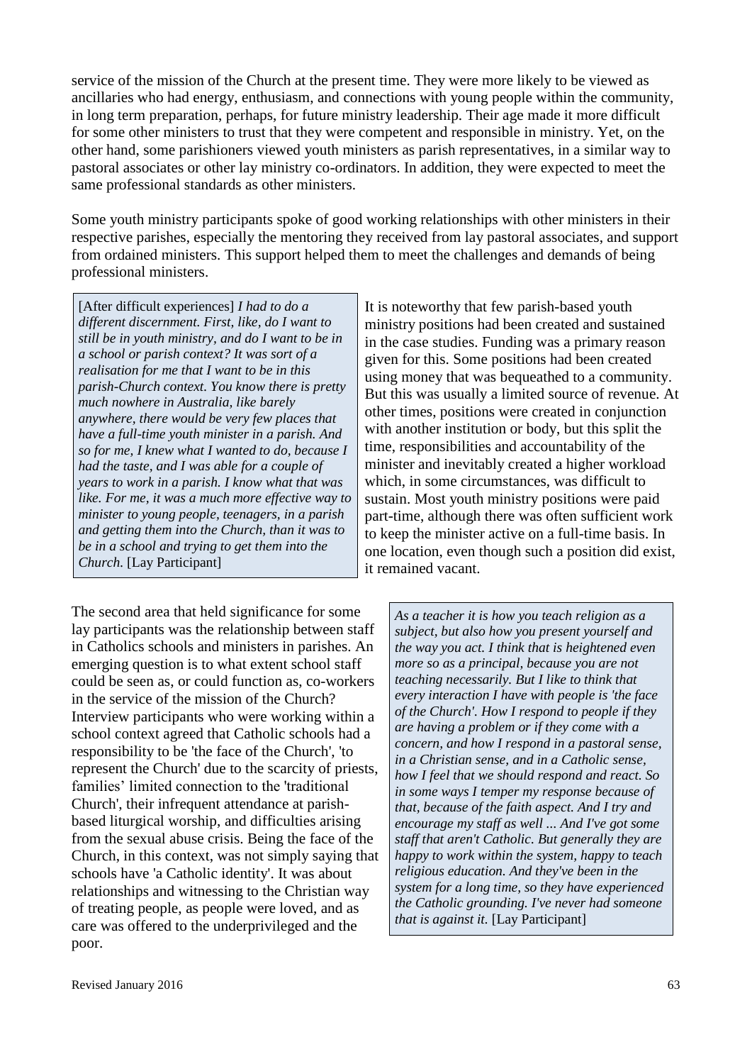service of the mission of the Church at the present time. They were more likely to be viewed as ancillaries who had energy, enthusiasm, and connections with young people within the community, in long term preparation, perhaps, for future ministry leadership. Their age made it more difficult for some other ministers to trust that they were competent and responsible in ministry. Yet, on the other hand, some parishioners viewed youth ministers as parish representatives, in a similar way to pastoral associates or other lay ministry co-ordinators. In addition, they were expected to meet the same professional standards as other ministers.

Some youth ministry participants spoke of good working relationships with other ministers in their respective parishes, especially the mentoring they received from lay pastoral associates, and support from ordained ministers. This support helped them to meet the challenges and demands of being professional ministers.

> [After difficult experiences] *I had to do a different discernment. First, like, do I want to still be in youth ministry, and do I want to be in a school or parish context? It was sort of a realisation for me that I want to be in this parish-Church context. You know there is pretty much nowhere in Australia, like barely anywhere, there would be very few places that have a full-time youth minister in a parish. And so for me, I knew what I wanted to do, because I had the taste, and I was able for a couple of years to work in a parish. I know what that was like. For me, it was a much more effective way to minister to young people, teenagers, in a parish and getting them into the Church, than it was to be in a school and trying to get them into the Church.* [Lay Participant]

It is noteworthy that few parish-based youth ministry positions had been created and sustained in the case studies. Funding was a primary reason given for this. Some positions had been created using money that was bequeathed to a community. But this was usually a limited source of revenue. At other times, positions were created in conjunction with another institution or body, but this split the time, responsibilities and accountability of the minister and inevitably created a higher workload which, in some circumstances, was difficult to sustain. Most youth ministry positions were paid part-time, although there was often sufficient work to keep the minister active on a full-time basis. In one location, even though such a position did exist, it remained vacant.

The second area that held significance for some lay participants was the relationship between staff in Catholics schools and ministers in parishes. An emerging question is to what extent school staff could be seen as, or could function as, co-workers in the service of the mission of the Church? Interview participants who were working within a school context agreed that Catholic schools had a responsibility to be 'the face of the Church', 'to represent the Church' due to the scarcity of priests, families' limited connection to the 'traditional Church', their infrequent attendance at parish-based liturgical worship, and difficulties arising from the sexual abuse crisis. Being the face of the Church, in this context, was not simply saying that schools have 'a Catholic identity'. It was about relationships and witnessing to the Christian way of treating people, as people were loved, and as care was offered to the underprivileged and the poor.

> *As a teacher it is how you teach religion as a subject, but also how you present yourself and the way you act. I think that is heightened even more so as a principal, because you are not teaching necessarily. But I like to think that every interaction I have with people is 'the face of the Church'. How I respond to people if they are having a problem or if they come with a concern, and how I respond in a pastoral sense, in a Christian sense, and in a Catholic sense, how I feel that we should respond and react. So in some ways I temper my response because of that, because of the faith aspect. And I try and encourage my staff as well ... And I've got some staff that aren't Catholic. But generally they are happy to work within the system, happy to teach religious education. And they've been in the system for a long time, so they have experienced the Catholic grounding. I've never had someone that is against it.* [Lay Participant]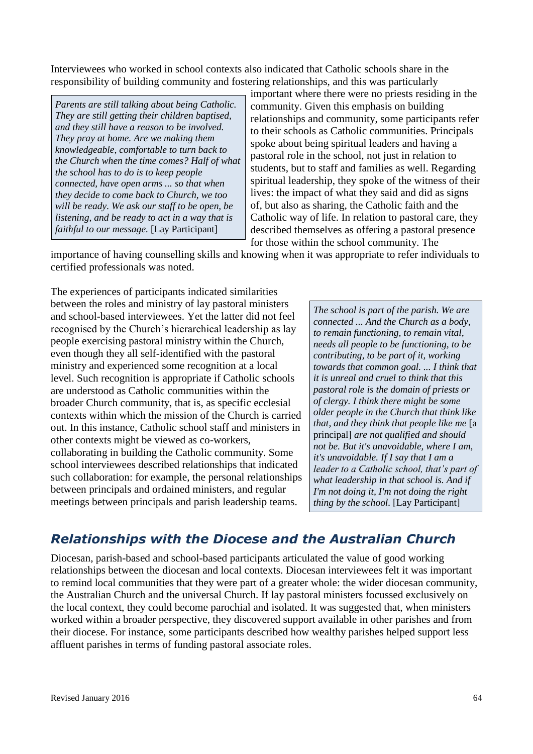Interviewees who worked in school contexts also indicated that Catholic schools share in the responsibility of building community and fostering relationships, and this was particularly important where there were no priests residing in the community. Given this emphasis on building relationships and community, some participants refer to their schools as Catholic communities. Principals spoke about being spiritual leaders and having a pastoral role in the school, not just in relation to students, but to staff and families as well. Regarding spiritual leadership, they spoke of the witness of their lives: the impact of what they said and did as signs of, but also as sharing, the Catholic faith and the Catholic way of life. In relation to pastoral care, they described themselves as offering a pastoral presence for those within the school community. The importance of having counselling skills and knowing when it was appropriate to refer individuals to certified professionals was noted.

> *Parents are still talking about being Catholic. They are still getting their children baptised, and they still have a reason to be involved. They pray at home. Are we making them knowledgeable, comfortable to turn back to the Church when the time comes? Half of what the school has to do is to keep people connected, have open arms ... so that when they decide to come back to Church, we too will be ready. We ask our staff to be open, be listening, and be ready to act in a way that is faithful to our message.* [Lay Participant]

The experiences of participants indicated similarities between the roles and ministry of lay pastoral ministers and school-based interviewees. Yet the latter did not feel recognised by the Church's hierarchical leadership as lay people exercising pastoral ministry within the Church, even though they all self-identified with the pastoral ministry and experienced some recognition at a local level. Such recognition is appropriate if Catholic schools are understood as Catholic communities within the broader Church community, that is, as specific ecclesial contexts within which the mission of the Church is carried out. In this instance, Catholic school staff and ministers in other contexts might be viewed as co-workers, collaborating in building the Catholic community. Some school interviewees described relationships that indicated such collaboration: for example, the personal relationships between principals and ordained ministers, and regular meetings between principals and parish leadership teams.

> *The school is part of the parish. We are connected ... And the Church as a body, to remain functioning, to remain vital, needs all people to be functioning, to be contributing, to be part of it, working towards that common goal. ... I think that it is unreal and cruel to think that this pastoral role is the domain of priests or of clergy. I think there might be some older people in the Church that think like that, and they think that people like me* [a principal] *are not qualified and should not be. But it's unavoidable, where I am, it's unavoidable. If I say that I am a leader to a Catholic school, that's part of what leadership in that school is. And if I'm not doing it, I'm not doing the right thing by the school.* [Lay Participant]

## *Relationships with the Diocese and the Australian Church*

Diocesan, parish-based and school-based participants articulated the value of good working relationships between the diocesan and local contexts. Diocesan interviewees felt it was important to remind local communities that they were part of a greater whole: the wider diocesan community, the Australian Church and the universal Church. If lay pastoral ministers focussed exclusively on the local context, they could become parochial and isolated. It was suggested that, when ministers worked within a broader perspective, they discovered support available in other parishes and from their diocese. For instance, some participants described how wealthy parishes helped support less affluent parishes in terms of funding pastoral associate roles.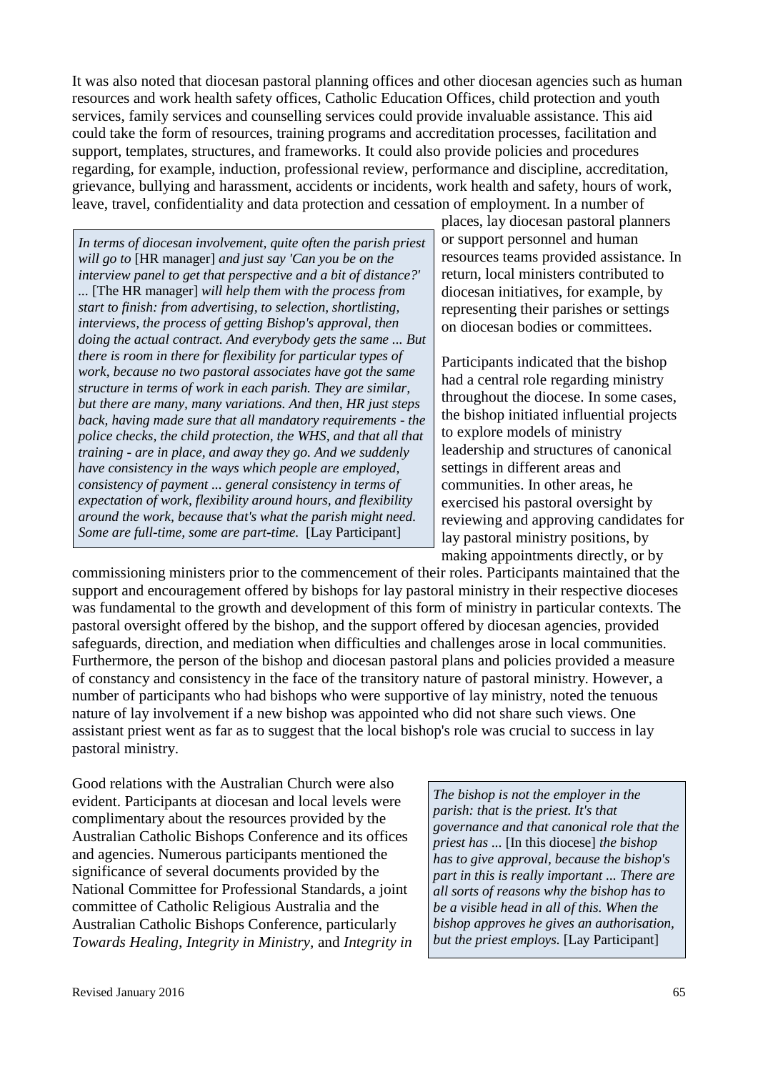It was also noted that diocesan pastoral planning offices and other diocesan agencies such as human resources and work health safety offices, Catholic Education Offices, child protection and youth services, family services and counselling services could provide invaluable assistance. This aid could take the form of resources, training programs and accreditation processes, facilitation and support, templates, structures, and frameworks. It could also provide policies and procedures regarding, for example, induction, professional review, performance and discipline, accreditation, grievance, bullying and harassment, accidents or incidents, work health and safety, hours of work, leave, travel, confidentiality and data protection and cessation of employment. In a number of places, lay diocesan pastoral planners or support personnel and human resources teams provided assistance. In return, local ministers contributed to diocesan initiatives, for example, by representing their parishes or settings on diocesan bodies or committees.

> *In terms of diocesan involvement, quite often the parish priest will go to* [HR manager] *and just say 'Can you be on the interview panel to get that perspective and a bit of distance?' ...* [The HR manager] *will help them with the process from start to finish: from advertising, to selection, shortlisting, interviews, the process of getting Bishop's approval, then doing the actual contract. And everybody gets the same ... But there is room in there for flexibility for particular types of work, because no two pastoral associates have got the same structure in terms of work in each parish. They are similar, but there are many, many variations. And then, HR just steps back, having made sure that all mandatory requirements - the police checks, the child protection, the WHS, and that all that training - are in place, and away they go. And we suddenly have consistency in the ways which people are employed, consistency of payment ... general consistency in terms of expectation of work, flexibility around hours, and flexibility around the work, because that's what the parish might need. Some are full-time, some are part-time.* [Lay Participant]

Participants indicated that the bishop had a central role regarding ministry throughout the diocese. In some cases, the bishop initiated influential projects to explore models of ministry leadership and structures of canonical settings in different areas and communities. In other areas, he exercised his pastoral oversight by reviewing and approving candidates for lay pastoral ministry positions, by making appointments directly, or by commissioning ministers prior to the commencement of their roles. Participants maintained that the support and encouragement offered by bishops for lay pastoral ministry in their respective dioceses was fundamental to the growth and development of this form of ministry in particular contexts. The pastoral oversight offered by the bishop, and the support offered by diocesan agencies, provided safeguards, direction, and mediation when difficulties and challenges arose in local communities. Furthermore, the person of the bishop and diocesan pastoral plans and policies provided a measure of constancy and consistency in the face of the transitory nature of pastoral ministry. However, a number of participants who had bishops who were supportive of lay ministry, noted the tenuous nature of lay involvement if a new bishop was appointed who did not share such views. One assistant priest went as far as to suggest that the local bishop's role was crucial to success in lay pastoral ministry.

Good relations with the Australian Church were also evident. Participants at diocesan and local levels were complimentary about the resources provided by the Australian Catholic Bishops Conference and its offices and agencies. Numerous participants mentioned the significance of several documents provided by the National Committee for Professional Standards, a joint committee of Catholic Religious Australia and the Australian Catholic Bishops Conference, particularly *Towards Healing*, *Integrity in Ministry*, and *Integrity in*

> *The bishop is not the employer in the parish: that is the priest. It's that governance and that canonical role that the priest has ...* [In this diocese] *the bishop has to give approval, because the bishop's part in this is really important ... There are all sorts of reasons why the bishop has to be a visible head in all of this. When the bishop approves he gives an authorisation, but the priest employs.* [Lay Participant]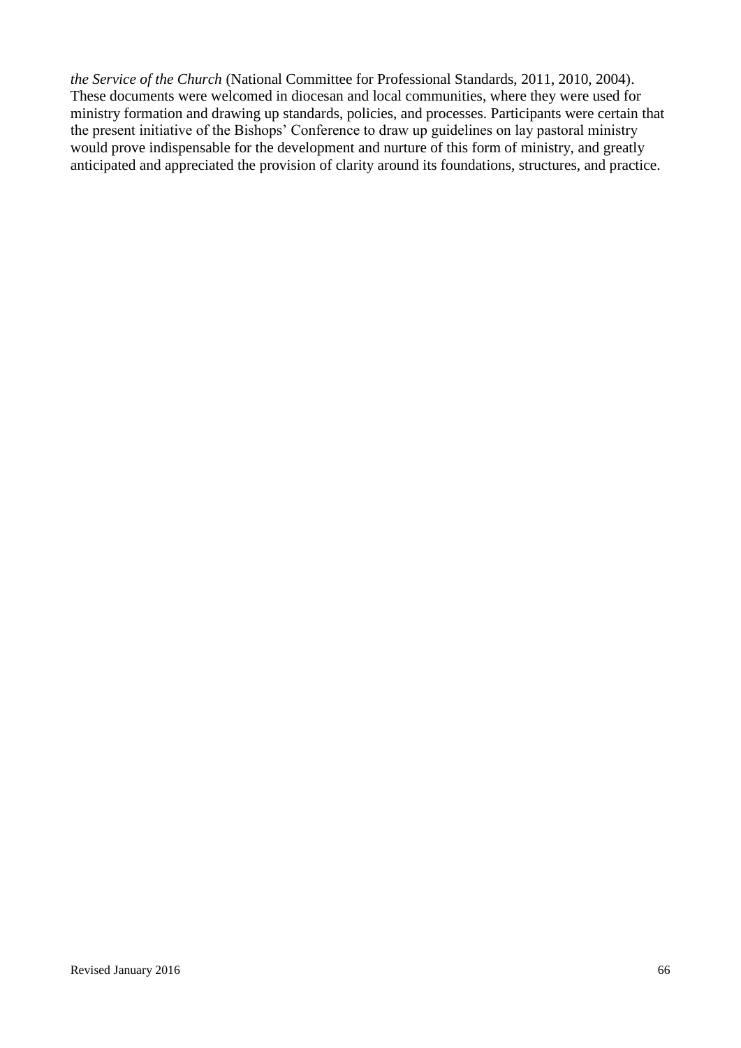*the Service of the Church* (National Committee for Professional Standards, 2011, 2010, 2004). These documents were welcomed in diocesan and local communities, where they were used for ministry formation and drawing up standards, policies, and processes. Participants were certain that the present initiative of the Bishops' Conference to draw up guidelines on lay pastoral ministry would prove indispensable for the development and nurture of this form of ministry, and greatly anticipated and appreciated the provision of clarity around its foundations, structures, and practice.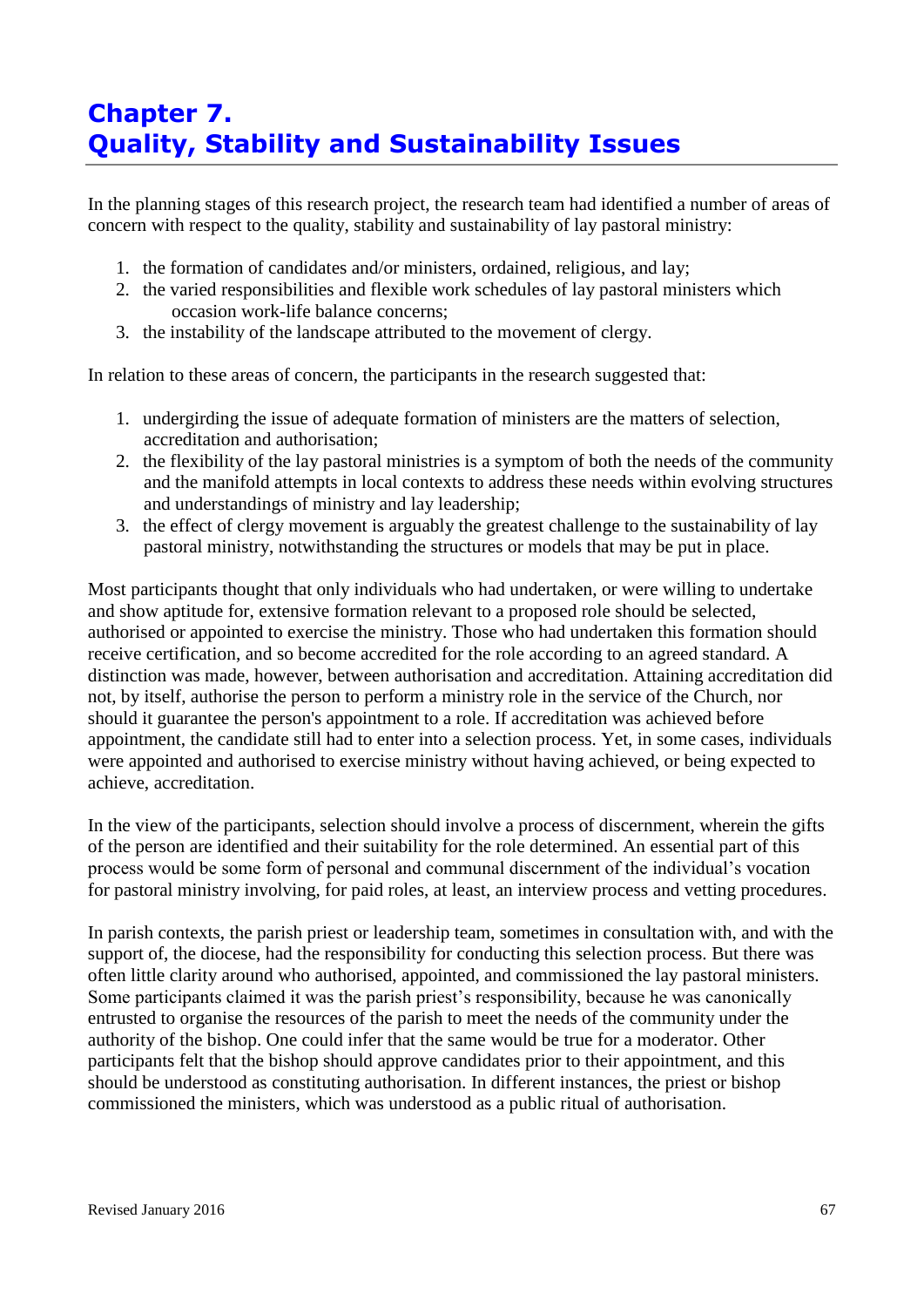# Chapter 7. Quality, Stability and Sustainability Issues

In the planning stages of this research project, the research team had identified a number of areas of concern with respect to the quality, stability and sustainability of lay pastoral ministry:

1. the formation of candidates and/or ministers, ordained, religious, and lay;
2. the varied responsibilities and flexible work schedules of lay pastoral ministers which occasion work-life balance concerns;
3. the instability of the landscape attributed to the movement of clergy.

In relation to these areas of concern, the participants in the research suggested that:

1. undergirding the issue of adequate formation of ministers are the matters of selection, accreditation and authorisation;
2. the flexibility of the lay pastoral ministries is a symptom of both the needs of the community and the manifold attempts in local contexts to address these needs within evolving structures and understandings of ministry and lay leadership;
3. the effect of clergy movement is arguably the greatest challenge to the sustainability of lay pastoral ministry, notwithstanding the structures or models that may be put in place.

Most participants thought that only individuals who had undertaken, or were willing to undertake and show aptitude for, extensive formation relevant to a proposed role should be selected, authorised or appointed to exercise the ministry. Those who had undertaken this formation should receive certification, and so become accredited for the role according to an agreed standard. A distinction was made, however, between authorisation and accreditation. Attaining accreditation did not, by itself, authorise the person to perform a ministry role in the service of the Church, nor should it guarantee the person's appointment to a role. If accreditation was achieved before appointment, the candidate still had to enter into a selection process. Yet, in some cases, individuals were appointed and authorised to exercise ministry without having achieved, or being expected to achieve, accreditation.

In the view of the participants, selection should involve a process of discernment, wherein the gifts of the person are identified and their suitability for the role determined. An essential part of this process would be some form of personal and communal discernment of the individual's vocation for pastoral ministry involving, for paid roles, at least, an interview process and vetting procedures.

In parish contexts, the parish priest or leadership team, sometimes in consultation with, and with the support of, the diocese, had the responsibility for conducting this selection process. But there was often little clarity around who authorised, appointed, and commissioned the lay pastoral ministers. Some participants claimed it was the parish priest's responsibility, because he was canonically entrusted to organise the resources of the parish to meet the needs of the community under the authority of the bishop. One could infer that the same would be true for a moderator. Other participants felt that the bishop should approve candidates prior to their appointment, and this should be understood as constituting authorisation. In different instances, the priest or bishop commissioned the ministers, which was understood as a public ritual of authorisation.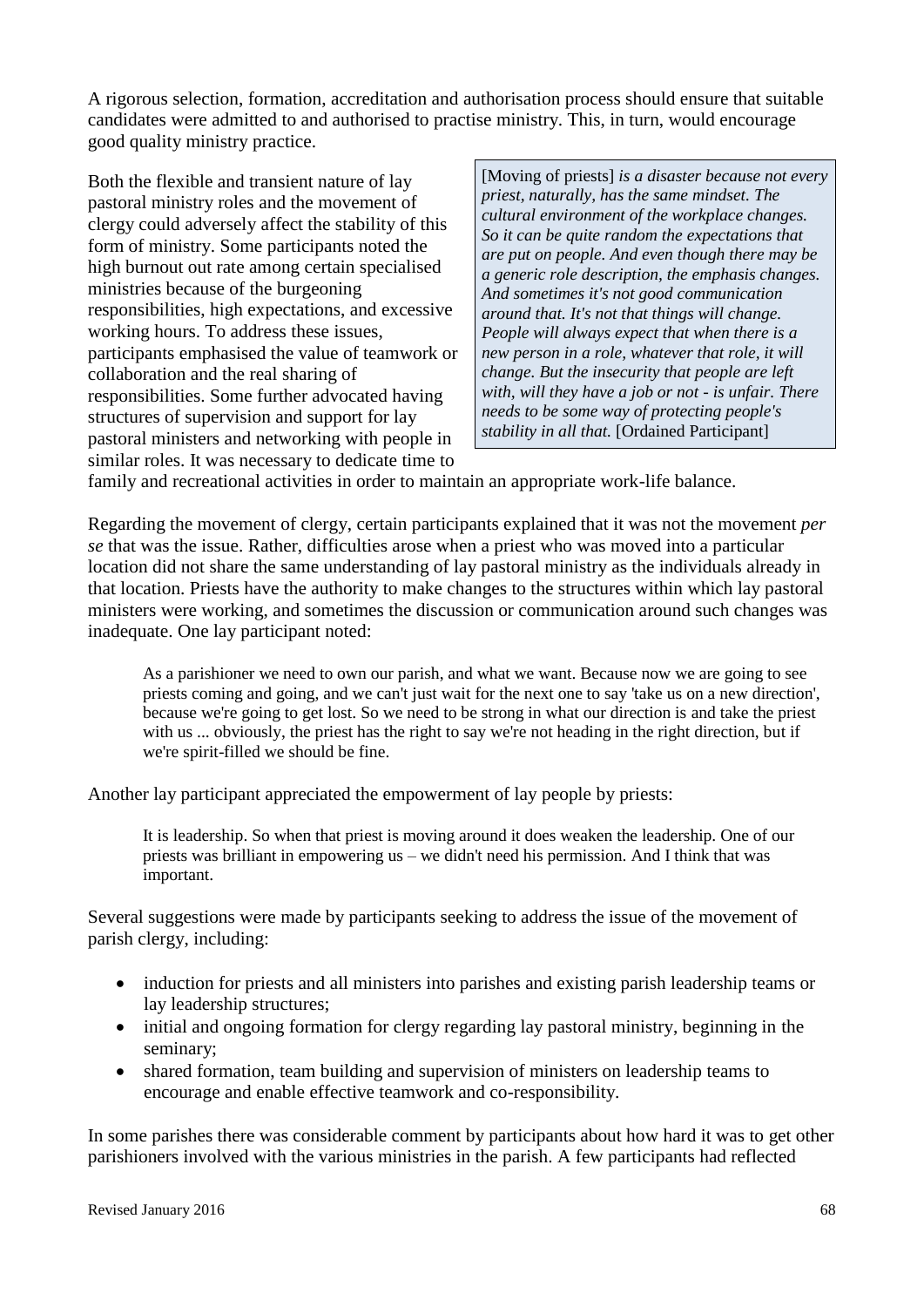A rigorous selection, formation, accreditation and authorisation process should ensure that suitable candidates were admitted to and authorised to practise ministry. This, in turn, would encourage good quality ministry practice.

Both the flexible and transient nature of lay pastoral ministry roles and the movement of clergy could adversely affect the stability of this form of ministry. Some participants noted the high burnout out rate among certain specialised ministries because of the burgeoning responsibilities, high expectations, and excessive working hours. To address these issues, participants emphasised the value of teamwork or collaboration and the real sharing of responsibilities. Some further advocated having structures of supervision and support for lay pastoral ministers and networking with people in similar roles. It was necessary to dedicate time to family and recreational activities in order to maintain an appropriate work-life balance.

> [Moving of priests] *is a disaster because not every priest, naturally, has the same mindset. The cultural environment of the workplace changes. So it can be quite random the expectations that are put on people. And even though there may be a generic role description, the emphasis changes. And sometimes it's not good communication around that. It's not that things will change. People will always expect that when there is a new person in a role, whatever that role, it will change. But the insecurity that people are left with, will they have a job or not - is unfair. There needs to be some way of protecting people's stability in all that.* [Ordained Participant]

Regarding the movement of clergy, certain participants explained that it was not the movement *per se* that was the issue. Rather, difficulties arose when a priest who was moved into a particular location did not share the same understanding of lay pastoral ministry as the individuals already in that location. Priests have the authority to make changes to the structures within which lay pastoral ministers were working, and sometimes the discussion or communication around such changes was inadequate. One lay participant noted:

> As a parishioner we need to own our parish, and what we want. Because now we are going to see priests coming and going, and we can't just wait for the next one to say 'take us on a new direction', because we're going to get lost. So we need to be strong in what our direction is and take the priest with us ... obviously, the priest has the right to say we're not heading in the right direction, but if we're spirit-filled we should be fine.

Another lay participant appreciated the empowerment of lay people by priests:

> It is leadership. So when that priest is moving around it does weaken the leadership. One of our priests was brilliant in empowering us – we didn't need his permission. And I think that was important.

Several suggestions were made by participants seeking to address the issue of the movement of parish clergy, including:

- induction for priests and all ministers into parishes and existing parish leadership teams or lay leadership structures;
- initial and ongoing formation for clergy regarding lay pastoral ministry, beginning in the seminary;
- shared formation, team building and supervision of ministers on leadership teams to encourage and enable effective teamwork and co-responsibility.

In some parishes there was considerable comment by participants about how hard it was to get other parishioners involved with the various ministries in the parish. A few participants had reflected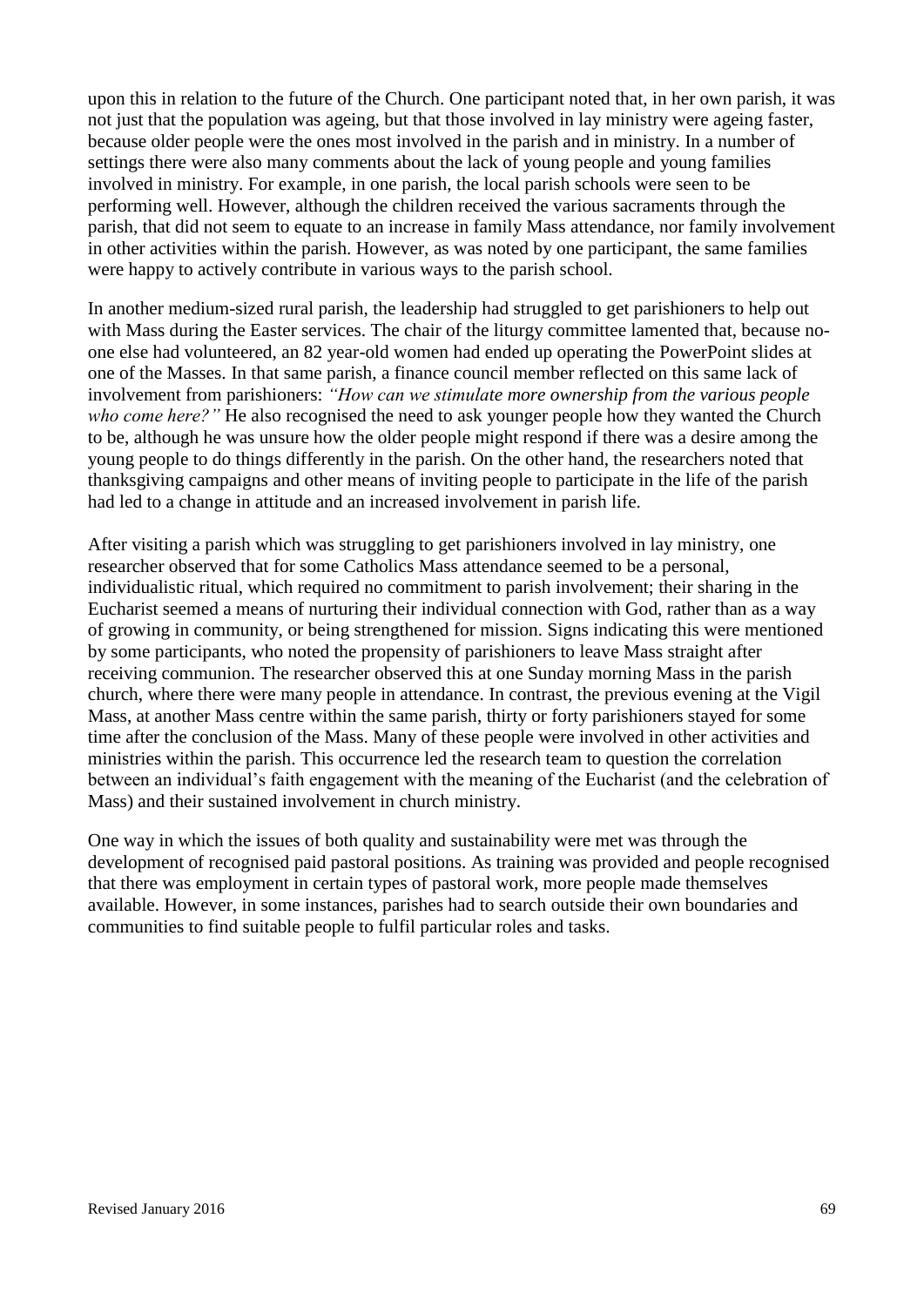upon this in relation to the future of the Church. One participant noted that, in her own parish, it was not just that the population was ageing, but that those involved in lay ministry were ageing faster, because older people were the ones most involved in the parish and in ministry. In a number of settings there were also many comments about the lack of young people and young families involved in ministry. For example, in one parish, the local parish schools were seen to be performing well. However, although the children received the various sacraments through the parish, that did not seem to equate to an increase in family Mass attendance, nor family involvement in other activities within the parish. However, as was noted by one participant, the same families were happy to actively contribute in various ways to the parish school.

In another medium-sized rural parish, the leadership had struggled to get parishioners to help out with Mass during the Easter services. The chair of the liturgy committee lamented that, because no-one else had volunteered, an 82 year-old women had ended up operating the PowerPoint slides at one of the Masses. In that same parish, a finance council member reflected on this same lack of involvement from parishioners: *"How can we stimulate more ownership from the various people who come here?"* He also recognised the need to ask younger people how they wanted the Church to be, although he was unsure how the older people might respond if there was a desire among the young people to do things differently in the parish. On the other hand, the researchers noted that thanksgiving campaigns and other means of inviting people to participate in the life of the parish had led to a change in attitude and an increased involvement in parish life.

After visiting a parish which was struggling to get parishioners involved in lay ministry, one researcher observed that for some Catholics Mass attendance seemed to be a personal, individualistic ritual, which required no commitment to parish involvement; their sharing in the Eucharist seemed a means of nurturing their individual connection with God, rather than as a way of growing in community, or being strengthened for mission. Signs indicating this were mentioned by some participants, who noted the propensity of parishioners to leave Mass straight after receiving communion. The researcher observed this at one Sunday morning Mass in the parish church, where there were many people in attendance. In contrast, the previous evening at the Vigil Mass, at another Mass centre within the same parish, thirty or forty parishioners stayed for some time after the conclusion of the Mass. Many of these people were involved in other activities and ministries within the parish. This occurrence led the research team to question the correlation between an individual's faith engagement with the meaning of the Eucharist (and the celebration of Mass) and their sustained involvement in church ministry.

One way in which the issues of both quality and sustainability were met was through the development of recognised paid pastoral positions. As training was provided and people recognised that there was employment in certain types of pastoral work, more people made themselves available. However, in some instances, parishes had to search outside their own boundaries and communities to find suitable people to fulfil particular roles and tasks.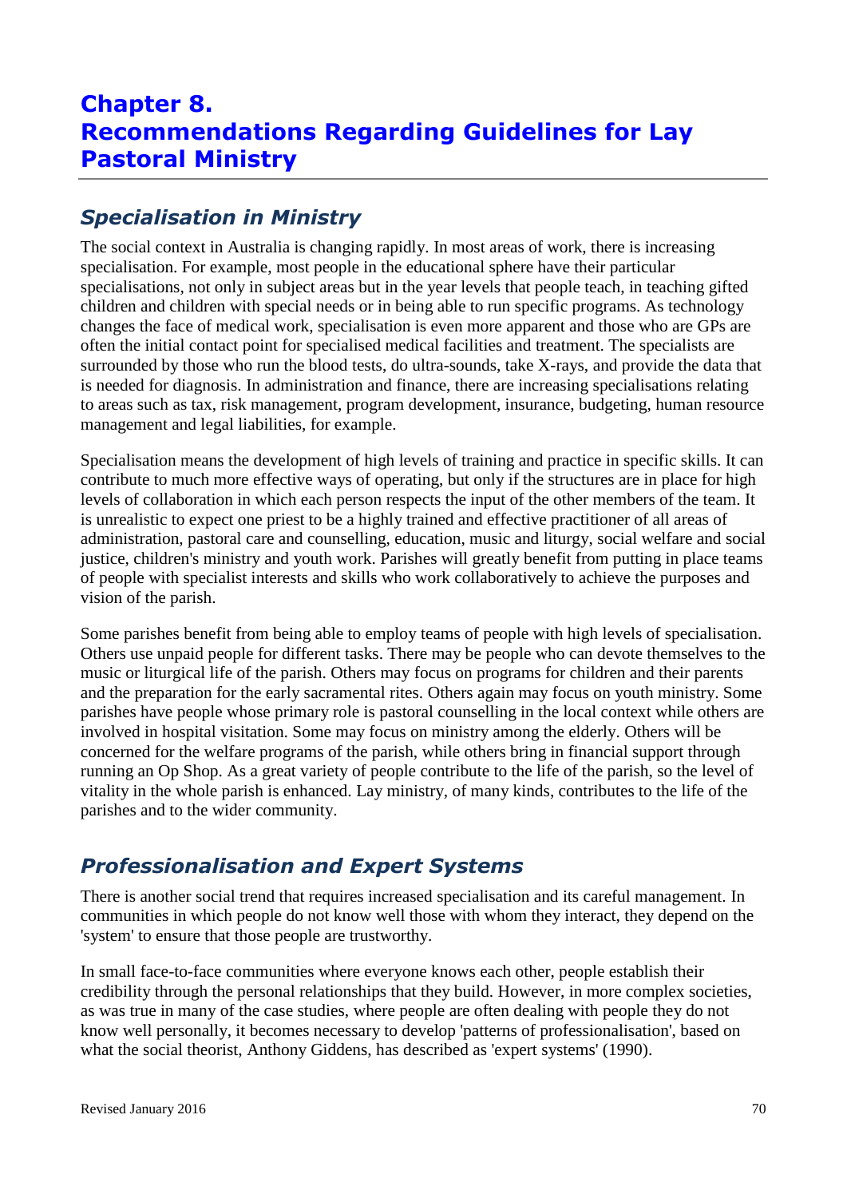# Chapter 8. Recommendations Regarding Guidelines for Lay Pastoral Ministry

## *Specialisation in Ministry*

The social context in Australia is changing rapidly. In most areas of work, there is increasing specialisation. For example, most people in the educational sphere have their particular specialisations, not only in subject areas but in the year levels that people teach, in teaching gifted children and children with special needs or in being able to run specific programs. As technology changes the face of medical work, specialisation is even more apparent and those who are GPs are often the initial contact point for specialised medical facilities and treatment. The specialists are surrounded by those who run the blood tests, do ultra-sounds, take X-rays, and provide the data that is needed for diagnosis. In administration and finance, there are increasing specialisations relating to areas such as tax, risk management, program development, insurance, budgeting, human resource management and legal liabilities, for example.

Specialisation means the development of high levels of training and practice in specific skills. It can contribute to much more effective ways of operating, but only if the structures are in place for high levels of collaboration in which each person respects the input of the other members of the team. It is unrealistic to expect one priest to be a highly trained and effective practitioner of all areas of administration, pastoral care and counselling, education, music and liturgy, social welfare and social justice, children's ministry and youth work. Parishes will greatly benefit from putting in place teams of people with specialist interests and skills who work collaboratively to achieve the purposes and vision of the parish.

Some parishes benefit from being able to employ teams of people with high levels of specialisation. Others use unpaid people for different tasks. There may be people who can devote themselves to the music or liturgical life of the parish. Others may focus on programs for children and their parents and the preparation for the early sacramental rites. Others again may focus on youth ministry. Some parishes have people whose primary role is pastoral counselling in the local context while others are involved in hospital visitation. Some may focus on ministry among the elderly. Others will be concerned for the welfare programs of the parish, while others bring in financial support through running an Op Shop. As a great variety of people contribute to the life of the parish, so the level of vitality in the whole parish is enhanced. Lay ministry, of many kinds, contributes to the life of the parishes and to the wider community.

## *Professionalisation and Expert Systems*

There is another social trend that requires increased specialisation and its careful management. In communities in which people do not know well those with whom they interact, they depend on the 'system' to ensure that those people are trustworthy.

In small face-to-face communities where everyone knows each other, people establish their credibility through the personal relationships that they build. However, in more complex societies, as was true in many of the case studies, where people are often dealing with people they do not know well personally, it becomes necessary to develop 'patterns of professionalisation', based on what the social theorist, Anthony Giddens, has described as 'expert systems' (1990).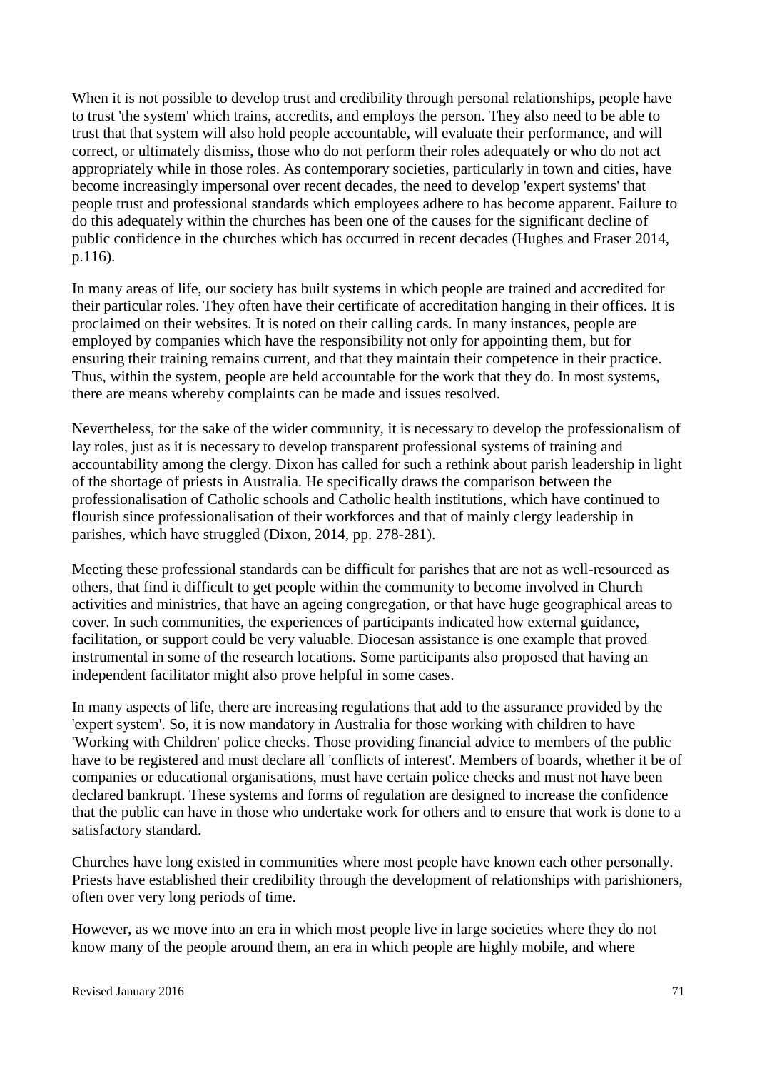When it is not possible to develop trust and credibility through personal relationships, people have to trust 'the system' which trains, accredits, and employs the person. They also need to be able to trust that that system will also hold people accountable, will evaluate their performance, and will correct, or ultimately dismiss, those who do not perform their roles adequately or who do not act appropriately while in those roles. As contemporary societies, particularly in town and cities, have become increasingly impersonal over recent decades, the need to develop 'expert systems' that people trust and professional standards which employees adhere to has become apparent. Failure to do this adequately within the churches has been one of the causes for the significant decline of public confidence in the churches which has occurred in recent decades (Hughes and Fraser 2014, p.116).

In many areas of life, our society has built systems in which people are trained and accredited for their particular roles. They often have their certificate of accreditation hanging in their offices. It is proclaimed on their websites. It is noted on their calling cards. In many instances, people are employed by companies which have the responsibility not only for appointing them, but for ensuring their training remains current, and that they maintain their competence in their practice. Thus, within the system, people are held accountable for the work that they do. In most systems, there are means whereby complaints can be made and issues resolved.

Nevertheless, for the sake of the wider community, it is necessary to develop the professionalism of lay roles, just as it is necessary to develop transparent professional systems of training and accountability among the clergy. Dixon has called for such a rethink about parish leadership in light of the shortage of priests in Australia. He specifically draws the comparison between the professionalisation of Catholic schools and Catholic health institutions, which have continued to flourish since professionalisation of their workforces and that of mainly clergy leadership in parishes, which have struggled (Dixon, 2014, pp. 278-281).

Meeting these professional standards can be difficult for parishes that are not as well-resourced as others, that find it difficult to get people within the community to become involved in Church activities and ministries, that have an ageing congregation, or that have huge geographical areas to cover. In such communities, the experiences of participants indicated how external guidance, facilitation, or support could be very valuable. Diocesan assistance is one example that proved instrumental in some of the research locations. Some participants also proposed that having an independent facilitator might also prove helpful in some cases.

In many aspects of life, there are increasing regulations that add to the assurance provided by the 'expert system'. So, it is now mandatory in Australia for those working with children to have 'Working with Children' police checks. Those providing financial advice to members of the public have to be registered and must declare all 'conflicts of interest'. Members of boards, whether it be of companies or educational organisations, must have certain police checks and must not have been declared bankrupt. These systems and forms of regulation are designed to increase the confidence that the public can have in those who undertake work for others and to ensure that work is done to a satisfactory standard.

Churches have long existed in communities where most people have known each other personally. Priests have established their credibility through the development of relationships with parishioners, often over very long periods of time.

However, as we move into an era in which most people live in large societies where they do not know many of the people around them, an era in which people are highly mobile, and where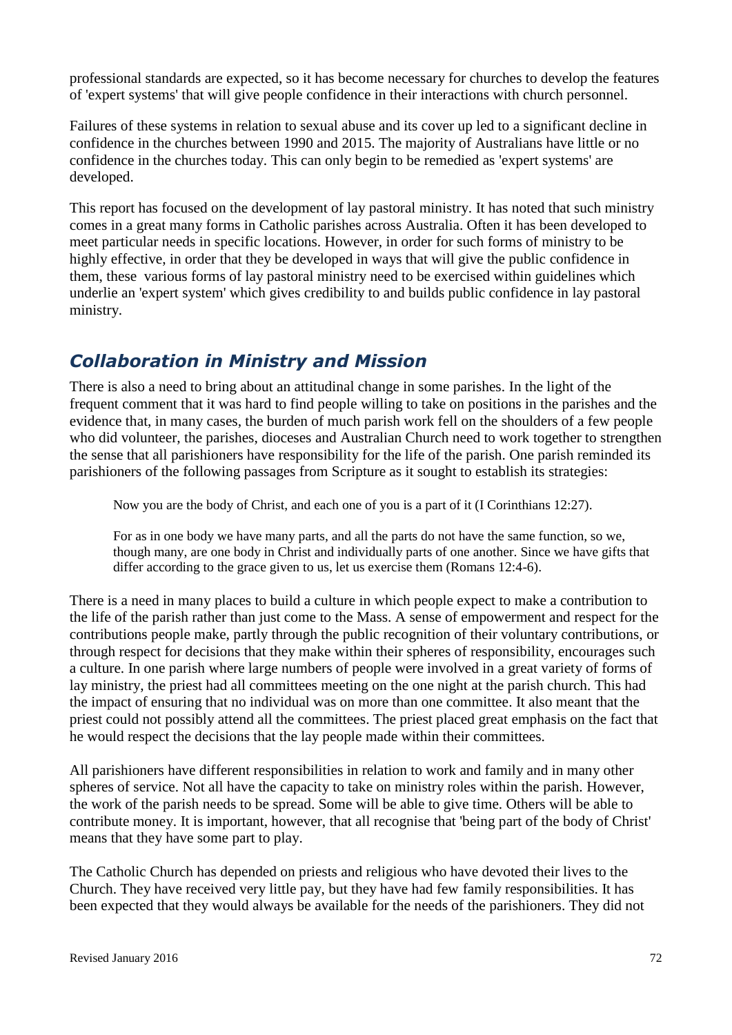professional standards are expected, so it has become necessary for churches to develop the features of 'expert systems' that will give people confidence in their interactions with church personnel.

Failures of these systems in relation to sexual abuse and its cover up led to a significant decline in confidence in the churches between 1990 and 2015. The majority of Australians have little or no confidence in the churches today. This can only begin to be remedied as 'expert systems' are developed.

This report has focused on the development of lay pastoral ministry. It has noted that such ministry comes in a great many forms in Catholic parishes across Australia. Often it has been developed to meet particular needs in specific locations. However, in order for such forms of ministry to be highly effective, in order that they be developed in ways that will give the public confidence in them, these various forms of lay pastoral ministry need to be exercised within guidelines which underlie an 'expert system' which gives credibility to and builds public confidence in lay pastoral ministry.

## *Collaboration in Ministry and Mission*

There is also a need to bring about an attitudinal change in some parishes. In the light of the frequent comment that it was hard to find people willing to take on positions in the parishes and the evidence that, in many cases, the burden of much parish work fell on the shoulders of a few people who did volunteer, the parishes, dioceses and Australian Church need to work together to strengthen the sense that all parishioners have responsibility for the life of the parish. One parish reminded its parishioners of the following passages from Scripture as it sought to establish its strategies:

> Now you are the body of Christ, and each one of you is a part of it (I Corinthians 12:27).
>
> For as in one body we have many parts, and all the parts do not have the same function, so we, though many, are one body in Christ and individually parts of one another. Since we have gifts that differ according to the grace given to us, let us exercise them (Romans 12:4-6).

There is a need in many places to build a culture in which people expect to make a contribution to the life of the parish rather than just come to the Mass. A sense of empowerment and respect for the contributions people make, partly through the public recognition of their voluntary contributions, or through respect for decisions that they make within their spheres of responsibility, encourages such a culture. In one parish where large numbers of people were involved in a great variety of forms of lay ministry, the priest had all committees meeting on the one night at the parish church. This had the impact of ensuring that no individual was on more than one committee. It also meant that the priest could not possibly attend all the committees. The priest placed great emphasis on the fact that he would respect the decisions that the lay people made within their committees.

All parishioners have different responsibilities in relation to work and family and in many other spheres of service. Not all have the capacity to take on ministry roles within the parish. However, the work of the parish needs to be spread. Some will be able to give time. Others will be able to contribute money. It is important, however, that all recognise that 'being part of the body of Christ' means that they have some part to play.

The Catholic Church has depended on priests and religious who have devoted their lives to the Church. They have received very little pay, but they have had few family responsibilities. It has been expected that they would always be available for the needs of the parishioners. They did not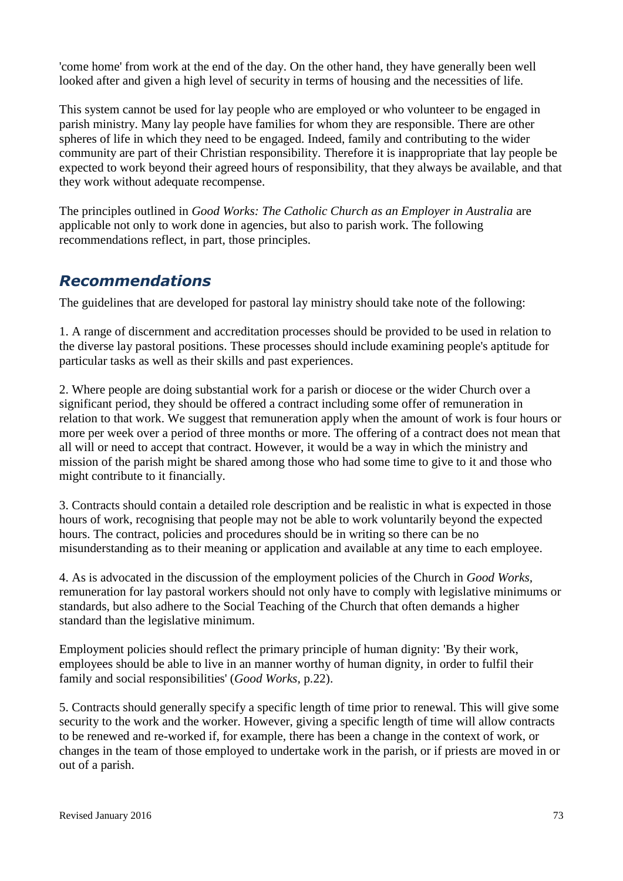'come home' from work at the end of the day. On the other hand, they have generally been well looked after and given a high level of security in terms of housing and the necessities of life.

This system cannot be used for lay people who are employed or who volunteer to be engaged in parish ministry. Many lay people have families for whom they are responsible. There are other spheres of life in which they need to be engaged. Indeed, family and contributing to the wider community are part of their Christian responsibility. Therefore it is inappropriate that lay people be expected to work beyond their agreed hours of responsibility, that they always be available, and that they work without adequate recompense.

The principles outlined in *Good Works: The Catholic Church as an Employer in Australia* are applicable not only to work done in agencies, but also to parish work. The following recommendations reflect, in part, those principles.

## *Recommendations*

The guidelines that are developed for pastoral lay ministry should take note of the following:

1. A range of discernment and accreditation processes should be provided to be used in relation to the diverse lay pastoral positions. These processes should include examining people's aptitude for particular tasks as well as their skills and past experiences.

2. Where people are doing substantial work for a parish or diocese or the wider Church over a significant period, they should be offered a contract including some offer of remuneration in relation to that work. We suggest that remuneration apply when the amount of work is four hours or more per week over a period of three months or more. The offering of a contract does not mean that all will or need to accept that contract. However, it would be a way in which the ministry and mission of the parish might be shared among those who had some time to give to it and those who might contribute to it financially.

3. Contracts should contain a detailed role description and be realistic in what is expected in those hours of work, recognising that people may not be able to work voluntarily beyond the expected hours. The contract, policies and procedures should be in writing so there can be no misunderstanding as to their meaning or application and available at any time to each employee.

4. As is advocated in the discussion of the employment policies of the Church in *Good Works,* remuneration for lay pastoral workers should not only have to comply with legislative minimums or standards, but also adhere to the Social Teaching of the Church that often demands a higher standard than the legislative minimum.

Employment policies should reflect the primary principle of human dignity: 'By their work, employees should be able to live in an manner worthy of human dignity, in order to fulfil their family and social responsibilities' (*Good Works*, p.22).

5. Contracts should generally specify a specific length of time prior to renewal. This will give some security to the work and the worker. However, giving a specific length of time will allow contracts to be renewed and re-worked if, for example, there has been a change in the context of work, or changes in the team of those employed to undertake work in the parish, or if priests are moved in or out of a parish.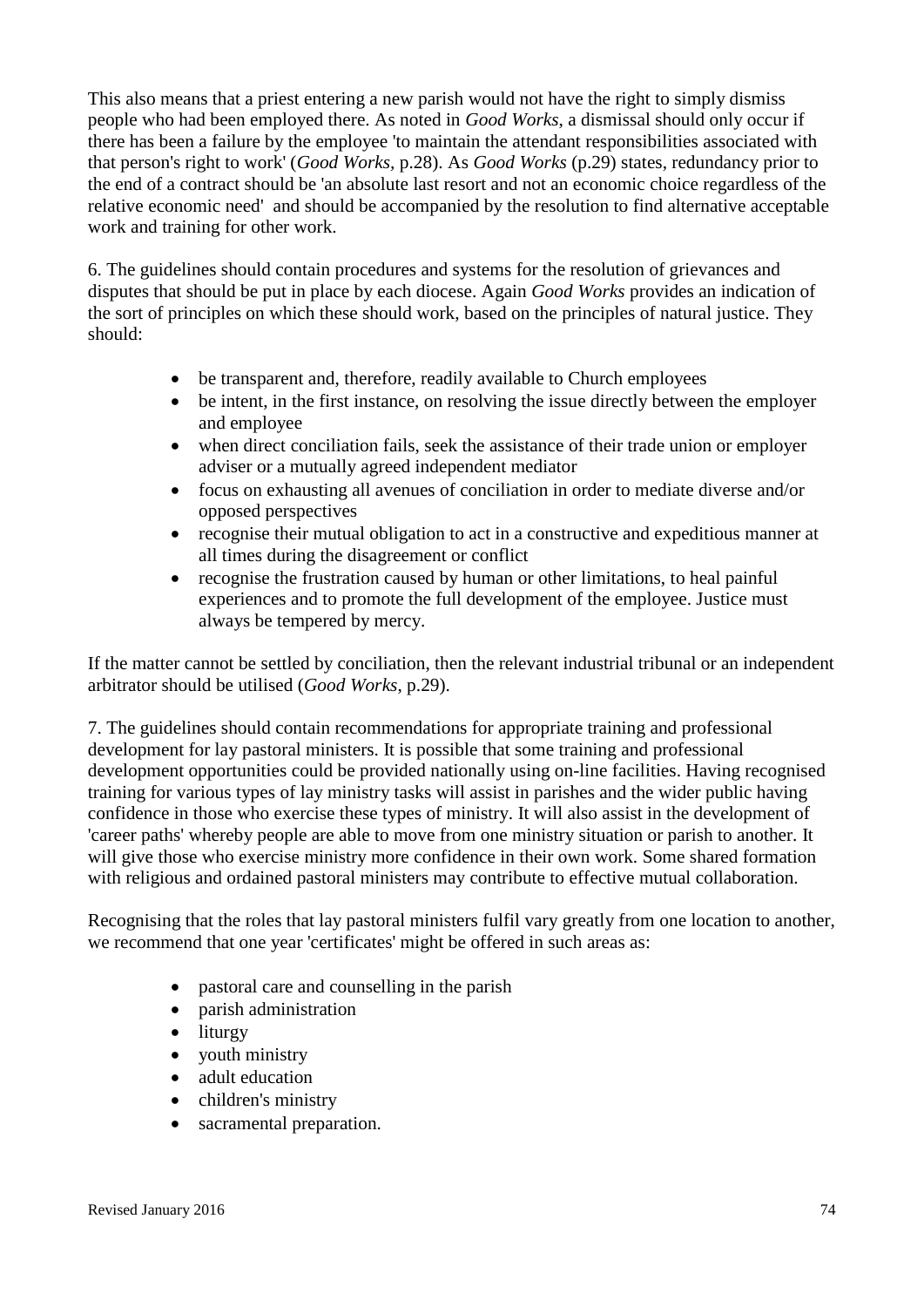This also means that a priest entering a new parish would not have the right to simply dismiss people who had been employed there. As noted in *Good Works*, a dismissal should only occur if there has been a failure by the employee 'to maintain the attendant responsibilities associated with that person's right to work' (*Good Works*, p.28). As *Good Works* (p.29) states, redundancy prior to the end of a contract should be 'an absolute last resort and not an economic choice regardless of the relative economic need' and should be accompanied by the resolution to find alternative acceptable work and training for other work.

6. The guidelines should contain procedures and systems for the resolution of grievances and disputes that should be put in place by each diocese. Again *Good Works* provides an indication of the sort of principles on which these should work, based on the principles of natural justice. They should:

- be transparent and, therefore, readily available to Church employees
- be intent, in the first instance, on resolving the issue directly between the employer and employee
- when direct conciliation fails, seek the assistance of their trade union or employer adviser or a mutually agreed independent mediator
- focus on exhausting all avenues of conciliation in order to mediate diverse and/or opposed perspectives
- recognise their mutual obligation to act in a constructive and expeditious manner at all times during the disagreement or conflict
- recognise the frustration caused by human or other limitations, to heal painful experiences and to promote the full development of the employee. Justice must always be tempered by mercy.

If the matter cannot be settled by conciliation, then the relevant industrial tribunal or an independent arbitrator should be utilised (*Good Works*, p.29).

7. The guidelines should contain recommendations for appropriate training and professional development for lay pastoral ministers. It is possible that some training and professional development opportunities could be provided nationally using on-line facilities. Having recognised training for various types of lay ministry tasks will assist in parishes and the wider public having confidence in those who exercise these types of ministry. It will also assist in the development of 'career paths' whereby people are able to move from one ministry situation or parish to another. It will give those who exercise ministry more confidence in their own work. Some shared formation with religious and ordained pastoral ministers may contribute to effective mutual collaboration.

Recognising that the roles that lay pastoral ministers fulfil vary greatly from one location to another, we recommend that one year 'certificates' might be offered in such areas as:

- pastoral care and counselling in the parish
- parish administration
- liturgy
- youth ministry
- adult education
- children's ministry
- sacramental preparation.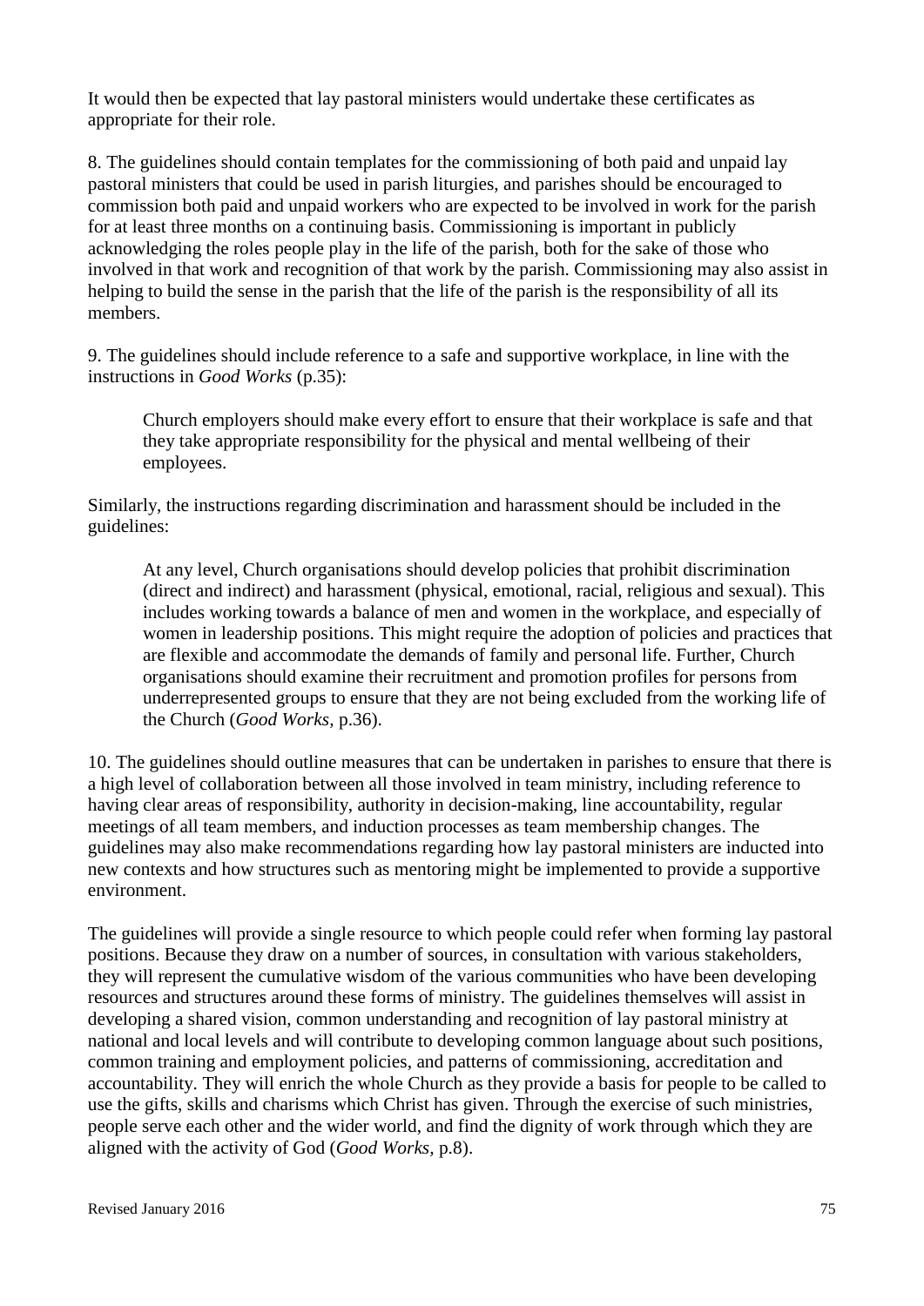It would then be expected that lay pastoral ministers would undertake these certificates as appropriate for their role.

8. The guidelines should contain templates for the commissioning of both paid and unpaid lay pastoral ministers that could be used in parish liturgies, and parishes should be encouraged to commission both paid and unpaid workers who are expected to be involved in work for the parish for at least three months on a continuing basis. Commissioning is important in publicly acknowledging the roles people play in the life of the parish, both for the sake of those who involved in that work and recognition of that work by the parish. Commissioning may also assist in helping to build the sense in the parish that the life of the parish is the responsibility of all its members.

9. The guidelines should include reference to a safe and supportive workplace, in line with the instructions in *Good Works* (p.35):

> Church employers should make every effort to ensure that their workplace is safe and that they take appropriate responsibility for the physical and mental wellbeing of their employees.

Similarly, the instructions regarding discrimination and harassment should be included in the guidelines:

> At any level, Church organisations should develop policies that prohibit discrimination (direct and indirect) and harassment (physical, emotional, racial, religious and sexual). This includes working towards a balance of men and women in the workplace, and especially of women in leadership positions. This might require the adoption of policies and practices that are flexible and accommodate the demands of family and personal life. Further, Church organisations should examine their recruitment and promotion profiles for persons from underrepresented groups to ensure that they are not being excluded from the working life of the Church (*Good Works,* p.36).

10. The guidelines should outline measures that can be undertaken in parishes to ensure that there is a high level of collaboration between all those involved in team ministry, including reference to having clear areas of responsibility, authority in decision-making, line accountability, regular meetings of all team members, and induction processes as team membership changes. The guidelines may also make recommendations regarding how lay pastoral ministers are inducted into new contexts and how structures such as mentoring might be implemented to provide a supportive environment.

The guidelines will provide a single resource to which people could refer when forming lay pastoral positions. Because they draw on a number of sources, in consultation with various stakeholders, they will represent the cumulative wisdom of the various communities who have been developing resources and structures around these forms of ministry. The guidelines themselves will assist in developing a shared vision, common understanding and recognition of lay pastoral ministry at national and local levels and will contribute to developing common language about such positions, common training and employment policies, and patterns of commissioning, accreditation and accountability. They will enrich the whole Church as they provide a basis for people to be called to use the gifts, skills and charisms which Christ has given. Through the exercise of such ministries, people serve each other and the wider world, and find the dignity of work through which they are aligned with the activity of God (*Good Works,* p.8).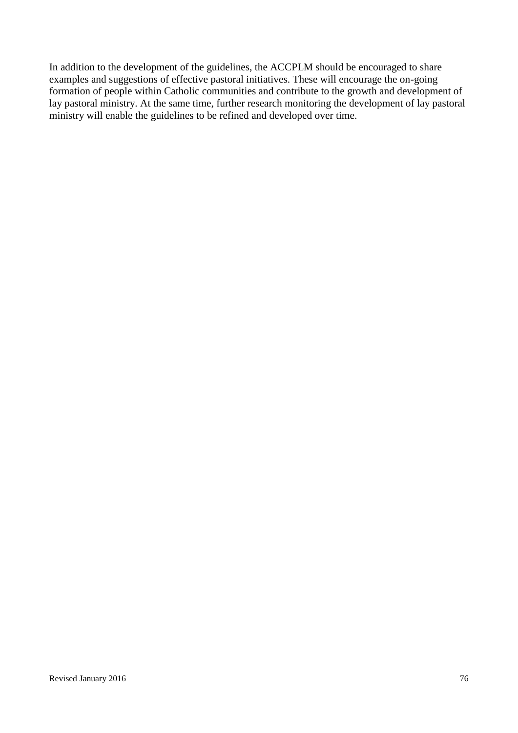In addition to the development of the guidelines, the ACCPLM should be encouraged to share examples and suggestions of effective pastoral initiatives. These will encourage the on-going formation of people within Catholic communities and contribute to the growth and development of lay pastoral ministry. At the same time, further research monitoring the development of lay pastoral ministry will enable the guidelines to be refined and developed over time.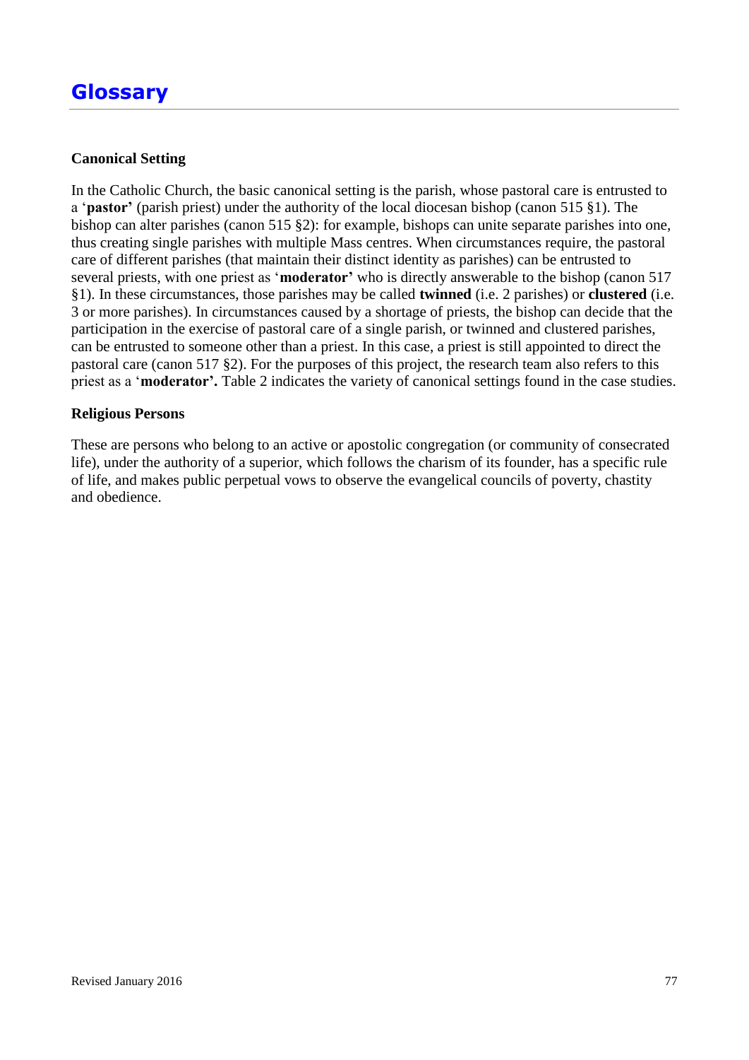# Glossary

**Canonical Setting**

In the Catholic Church, the basic canonical setting is the parish, whose pastoral care is entrusted to a '**pastor'** (parish priest) under the authority of the local diocesan bishop (canon 515 §1). The bishop can alter parishes (canon 515 §2): for example, bishops can unite separate parishes into one, thus creating single parishes with multiple Mass centres. When circumstances require, the pastoral care of different parishes (that maintain their distinct identity as parishes) can be entrusted to several priests, with one priest as '**moderator'** who is directly answerable to the bishop (canon 517 §1). In these circumstances, those parishes may be called **twinned** (i.e. 2 parishes) or **clustered** (i.e. 3 or more parishes). In circumstances caused by a shortage of priests, the bishop can decide that the participation in the exercise of pastoral care of a single parish, or twinned and clustered parishes, can be entrusted to someone other than a priest. In this case, a priest is still appointed to direct the pastoral care (canon 517 §2). For the purposes of this project, the research team also refers to this priest as a '**moderator'.** Table 2 indicates the variety of canonical settings found in the case studies.

**Religious Persons**

These are persons who belong to an active or apostolic congregation (or community of consecrated life), under the authority of a superior, which follows the charism of its founder, has a specific rule of life, and makes public perpetual vows to observe the evangelical councils of poverty, chastity and obedience.

Revised January 2016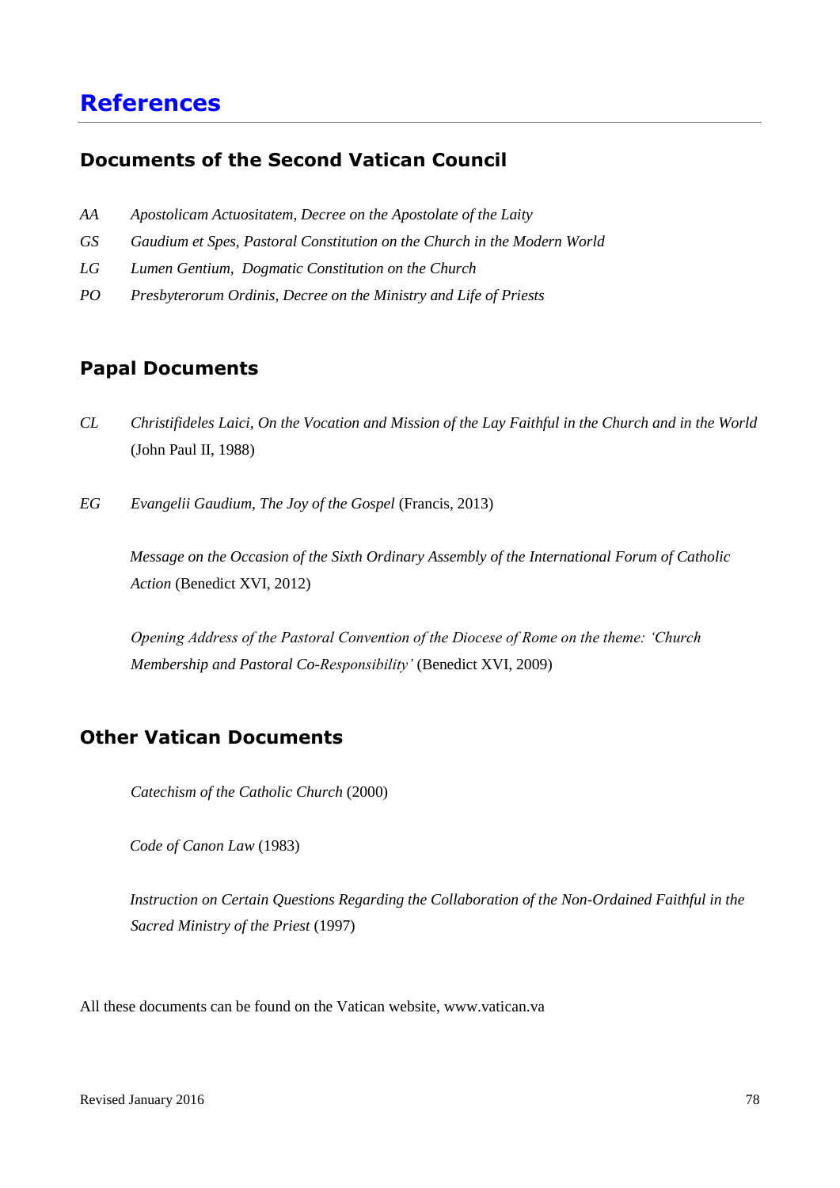# References

## Documents of the Second Vatican Council

*AA* *Apostolicam Actuositatem, Decree on the Apostolate of the Laity*

*GS* *Gaudium et Spes, Pastoral Constitution on the Church in the Modern World*

*LG* *Lumen Gentium, Dogmatic Constitution on the Church*

*PO* *Presbyterorum Ordinis, Decree on the Ministry and Life of Priests*

## Papal Documents

*CL* *Christifideles Laici, On the Vocation and Mission of the Lay Faithful in the Church and in the World* (John Paul II, 1988)

*EG* *Evangelii Gaudium, The Joy of the Gospel* (Francis, 2013)

*Message on the Occasion of the Sixth Ordinary Assembly of the International Forum of Catholic Action* (Benedict XVI, 2012)

*Opening Address of the Pastoral Convention of the Diocese of Rome on the theme: 'Church Membership and Pastoral Co-Responsibility'* (Benedict XVI, 2009)

## Other Vatican Documents

*Catechism of the Catholic Church* (2000)

*Code of Canon Law* (1983)

*Instruction on Certain Questions Regarding the Collaboration of the Non-Ordained Faithful in the Sacred Ministry of the Priest* (1997)

All these documents can be found on the Vatican website, www.vatican.va

Revised January 2016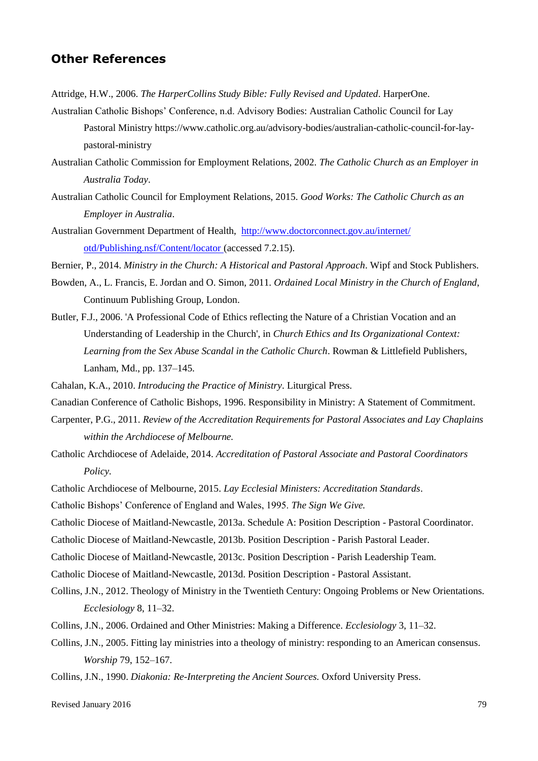## Other References

Attridge, H.W., 2006. *The HarperCollins Study Bible: Fully Revised and Updated*. HarperOne.

Australian Catholic Bishops' Conference, n.d. Advisory Bodies: Australian Catholic Council for Lay Pastoral Ministry https://www.catholic.org.au/advisory-bodies/australian-catholic-council-for-lay-pastoral-ministry

Australian Catholic Commission for Employment Relations, 2002. *The Catholic Church as an Employer in Australia Today*.

Australian Catholic Council for Employment Relations, 2015. *Good Works: The Catholic Church as an Employer in Australia*.

Australian Government Department of Health, [http://www.doctorconnect.gov.au/internet/otd/Publishing.nsf/Content/locator](http://www.doctorconnect.gov.au/internet/otd/Publishing.nsf/Content/locator) (accessed 7.2.15).

Bernier, P., 2014. *Ministry in the Church: A Historical and Pastoral Approach*. Wipf and Stock Publishers.

Bowden, A., L. Francis, E. Jordan and O. Simon, 2011. *Ordained Local Ministry in the Church of England*, Continuum Publishing Group, London.

Butler, F.J., 2006. 'A Professional Code of Ethics reflecting the Nature of a Christian Vocation and an Understanding of Leadership in the Church', in *Church Ethics and Its Organizational Context: Learning from the Sex Abuse Scandal in the Catholic Church*. Rowman & Littlefield Publishers, Lanham, Md., pp. 137–145.

Cahalan, K.A., 2010. *Introducing the Practice of Ministry*. Liturgical Press.

Canadian Conference of Catholic Bishops, 1996. Responsibility in Ministry: A Statement of Commitment.

Carpenter, P.G., 2011. *Review of the Accreditation Requirements for Pastoral Associates and Lay Chaplains within the Archdiocese of Melbourne.*

Catholic Archdiocese of Adelaide, 2014. *Accreditation of Pastoral Associate and Pastoral Coordinators Policy*.

Catholic Archdiocese of Melbourne, 2015. *Lay Ecclesial Ministers: Accreditation Standards*.

Catholic Bishops' Conference of England and Wales, 1995. *The Sign We Give.*

Catholic Diocese of Maitland-Newcastle, 2013a. Schedule A: Position Description - Pastoral Coordinator.

Catholic Diocese of Maitland-Newcastle, 2013b. Position Description - Parish Pastoral Leader.

Catholic Diocese of Maitland-Newcastle, 2013c. Position Description - Parish Leadership Team.

Catholic Diocese of Maitland-Newcastle, 2013d. Position Description - Pastoral Assistant.

Collins, J.N., 2012. Theology of Ministry in the Twentieth Century: Ongoing Problems or New Orientations. *Ecclesiology* 8, 11–32.

Collins, J.N., 2006. Ordained and Other Ministries: Making a Difference. *Ecclesiology* 3, 11–32.

Collins, J.N., 2005. Fitting lay ministries into a theology of ministry: responding to an American consensus. *Worship* 79, 152–167.

Collins, J.N., 1990. *Diakonia: Re-Interpreting the Ancient Sources.* Oxford University Press.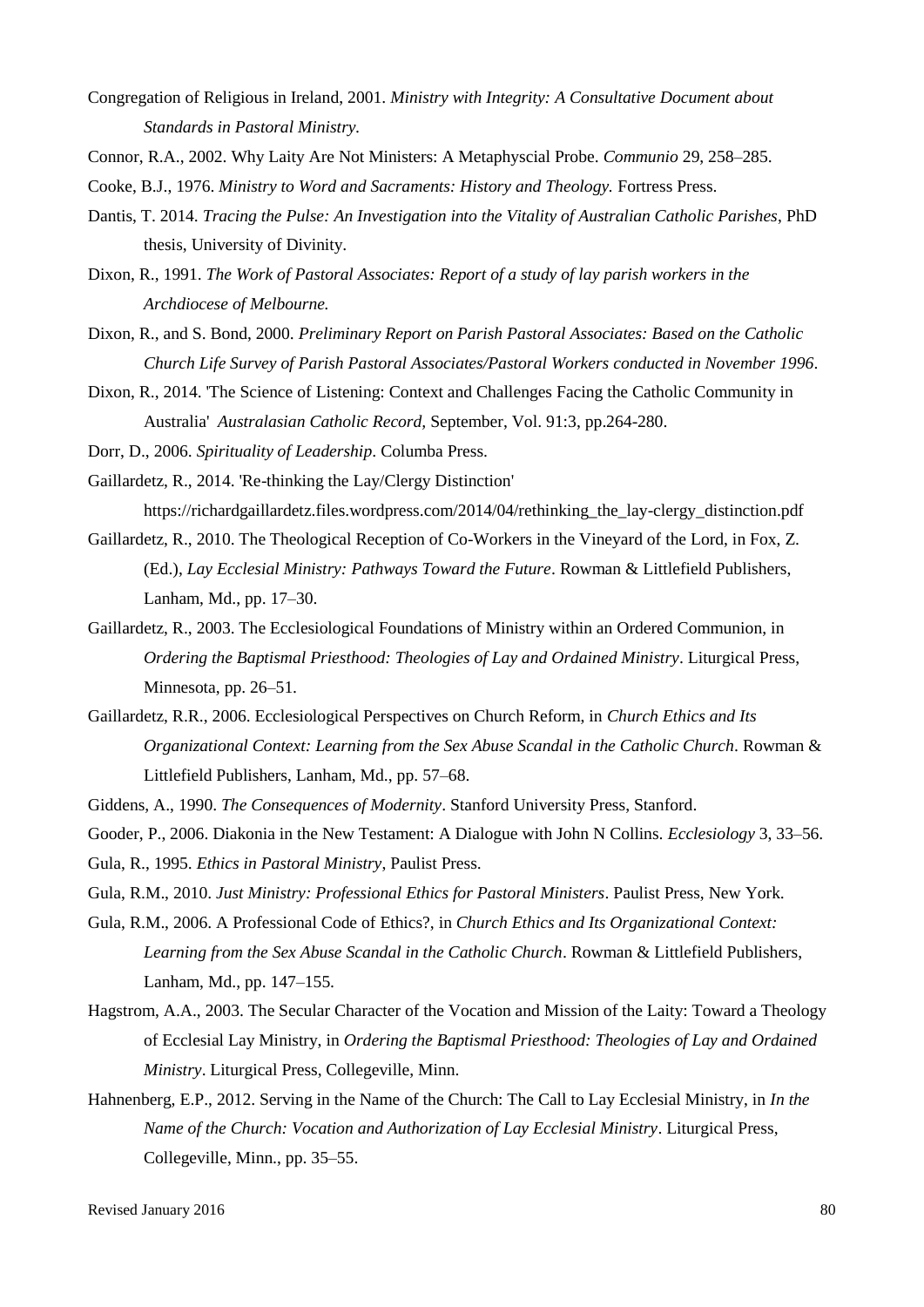Congregation of Religious in Ireland, 2001. *Ministry with Integrity: A Consultative Document about Standards in Pastoral Ministry.*

Connor, R.A., 2002. Why Laity Are Not Ministers: A Metaphyscial Probe. *Communio* 29, 258–285.

Cooke, B.J., 1976. *Ministry to Word and Sacraments: History and Theology.* Fortress Press.

Dantis, T. 2014. *Tracing the Pulse: An Investigation into the Vitality of Australian Catholic Parishes*, PhD thesis, University of Divinity.

Dixon, R., 1991. *The Work of Pastoral Associates: Report of a study of lay parish workers in the Archdiocese of Melbourne.*

Dixon, R., and S. Bond, 2000. *Preliminary Report on Parish Pastoral Associates: Based on the Catholic Church Life Survey of Parish Pastoral Associates/Pastoral Workers conducted in November 1996*.

Dixon, R., 2014. 'The Science of Listening: Context and Challenges Facing the Catholic Community in Australia' *Australasian Catholic Record*, September, Vol. 91:3, pp.264-280.

Dorr, D., 2006. *Spirituality of Leadership*. Columba Press.

Gaillardetz, R., 2014. 'Re-thinking the Lay/Clergy Distinction' https://richardgaillardetz.files.wordpress.com/2014/04/rethinking_the_lay-clergy_distinction.pdf

Gaillardetz, R., 2010. The Theological Reception of Co-Workers in the Vineyard of the Lord, in Fox, Z. (Ed.), *Lay Ecclesial Ministry: Pathways Toward the Future*. Rowman & Littlefield Publishers, Lanham, Md., pp. 17–30.

Gaillardetz, R., 2003. The Ecclesiological Foundations of Ministry within an Ordered Communion, in *Ordering the Baptismal Priesthood: Theologies of Lay and Ordained Ministry*. Liturgical Press, Minnesota, pp. 26–51.

Gaillardetz, R.R., 2006. Ecclesiological Perspectives on Church Reform, in *Church Ethics and Its Organizational Context: Learning from the Sex Abuse Scandal in the Catholic Church*. Rowman & Littlefield Publishers, Lanham, Md., pp. 57–68.

Giddens, A., 1990. *The Consequences of Modernity*. Stanford University Press, Stanford.

Gooder, P., 2006. Diakonia in the New Testament: A Dialogue with John N Collins. *Ecclesiology* 3, 33–56.

Gula, R., 1995. *Ethics in Pastoral Ministry*, Paulist Press.

Gula, R.M., 2010. *Just Ministry: Professional Ethics for Pastoral Ministers*. Paulist Press, New York.

Gula, R.M., 2006. A Professional Code of Ethics?, in *Church Ethics and Its Organizational Context: Learning from the Sex Abuse Scandal in the Catholic Church*. Rowman & Littlefield Publishers, Lanham, Md., pp. 147–155.

Hagstrom, A.A., 2003. The Secular Character of the Vocation and Mission of the Laity: Toward a Theology of Ecclesial Lay Ministry, in *Ordering the Baptismal Priesthood: Theologies of Lay and Ordained Ministry*. Liturgical Press, Collegeville, Minn.

Hahnenberg, E.P., 2012. Serving in the Name of the Church: The Call to Lay Ecclesial Ministry, in *In the Name of the Church: Vocation and Authorization of Lay Ecclesial Ministry*. Liturgical Press, Collegeville, Minn., pp. 35–55.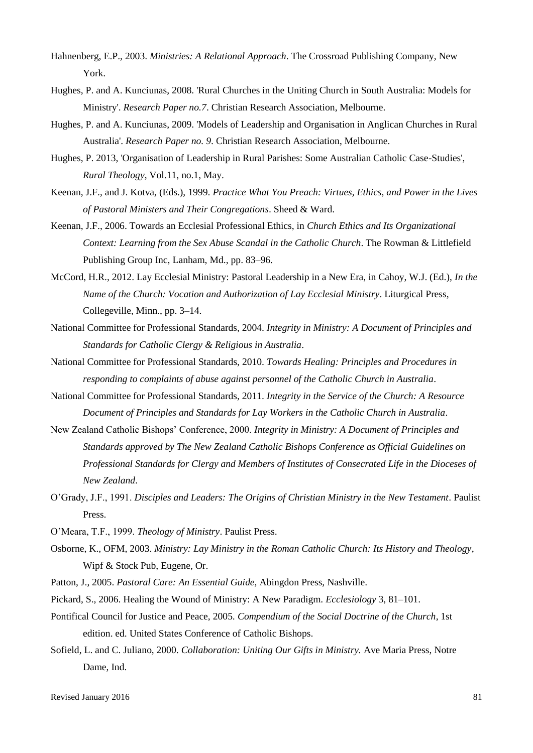Hahnenberg, E.P., 2003. *Ministries: A Relational Approach*. The Crossroad Publishing Company, New York.

Hughes, P. and A. Kunciunas, 2008. 'Rural Churches in the Uniting Church in South Australia: Models for Ministry'. *Research Paper no.7*. Christian Research Association, Melbourne.

Hughes, P. and A. Kunciunas, 2009. 'Models of Leadership and Organisation in Anglican Churches in Rural Australia'. *Research Paper no. 9*. Christian Research Association, Melbourne.

Hughes, P. 2013, 'Organisation of Leadership in Rural Parishes: Some Australian Catholic Case-Studies', *Rural Theology*, Vol.11, no.1, May.

Keenan, J.F., and J. Kotva, (Eds.), 1999. *Practice What You Preach: Virtues, Ethics, and Power in the Lives of Pastoral Ministers and Their Congregations*. Sheed & Ward.

Keenan, J.F., 2006. Towards an Ecclesial Professional Ethics, in *Church Ethics and Its Organizational Context: Learning from the Sex Abuse Scandal in the Catholic Church*. The Rowman & Littlefield Publishing Group Inc, Lanham, Md., pp. 83–96.

McCord, H.R., 2012. Lay Ecclesial Ministry: Pastoral Leadership in a New Era, in Cahoy, W.J. (Ed.), *In the Name of the Church: Vocation and Authorization of Lay Ecclesial Ministry*. Liturgical Press, Collegeville, Minn., pp. 3–14.

National Committee for Professional Standards, 2004. *Integrity in Ministry: A Document of Principles and Standards for Catholic Clergy & Religious in Australia*.

National Committee for Professional Standards, 2010. *Towards Healing: Principles and Procedures in responding to complaints of abuse against personnel of the Catholic Church in Australia*.

National Committee for Professional Standards, 2011. *Integrity in the Service of the Church: A Resource Document of Principles and Standards for Lay Workers in the Catholic Church in Australia*.

New Zealand Catholic Bishops' Conference, 2000. *Integrity in Ministry: A Document of Principles and Standards approved by The New Zealand Catholic Bishops Conference as Official Guidelines on Professional Standards for Clergy and Members of Institutes of Consecrated Life in the Dioceses of New Zealand*.

O'Grady, J.F., 1991. *Disciples and Leaders: The Origins of Christian Ministry in the New Testament*. Paulist Press.

O'Meara, T.F., 1999. *Theology of Ministry*. Paulist Press.

Osborne, K., OFM, 2003. *Ministry: Lay Ministry in the Roman Catholic Church: Its History and Theology*, Wipf & Stock Pub, Eugene, Or.

Patton, J., 2005. *Pastoral Care: An Essential Guide,* Abingdon Press, Nashville.

Pickard, S., 2006. Healing the Wound of Ministry: A New Paradigm. *Ecclesiology* 3, 81–101.

Pontifical Council for Justice and Peace, 2005. *Compendium of the Social Doctrine of the Church*, 1st edition. ed. United States Conference of Catholic Bishops.

Sofield, L. and C. Juliano, 2000. *Collaboration: Uniting Our Gifts in Ministry.* Ave Maria Press, Notre Dame, Ind.

Revised January 2016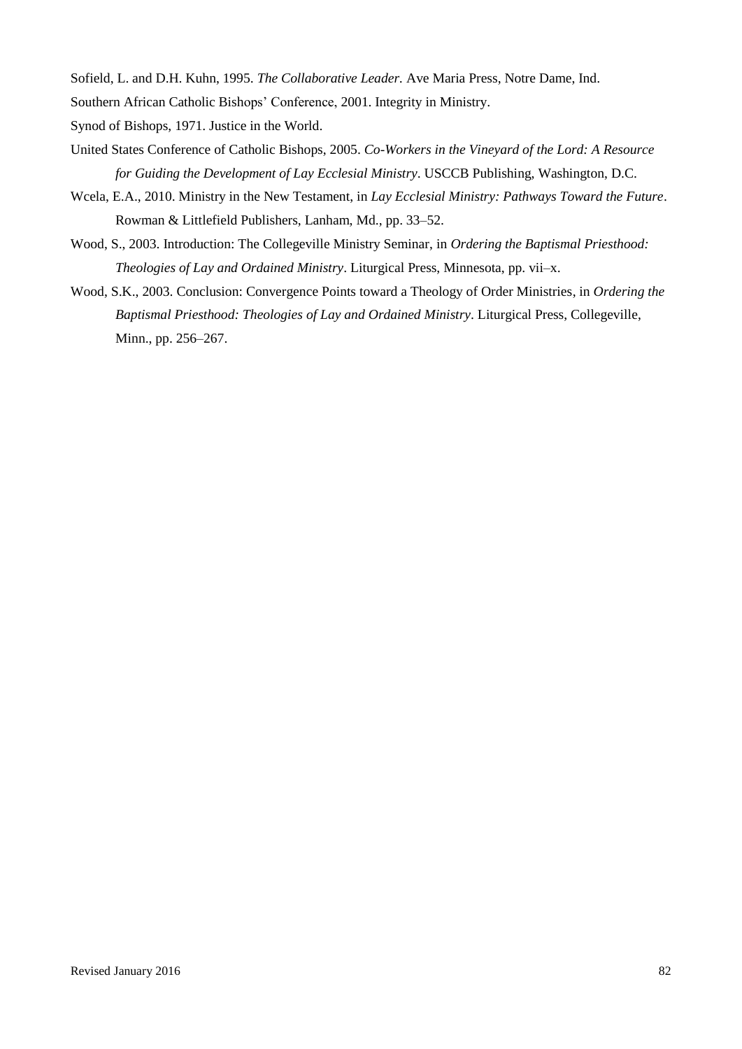Sofield, L. and D.H. Kuhn, 1995. *The Collaborative Leader.* Ave Maria Press, Notre Dame, Ind.

Southern African Catholic Bishops' Conference, 2001. Integrity in Ministry.

Synod of Bishops, 1971. Justice in the World.

United States Conference of Catholic Bishops, 2005. *Co-Workers in the Vineyard of the Lord: A Resource for Guiding the Development of Lay Ecclesial Ministry*. USCCB Publishing, Washington, D.C.

Wcela, E.A., 2010. Ministry in the New Testament, in *Lay Ecclesial Ministry: Pathways Toward the Future*. Rowman & Littlefield Publishers, Lanham, Md., pp. 33–52.

Wood, S., 2003. Introduction: The Collegeville Ministry Seminar, in *Ordering the Baptismal Priesthood: Theologies of Lay and Ordained Ministry*. Liturgical Press, Minnesota, pp. vii–x.

Wood, S.K., 2003. Conclusion: Convergence Points toward a Theology of Order Ministries, in *Ordering the Baptismal Priesthood: Theologies of Lay and Ordained Ministry*. Liturgical Press, Collegeville, Minn., pp. 256–267.